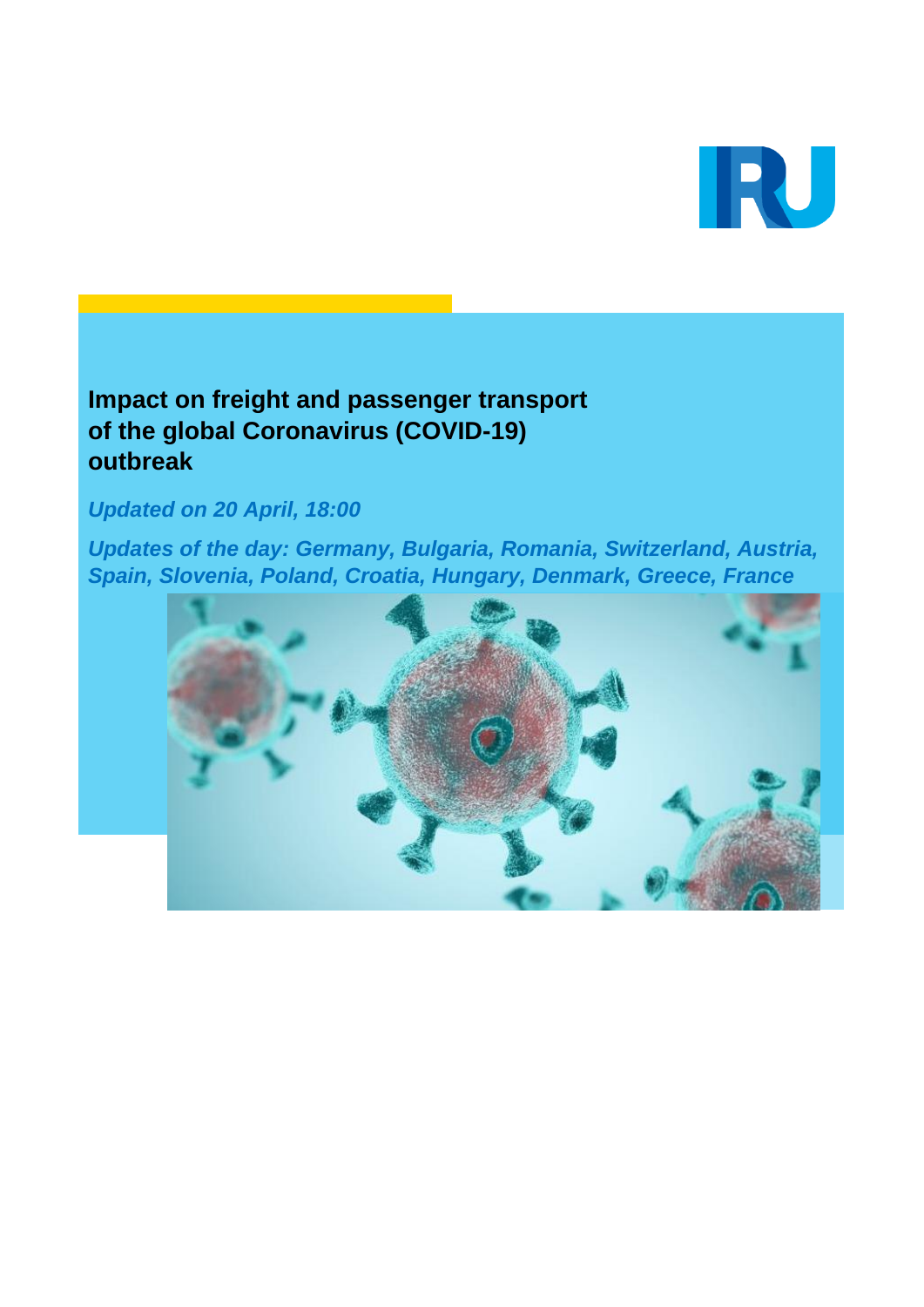# Impact on freight and passenger transport of the global Coronavirus (COVID-19) outbreak

*Updated on 20 April, 18:00*

*Updates of the day: Germany, Bulgaria, Romania, Switzerland, Austria, Spain, Slovenia, Poland, Croatia, Hungary, Denmark, Greece, France*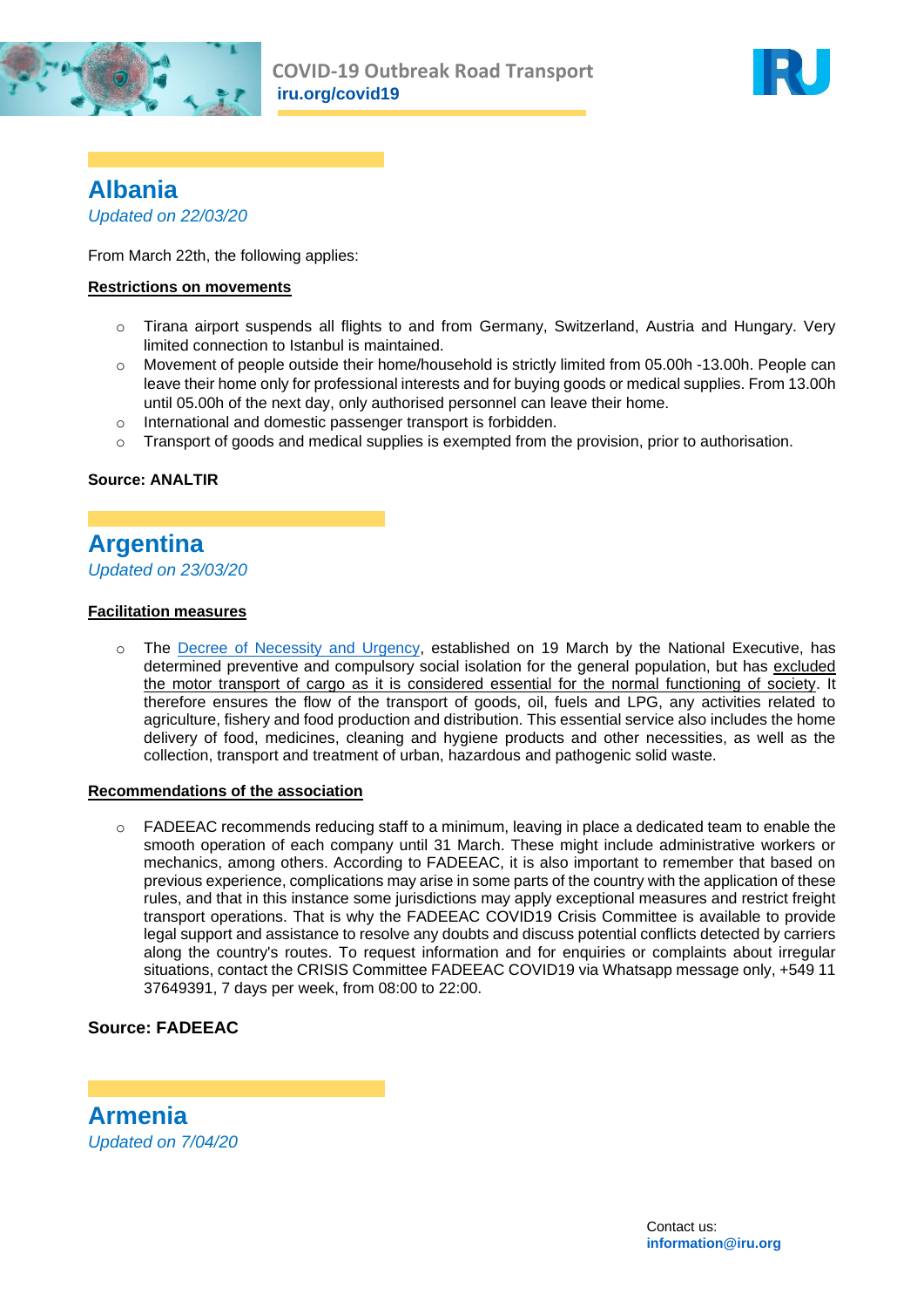## Albania

*Updated on 22/03/20*

From March 22th, the following applies:

**Restrictions on movements**

- Tirana airport suspends all flights to and from Germany, Switzerland, Austria and Hungary. Very limited connection to Istanbul is maintained.
- Movement of people outside their home/household is strictly limited from 05.00h -13.00h. People can leave their home only for professional interests and for buying goods or medical supplies. From 13.00h until 05.00h of the next day, only authorised personnel can leave their home.
- International and domestic passenger transport is forbidden.
- Transport of goods and medical supplies is exempted from the provision, prior to authorisation.

**Source: ANALTIR**

## Argentina

*Updated on 23/03/20*

**Facilitation measures**

- The Decree of Necessity and Urgency, established on 19 March by the National Executive, has determined preventive and compulsory social isolation for the general population, but has excluded the motor transport of cargo as it is considered essential for the normal functioning of society. It therefore ensures the flow of the transport of goods, oil, fuels and LPG, any activities related to agriculture, fishery and food production and distribution. This essential service also includes the home delivery of food, medicines, cleaning and hygiene products and other necessities, as well as the collection, transport and treatment of urban, hazardous and pathogenic solid waste.

**Recommendations of the association**

- FADEEAC recommends reducing staff to a minimum, leaving in place a dedicated team to enable the smooth operation of each company until 31 March. These might include administrative workers or mechanics, among others. According to FADEEAC, it is also important to remember that based on previous experience, complications may arise in some parts of the country with the application of these rules, and that in this instance some jurisdictions may apply exceptional measures and restrict freight transport operations. That is why the FADEEAC COVID19 Crisis Committee is available to provide legal support and assistance to resolve any doubts and discuss potential conflicts detected by carriers along the country's routes. To request information and for enquiries or complaints about irregular situations, contact the CRISIS Committee FADEEAC COVID19 via Whatsapp message only, +549 11 37649391, 7 days per week, from 08:00 to 22:00.

**Source: FADEEAC**

## Armenia

*Updated on 7/04/20*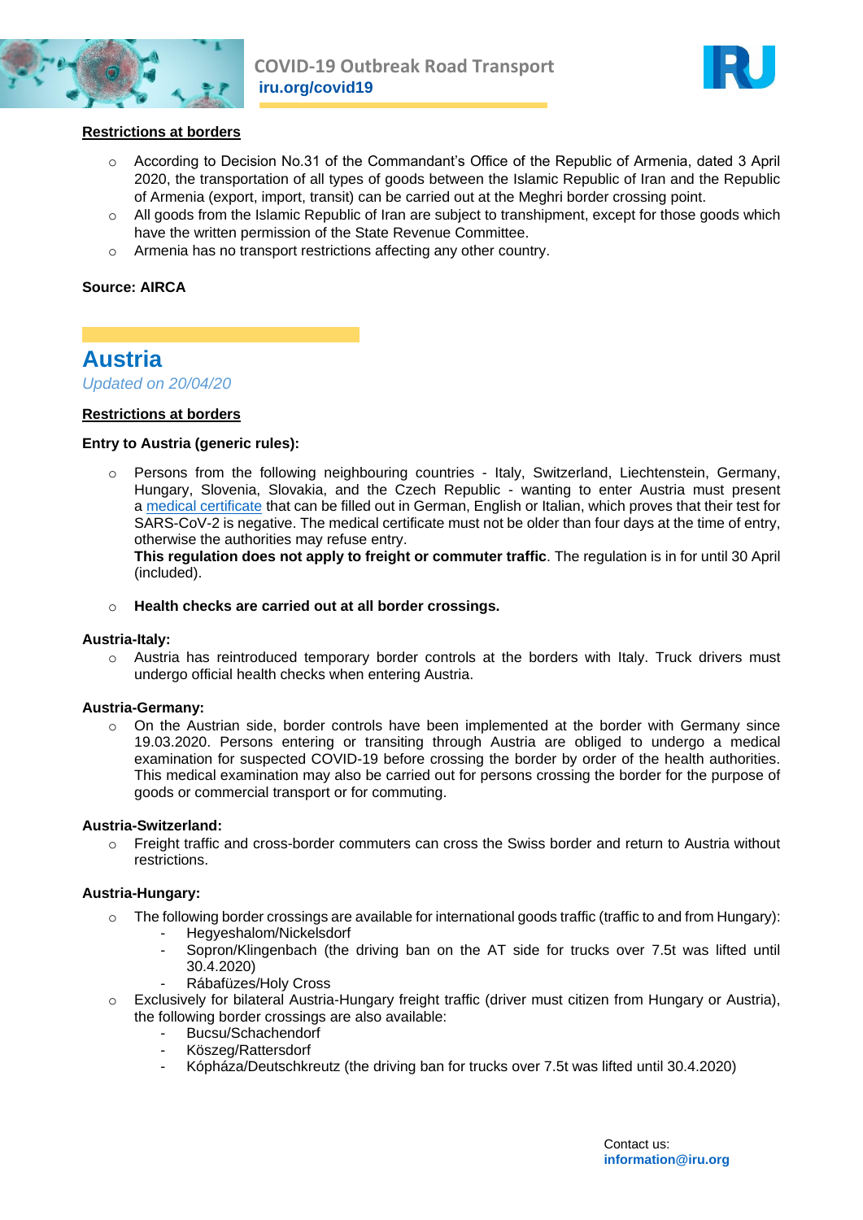**Restrictions at borders**

- According to Decision No.31 of the Commandant's Office of the Republic of Armenia, dated 3 April 2020, the transportation of all types of goods between the Islamic Republic of Iran and the Republic of Armenia (export, import, transit) can be carried out at the Meghri border crossing point.
- All goods from the Islamic Republic of Iran are subject to transhipment, except for those goods which have the written permission of the State Revenue Committee.
- Armenia has no transport restrictions affecting any other country.

**Source: AIRCA**

# Austria

*Updated on 20/04/20*

**Restrictions at borders**

**Entry to Austria (generic rules):**

- Persons from the following neighbouring countries - Italy, Switzerland, Liechtenstein, Germany, Hungary, Slovenia, Slovakia, and the Czech Republic - wanting to enter Austria must present a medical certificate that can be filled out in German, English or Italian, which proves that their test for SARS-CoV-2 is negative. The medical certificate must not be older than four days at the time of entry, otherwise the authorities may refuse entry.
  **This regulation does not apply to freight or commuter traffic**. The regulation is in for until 30 April (included).

- **Health checks are carried out at all border crossings.**

**Austria-Italy:**

- Austria has reintroduced temporary border controls at the borders with Italy. Truck drivers must undergo official health checks when entering Austria.

**Austria-Germany:**

- On the Austrian side, border controls have been implemented at the border with Germany since 19.03.2020. Persons entering or transiting through Austria are obliged to undergo a medical examination for suspected COVID-19 before crossing the border by order of the health authorities. This medical examination may also be carried out for persons crossing the border for the purpose of goods or commercial transport or for commuting.

**Austria-Switzerland:**

- Freight traffic and cross-border commuters can cross the Swiss border and return to Austria without restrictions.

**Austria-Hungary:**

- The following border crossings are available for international goods traffic (traffic to and from Hungary):
  - Hegyeshalom/Nickelsdorf
  - Sopron/Klingenbach (the driving ban on the AT side for trucks over 7.5t was lifted until 30.4.2020)
  - Rábafüzes/Holy Cross
- Exclusively for bilateral Austria-Hungary freight traffic (driver must citizen from Hungary or Austria), the following border crossings are also available:
  - Bucsu/Schachendorf
  - Kőszeg/Rattersdorf
  - Kópháza/Deutschkreutz (the driving ban for trucks over 7.5t was lifted until 30.4.2020)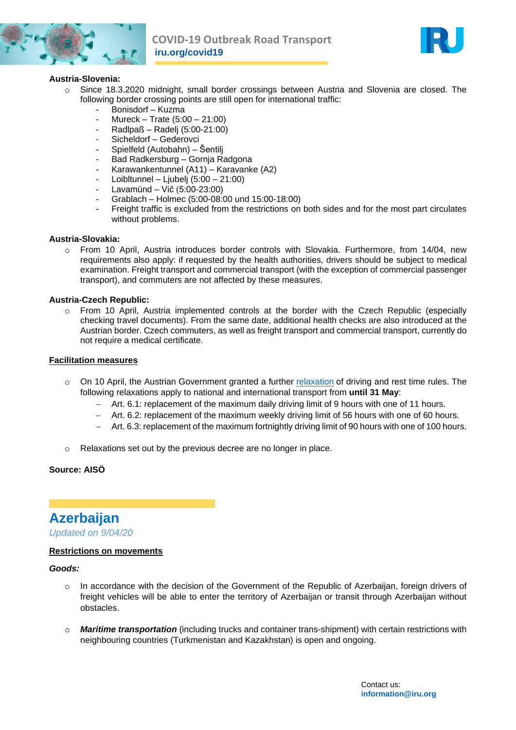**Austria-Slovenia:**

- Since 18.3.2020 midnight, small border crossings between Austria and Slovenia are closed. The following border crossing points are still open for international traffic:
  - Bonisdorf – Kuzma
  - Mureck – Trate (5:00 – 21:00)
  - Radlpaß – Radelj (5:00-21:00)
  - Sicheldorf – Gederovci
  - Spielfeld (Autobahn) – Šentilj
  - Bad Radkersburg – Gornja Radgona
  - Karawankentunnel (A11) – Karavanke (A2)
  - Loibltunnel – Ljubelj (5:00 – 21:00)
  - Lavamünd – Vič (5:00-23:00)
  - Grablach – Holmec (5:00-08:00 und 15:00-18:00)
  - Freight traffic is excluded from the restrictions on both sides and for the most part circulates without problems.

**Austria-Slovakia:**

- From 10 April, Austria introduces border controls with Slovakia. Furthermore, from 14/04, new requirements also apply: if requested by the health authorities, drivers should be subject to medical examination. Freight transport and commercial transport (with the exception of commercial passenger transport), and commuters are not affected by these measures.

**Austria-Czech Republic:**

- From 10 April, Austria implemented controls at the border with the Czech Republic (especially checking travel documents). From the same date, additional health checks are also introduced at the Austrian border. Czech commuters, as well as freight transport and commercial transport, currently do not require a medical certificate.

**Facilitation measures**

- On 10 April, the Austrian Government granted a further relaxation of driving and rest time rules. The following relaxations apply to national and international transport from **until 31 May**:
  - Art. 6.1: replacement of the maximum daily driving limit of 9 hours with one of 11 hours.
  - Art. 6.2: replacement of the maximum weekly driving limit of 56 hours with one of 60 hours.
  - Art. 6.3: replacement of the maximum fortnightly driving limit of 90 hours with one of 100 hours.

- Relaxations set out by the previous decree are no longer in place.

**Source: AISÖ**

## Azerbaijan

*Updated on 9/04/20*

**Restrictions on movements**

***Goods:***

- In accordance with the decision of the Government of the Republic of Azerbaijan, foreign drivers of freight vehicles will be able to enter the territory of Azerbaijan or transit through Azerbaijan without obstacles.

- ***Maritime transportation*** (including trucks and container trans-shipment) with certain restrictions with neighbouring countries (Turkmenistan and Kazakhstan) is open and ongoing.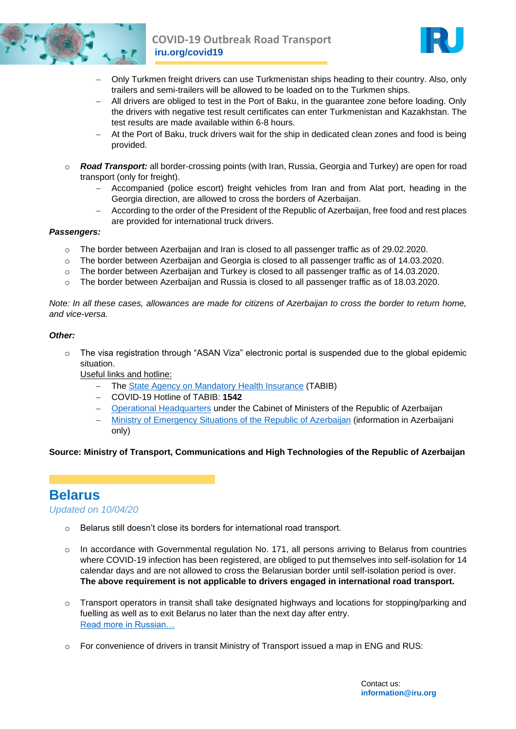- Only Turkmen freight drivers can use Turkmenistan ships heading to their country. Also, only trailers and semi-trailers will be allowed to be loaded on to the Turkmen ships.
- All drivers are obliged to test in the Port of Baku, in the guarantee zone before loading. Only the drivers with negative test result certificates can enter Turkmenistan and Kazakhstan. The test results are made available within 6-8 hours.
- At the Port of Baku, truck drivers wait for the ship in dedicated clean zones and food is being provided.

- ***Road Transport:*** all border-crossing points (with Iran, Russia, Georgia and Turkey) are open for road transport (only for freight).
  - Accompanied (police escort) freight vehicles from Iran and from Alat port, heading in the Georgia direction, are allowed to cross the borders of Azerbaijan.
  - According to the order of the President of the Republic of Azerbaijan, free food and rest places are provided for international truck drivers.

***Passengers:***

- The border between Azerbaijan and Iran is closed to all passenger traffic as of 29.02.2020.
- The border between Azerbaijan and Georgia is closed to all passenger traffic as of 14.03.2020.
- The border between Azerbaijan and Turkey is closed to all passenger traffic as of 14.03.2020.
- The border between Azerbaijan and Russia is closed to all passenger traffic as of 18.03.2020.

*Note: In all these cases, allowances are made for citizens of Azerbaijan to cross the border to return home, and vice-versa.*

***Other:***

- The visa registration through "ASAN Viza" electronic portal is suspended due to the global epidemic situation.
  
  Useful links and hotline:
  - The State Agency on Mandatory Health Insurance (TABIB)
  - COVID-19 Hotline of TABIB: **1542**
  - Operational Headquarters under the Cabinet of Ministers of the Republic of Azerbaijan
  - Ministry of Emergency Situations of the Republic of Azerbaijan (information in Azerbaijani only)

**Source: Ministry of Transport, Communications and High Technologies of the Republic of Azerbaijan**

## Belarus

*Updated on 10/04/20*

- Belarus still doesn't close its borders for international road transport.

- In accordance with Governmental regulation No. 171, all persons arriving to Belarus from countries where COVID-19 infection has been registered, are obliged to put themselves into self-isolation for 14 calendar days and are not allowed to cross the Belarusian border until self-isolation period is over. **The above requirement is not applicable to drivers engaged in international road transport.**

- Transport operators in transit shall take designated highways and locations for stopping/parking and fuelling as well as to exit Belarus no later than the next day after entry.
  Read more in Russian…

- For convenience of drivers in transit Ministry of Transport issued a map in ENG and RUS: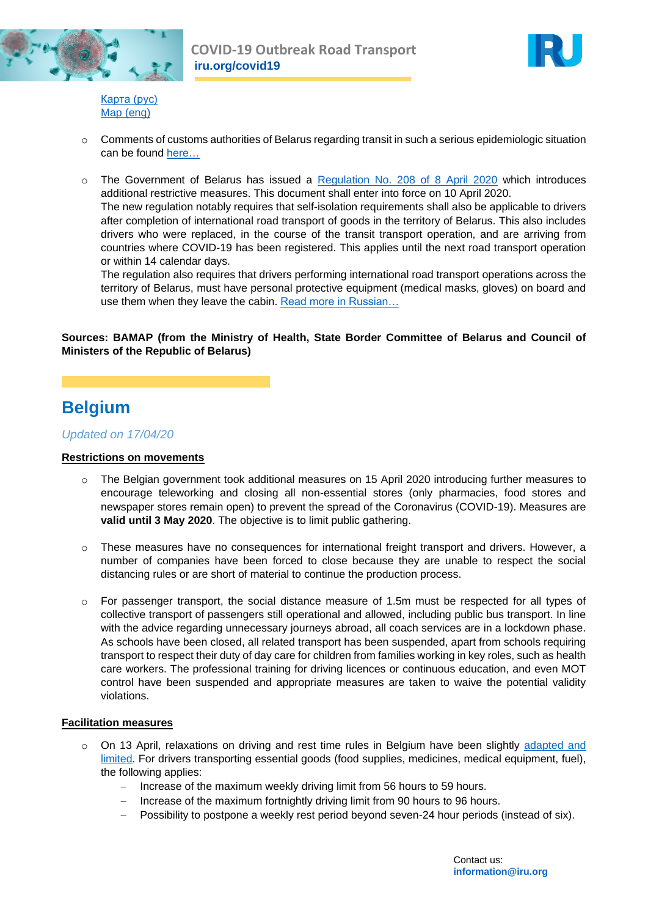Карта (рус)
Map (eng)

- Comments of customs authorities of Belarus regarding transit in such a serious epidemiologic situation can be found here…

- The Government of Belarus has issued a Regulation No. 208 of 8 April 2020 which introduces additional restrictive measures. This document shall enter into force on 10 April 2020.
  The new regulation notably requires that self-isolation requirements shall also be applicable to drivers after completion of international road transport of goods in the territory of Belarus. This also includes drivers who were replaced, in the course of the transit transport operation, and are arriving from countries where COVID-19 has been registered. This applies until the next road transport operation or within 14 calendar days.
  The regulation also requires that drivers performing international road transport operations across the territory of Belarus, must have personal protective equipment (medical masks, gloves) on board and use them when they leave the cabin. Read more in Russian…

**Sources: BAMAP (from the Ministry of Health, State Border Committee of Belarus and Council of Ministers of the Republic of Belarus)**

# Belgium

*Updated on 17/04/20*

**Restrictions on movements**

- The Belgian government took additional measures on 15 April 2020 introducing further measures to encourage teleworking and closing all non-essential stores (only pharmacies, food stores and newspaper stores remain open) to prevent the spread of the Coronavirus (COVID-19). Measures are **valid until 3 May 2020**. The objective is to limit public gathering.

- These measures have no consequences for international freight transport and drivers. However, a number of companies have been forced to close because they are unable to respect the social distancing rules or are short of material to continue the production process.

- For passenger transport, the social distance measure of 1.5m must be respected for all types of collective transport of passengers still operational and allowed, including public bus transport. In line with the advice regarding unnecessary journeys abroad, all coach services are in a lockdown phase. As schools have been closed, all related transport has been suspended, apart from schools requiring transport to respect their duty of day care for children from families working in key roles, such as health care workers. The professional training for driving licences or continuous education, and even MOT control have been suspended and appropriate measures are taken to waive the potential validity violations.

**Facilitation measures**

- On 13 April, relaxations on driving and rest time rules in Belgium have been slightly adapted and limited. For drivers transporting essential goods (food supplies, medicines, medical equipment, fuel), the following applies:
  - Increase of the maximum weekly driving limit from 56 hours to 59 hours.
  - Increase of the maximum fortnightly driving limit from 90 hours to 96 hours.
  - Possibility to postpone a weekly rest period beyond seven-24 hour periods (instead of six).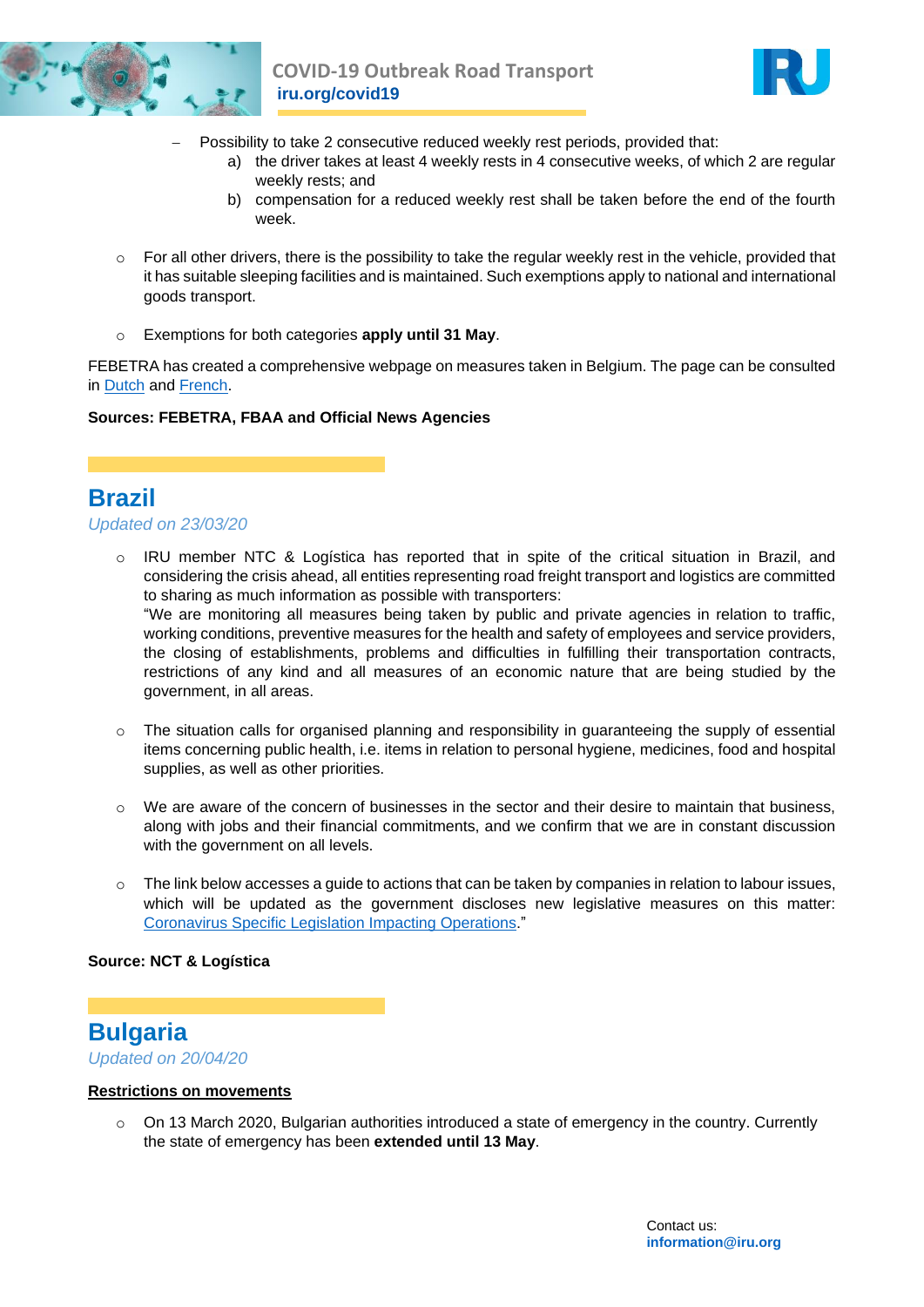- Possibility to take 2 consecutive reduced weekly rest periods, provided that:
  a) the driver takes at least 4 weekly rests in 4 consecutive weeks, of which 2 are regular weekly rests; and
  b) compensation for a reduced weekly rest shall be taken before the end of the fourth week.

- For all other drivers, there is the possibility to take the regular weekly rest in the vehicle, provided that it has suitable sleeping facilities and is maintained. Such exemptions apply to national and international goods transport.

- Exemptions for both categories **apply until 31 May**.

FEBETRA has created a comprehensive webpage on measures taken in Belgium. The page can be consulted in Dutch and French.

**Sources: FEBETRA, FBAA and Official News Agencies**

## Brazil

*Updated on 23/03/20*

- IRU member NTC & Logística has reported that in spite of the critical situation in Brazil, and considering the crisis ahead, all entities representing road freight transport and logistics are committed to sharing as much information as possible with transporters:
  "We are monitoring all measures being taken by public and private agencies in relation to traffic, working conditions, preventive measures for the health and safety of employees and service providers, the closing of establishments, problems and difficulties in fulfilling their transportation contracts, restrictions of any kind and all measures of an economic nature that are being studied by the government, in all areas.

- The situation calls for organised planning and responsibility in guaranteeing the supply of essential items concerning public health, i.e. items in relation to personal hygiene, medicines, food and hospital supplies, as well as other priorities.

- We are aware of the concern of businesses in the sector and their desire to maintain that business, along with jobs and their financial commitments, and we confirm that we are in constant discussion with the government on all levels.

- The link below accesses a guide to actions that can be taken by companies in relation to labour issues, which will be updated as the government discloses new legislative measures on this matter: Coronavirus Specific Legislation Impacting Operations."

**Source: NCT & Logística**

## Bulgaria

*Updated on 20/04/20*

**Restrictions on movements**

- On 13 March 2020, Bulgarian authorities introduced a state of emergency in the country. Currently the state of emergency has been **extended until 13 May**.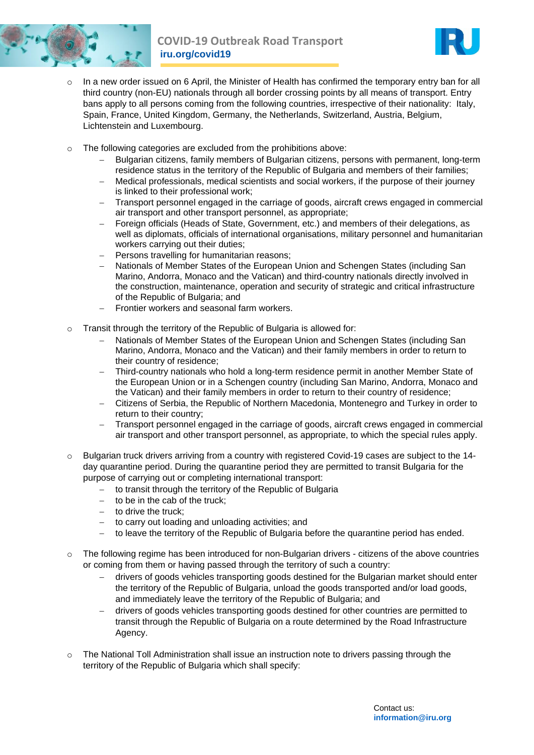- In a new order issued on 6 April, the Minister of Health has confirmed the temporary entry ban for all third country (non-EU) nationals through all border crossing points by all means of transport. Entry bans apply to all persons coming from the following countries, irrespective of their nationality: Italy, Spain, France, United Kingdom, Germany, the Netherlands, Switzerland, Austria, Belgium, Lichtenstein and Luxembourg.

- The following categories are excluded from the prohibitions above:
  - Bulgarian citizens, family members of Bulgarian citizens, persons with permanent, long-term residence status in the territory of the Republic of Bulgaria and members of their families;
  - Medical professionals, medical scientists and social workers, if the purpose of their journey is linked to their professional work;
  - Transport personnel engaged in the carriage of goods, aircraft crews engaged in commercial air transport and other transport personnel, as appropriate;
  - Foreign officials (Heads of State, Government, etc.) and members of their delegations, as well as diplomats, officials of international organisations, military personnel and humanitarian workers carrying out their duties;
  - Persons travelling for humanitarian reasons;
  - Nationals of Member States of the European Union and Schengen States (including San Marino, Andorra, Monaco and the Vatican) and third-country nationals directly involved in the construction, maintenance, operation and security of strategic and critical infrastructure of the Republic of Bulgaria; and
  - Frontier workers and seasonal farm workers.

- Transit through the territory of the Republic of Bulgaria is allowed for:
  - Nationals of Member States of the European Union and Schengen States (including San Marino, Andorra, Monaco and the Vatican) and their family members in order to return to their country of residence;
  - Third-country nationals who hold a long-term residence permit in another Member State of the European Union or in a Schengen country (including San Marino, Andorra, Monaco and the Vatican) and their family members in order to return to their country of residence;
  - Citizens of Serbia, the Republic of Northern Macedonia, Montenegro and Turkey in order to return to their country;
  - Transport personnel engaged in the carriage of goods, aircraft crews engaged in commercial air transport and other transport personnel, as appropriate, to which the special rules apply.

- Bulgarian truck drivers arriving from a country with registered Covid-19 cases are subject to the 14-day quarantine period. During the quarantine period they are permitted to transit Bulgaria for the purpose of carrying out or completing international transport:
  - to transit through the territory of the Republic of Bulgaria
  - to be in the cab of the truck;
  - to drive the truck;
  - to carry out loading and unloading activities; and
  - to leave the territory of the Republic of Bulgaria before the quarantine period has ended.

- The following regime has been introduced for non-Bulgarian drivers - citizens of the above countries or coming from them or having passed through the territory of such a country:
  - drivers of goods vehicles transporting goods destined for the Bulgarian market should enter the territory of the Republic of Bulgaria, unload the goods transported and/or load goods, and immediately leave the territory of the Republic of Bulgaria; and
  - drivers of goods vehicles transporting goods destined for other countries are permitted to transit through the Republic of Bulgaria on a route determined by the Road Infrastructure Agency.

- The National Toll Administration shall issue an instruction note to drivers passing through the territory of the Republic of Bulgaria which shall specify: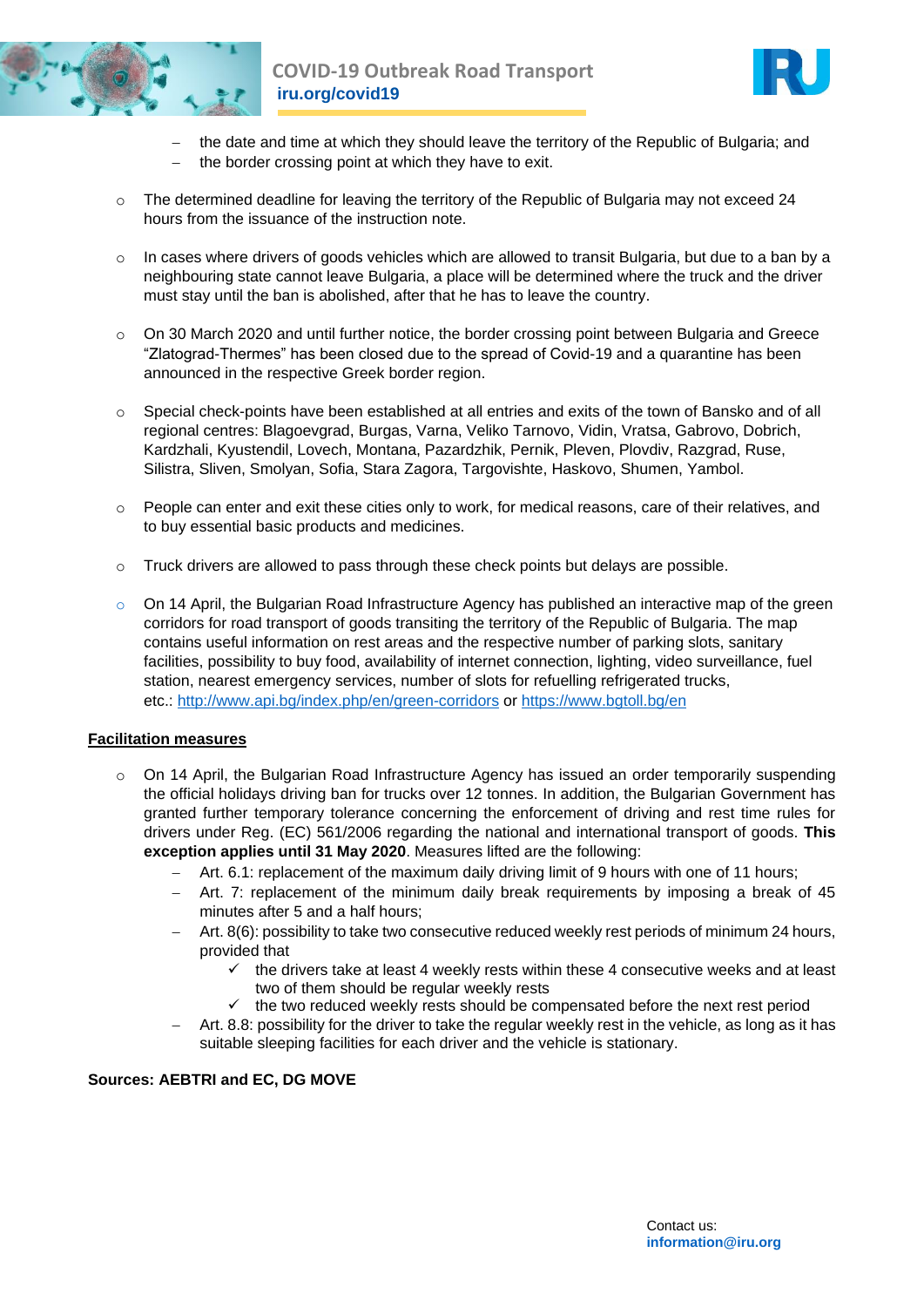- the date and time at which they should leave the territory of the Republic of Bulgaria; and
  - the border crossing point at which they have to exit.

- The determined deadline for leaving the territory of the Republic of Bulgaria may not exceed 24 hours from the issuance of the instruction note.

- In cases where drivers of goods vehicles which are allowed to transit Bulgaria, but due to a ban by a neighbouring state cannot leave Bulgaria, a place will be determined where the truck and the driver must stay until the ban is abolished, after that he has to leave the country.

- On 30 March 2020 and until further notice, the border crossing point between Bulgaria and Greece "Zlatograd-Thermes" has been closed due to the spread of Covid-19 and a quarantine has been announced in the respective Greek border region.

- Special check-points have been established at all entries and exits of the town of Bansko and of all regional centres: Blagoevgrad, Burgas, Varna, Veliko Tarnovo, Vidin, Vratsa, Gabrovo, Dobrich, Kardzhali, Kyustendil, Lovech, Montana, Pazardzhik, Pernik, Pleven, Plovdiv, Razgrad, Ruse, Silistra, Sliven, Smolyan, Sofia, Stara Zagora, Targovishte, Haskovo, Shumen, Yambol.

- People can enter and exit these cities only to work, for medical reasons, care of their relatives, and to buy essential basic products and medicines.

- Truck drivers are allowed to pass through these check points but delays are possible.

- On 14 April, the Bulgarian Road Infrastructure Agency has published an interactive map of the green corridors for road transport of goods transiting the territory of the Republic of Bulgaria. The map contains useful information on rest areas and the respective number of parking slots, sanitary facilities, possibility to buy food, availability of internet connection, lighting, video surveillance, fuel station, nearest emergency services, number of slots for refuelling refrigerated trucks, etc.: [http://www.api.bg/index.php/en/green-corridors](http://www.api.bg/index.php/en/green-corridors) or [https://www.bgtoll.bg/en](https://www.bgtoll.bg/en)

**<u>Facilitation measures</u>**

- On 14 April, the Bulgarian Road Infrastructure Agency has issued an order temporarily suspending the official holidays driving ban for trucks over 12 tonnes. In addition, the Bulgarian Government has granted further temporary tolerance concerning the enforcement of driving and rest time rules for drivers under Reg. (EC) 561/2006 regarding the national and international transport of goods. **This exception applies until 31 May 2020**. Measures lifted are the following:
  - Art. 6.1: replacement of the maximum daily driving limit of 9 hours with one of 11 hours;
  - Art. 7: replacement of the minimum daily break requirements by imposing a break of 45 minutes after 5 and a half hours;
  - Art. 8(6): possibility to take two consecutive reduced weekly rest periods of minimum 24 hours, provided that
    - ✓ the drivers take at least 4 weekly rests within these 4 consecutive weeks and at least two of them should be regular weekly rests
    - ✓ the two reduced weekly rests should be compensated before the next rest period
  - Art. 8.8: possibility for the driver to take the regular weekly rest in the vehicle, as long as it has suitable sleeping facilities for each driver and the vehicle is stationary.

**Sources: AEBTRI and EC, DG MOVE**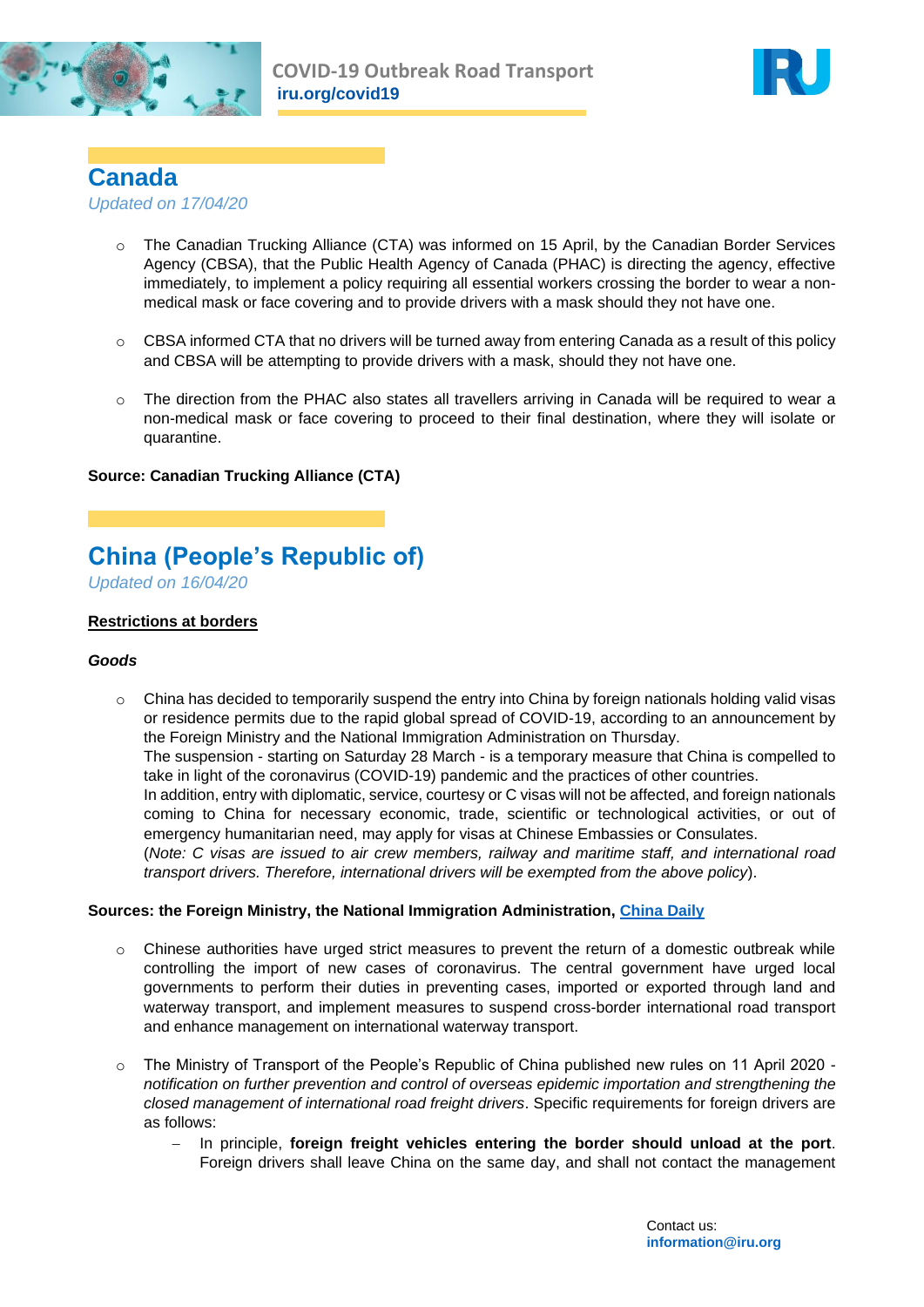## Canada

*Updated on 17/04/20*

- The Canadian Trucking Alliance (CTA) was informed on 15 April, by the Canadian Border Services Agency (CBSA), that the Public Health Agency of Canada (PHAC) is directing the agency, effective immediately, to implement a policy requiring all essential workers crossing the border to wear a non-medical mask or face covering and to provide drivers with a mask should they not have one.

- CBSA informed CTA that no drivers will be turned away from entering Canada as a result of this policy and CBSA will be attempting to provide drivers with a mask, should they not have one.

- The direction from the PHAC also states all travellers arriving in Canada will be required to wear a non-medical mask or face covering to proceed to their final destination, where they will isolate or quarantine.

**Source: Canadian Trucking Alliance (CTA)**

## China (People's Republic of)

*Updated on 16/04/20*

**Restrictions at borders**

***Goods***

- China has decided to temporarily suspend the entry into China by foreign nationals holding valid visas or residence permits due to the rapid global spread of COVID-19, according to an announcement by the Foreign Ministry and the National Immigration Administration on Thursday.
  The suspension - starting on Saturday 28 March - is a temporary measure that China is compelled to take in light of the coronavirus (COVID-19) pandemic and the practices of other countries.
  In addition, entry with diplomatic, service, courtesy or C visas will not be affected, and foreign nationals coming to China for necessary economic, trade, scientific or technological activities, or out of emergency humanitarian need, may apply for visas at Chinese Embassies or Consulates.
  (*Note: C visas are issued to air crew members, railway and maritime staff, and international road transport drivers. Therefore, international drivers will be exempted from the above policy*).

**Sources: the Foreign Ministry, the National Immigration Administration, China Daily**

- Chinese authorities have urged strict measures to prevent the return of a domestic outbreak while controlling the import of new cases of coronavirus. The central government have urged local governments to perform their duties in preventing cases, imported or exported through land and waterway transport, and implement measures to suspend cross-border international road transport and enhance management on international waterway transport.

- The Ministry of Transport of the People's Republic of China published new rules on 11 April 2020 - *notification on further prevention and control of overseas epidemic importation and strengthening the closed management of international road freight drivers*. Specific requirements for foreign drivers are as follows:
  - In principle, **foreign freight vehicles entering the border should unload at the port**. Foreign drivers shall leave China on the same day, and shall not contact the management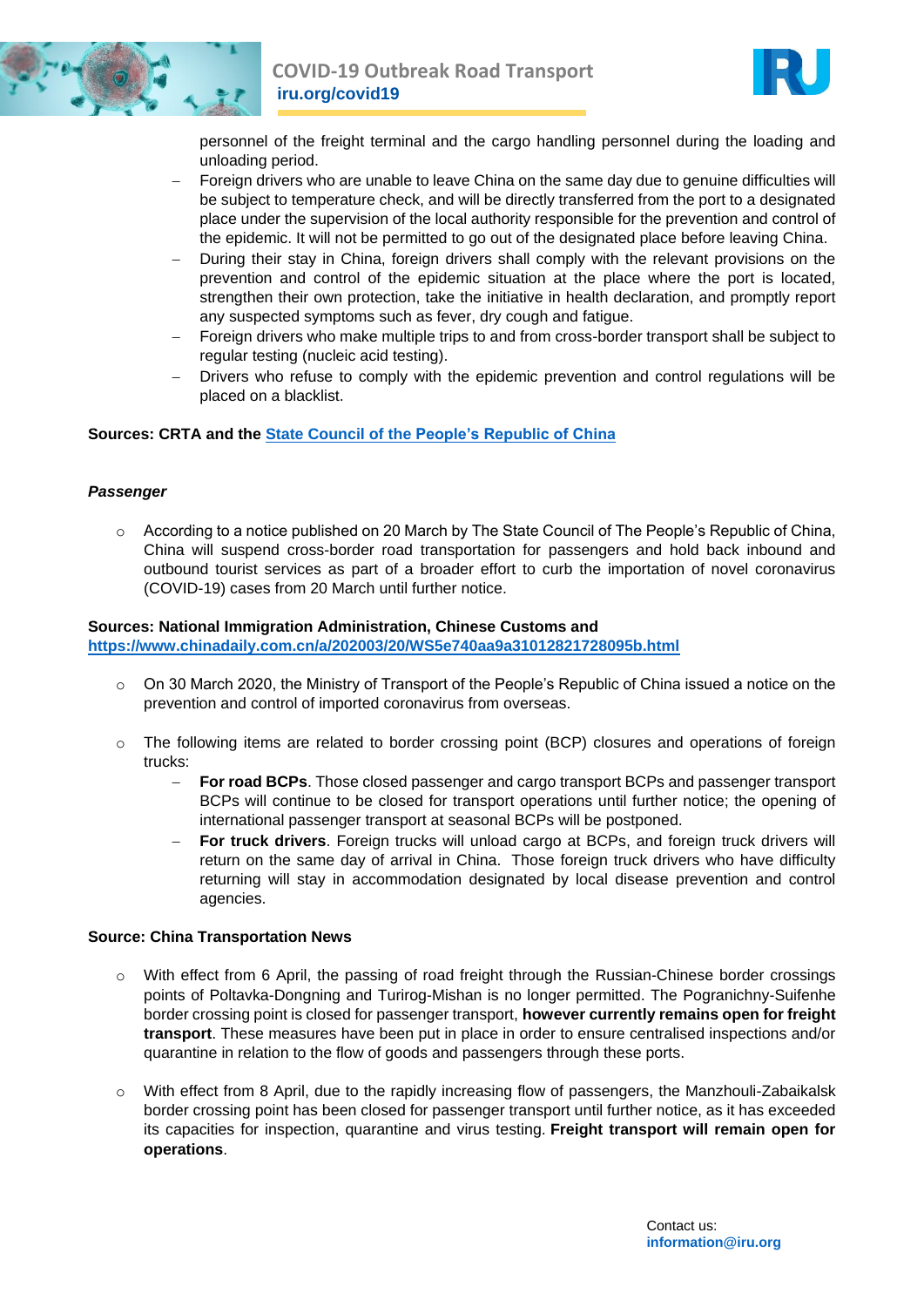personnel of the freight terminal and the cargo handling personnel during the loading and unloading period.

- Foreign drivers who are unable to leave China on the same day due to genuine difficulties will be subject to temperature check, and will be directly transferred from the port to a designated place under the supervision of the local authority responsible for the prevention and control of the epidemic. It will not be permitted to go out of the designated place before leaving China.
- During their stay in China, foreign drivers shall comply with the relevant provisions on the prevention and control of the epidemic situation at the place where the port is located, strengthen their own protection, take the initiative in health declaration, and promptly report any suspected symptoms such as fever, dry cough and fatigue.
- Foreign drivers who make multiple trips to and from cross-border transport shall be subject to regular testing (nucleic acid testing).
- Drivers who refuse to comply with the epidemic prevention and control regulations will be placed on a blacklist.

**Sources: CRTA and the State Council of the People's Republic of China**

***Passenger***

- According to a notice published on 20 March by The State Council of The People's Republic of China, China will suspend cross-border road transportation for passengers and hold back inbound and outbound tourist services as part of a broader effort to curb the importation of novel coronavirus (COVID-19) cases from 20 March until further notice.

**Sources: National Immigration Administration, Chinese Customs and https://www.chinadaily.com.cn/a/202003/20/WS5e740aa9a31012821728095b.html**

- On 30 March 2020, the Ministry of Transport of the People's Republic of China issued a notice on the prevention and control of imported coronavirus from overseas.

- The following items are related to border crossing point (BCP) closures and operations of foreign trucks:
  - **For road BCPs**. Those closed passenger and cargo transport BCPs and passenger transport BCPs will continue to be closed for transport operations until further notice; the opening of international passenger transport at seasonal BCPs will be postponed.
  - **For truck drivers**. Foreign trucks will unload cargo at BCPs, and foreign truck drivers will return on the same day of arrival in China. Those foreign truck drivers who have difficulty returning will stay in accommodation designated by local disease prevention and control agencies.

**Source: China Transportation News**

- With effect from 6 April, the passing of road freight through the Russian-Chinese border crossings points of Poltavka-Dongning and Turirog-Mishan is no longer permitted. The Pogranichny-Suifenhe border crossing point is closed for passenger transport, **however currently remains open for freight transport**. These measures have been put in place in order to ensure centralised inspections and/or quarantine in relation to the flow of goods and passengers through these ports.

- With effect from 8 April, due to the rapidly increasing flow of passengers, the Manzhouli-Zabaikalsk border crossing point has been closed for passenger transport until further notice, as it has exceeded its capacities for inspection, quarantine and virus testing. **Freight transport will remain open for operations**.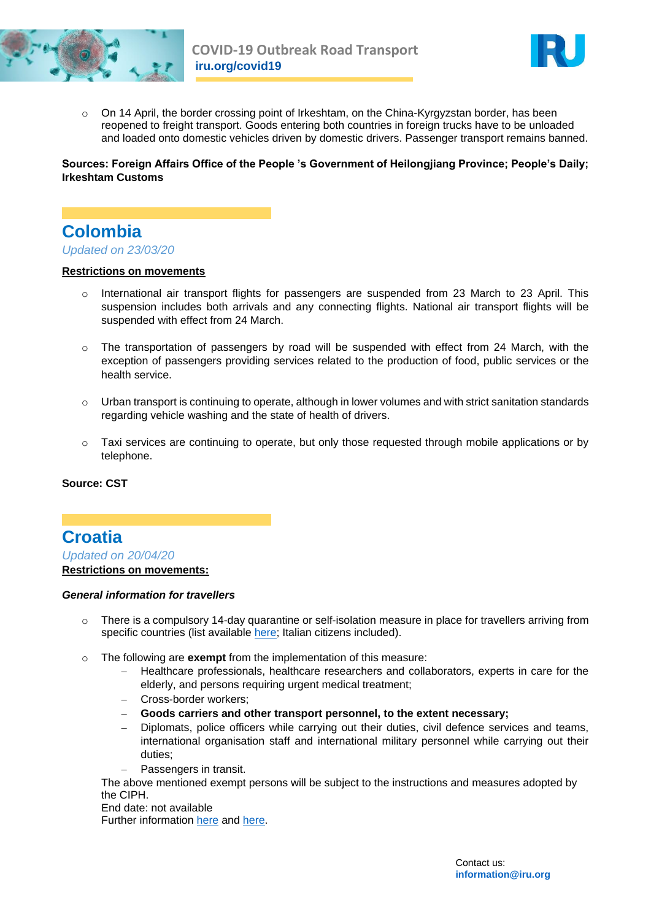- On 14 April, the border crossing point of Irkeshtam, on the China-Kyrgyzstan border, has been reopened to freight transport. Goods entering both countries in foreign trucks have to be unloaded and loaded onto domestic vehicles driven by domestic drivers. Passenger transport remains banned.

**Sources: Foreign Affairs Office of the People 's Government of Heilongjiang Province; People's Daily; Irkeshtam Customs**

## Colombia

*Updated on 23/03/20*

**Restrictions on movements**

- International air transport flights for passengers are suspended from 23 March to 23 April. This suspension includes both arrivals and any connecting flights. National air transport flights will be suspended with effect from 24 March.

- The transportation of passengers by road will be suspended with effect from 24 March, with the exception of passengers providing services related to the production of food, public services or the health service.

- Urban transport is continuing to operate, although in lower volumes and with strict sanitation standards regarding vehicle washing and the state of health of drivers.

- Taxi services are continuing to operate, but only those requested through mobile applications or by telephone.

**Source: CST**

## Croatia

*Updated on 20/04/20*

**Restrictions on movements:**

***General information for travellers***

- There is a compulsory 14-day quarantine or self-isolation measure in place for travellers arriving from specific countries (list available here; Italian citizens included).

- The following are **exempt** from the implementation of this measure:
  - Healthcare professionals, healthcare researchers and collaborators, experts in care for the elderly, and persons requiring urgent medical treatment;
  - Cross-border workers;
  - **Goods carriers and other transport personnel, to the extent necessary;**
  - Diplomats, police officers while carrying out their duties, civil defence services and teams, international organisation staff and international military personnel while carrying out their duties;
  - Passengers in transit.

  The above mentioned exempt persons will be subject to the instructions and measures adopted by the CIPH.
  End date: not available
  Further information here and here.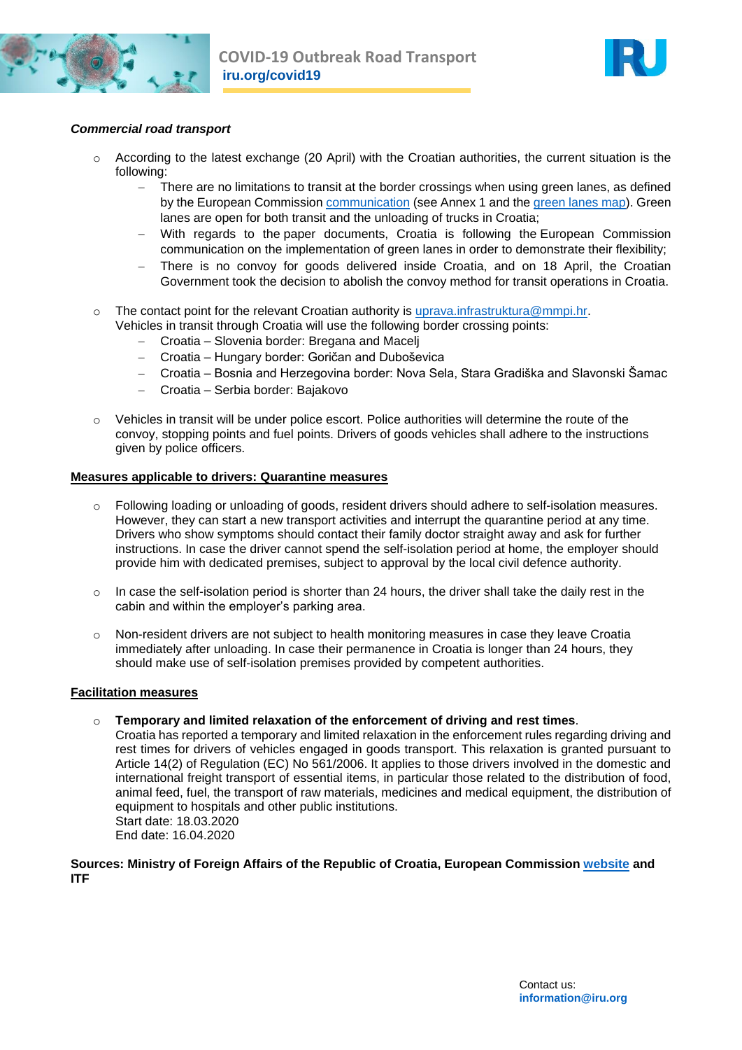***Commercial road transport***

- According to the latest exchange (20 April) with the Croatian authorities, the current situation is the following:
  - There are no limitations to transit at the border crossings when using green lanes, as defined by the European Commission communication (see Annex 1 and the green lanes map). Green lanes are open for both transit and the unloading of trucks in Croatia;
  - With regards to the paper documents, Croatia is following the European Commission communication on the implementation of green lanes in order to demonstrate their flexibility;
  - There is no convoy for goods delivered inside Croatia, and on 18 April, the Croatian Government took the decision to abolish the convoy method for transit operations in Croatia.

- The contact point for the relevant Croatian authority is uprava.infrastruktura@mmpi.hr.
  Vehicles in transit through Croatia will use the following border crossing points:
  - Croatia – Slovenia border: Bregana and Macelj
  - Croatia – Hungary border: Goričan and Duboševica
  - Croatia – Bosnia and Herzegovina border: Nova Sela, Stara Gradiška and Slavonski Šamac
  - Croatia – Serbia border: Bajakovo

- Vehicles in transit will be under police escort. Police authorities will determine the route of the convoy, stopping points and fuel points. Drivers of goods vehicles shall adhere to the instructions given by police officers.

**Measures applicable to drivers: Quarantine measures**

- Following loading or unloading of goods, resident drivers should adhere to self-isolation measures. However, they can start a new transport activities and interrupt the quarantine period at any time. Drivers who show symptoms should contact their family doctor straight away and ask for further instructions. In case the driver cannot spend the self-isolation period at home, the employer should provide him with dedicated premises, subject to approval by the local civil defence authority.

- In case the self-isolation period is shorter than 24 hours, the driver shall take the daily rest in the cabin and within the employer's parking area.

- Non-resident drivers are not subject to health monitoring measures in case they leave Croatia immediately after unloading. In case their permanence in Croatia is longer than 24 hours, they should make use of self-isolation premises provided by competent authorities.

**Facilitation measures**

- **Temporary and limited relaxation of the enforcement of driving and rest times**.
  Croatia has reported a temporary and limited relaxation in the enforcement rules regarding driving and rest times for drivers of vehicles engaged in goods transport. This relaxation is granted pursuant to Article 14(2) of Regulation (EC) No 561/2006. It applies to those drivers involved in the domestic and international freight transport of essential items, in particular those related to the distribution of food, animal feed, fuel, the transport of raw materials, medicines and medical equipment, the distribution of equipment to hospitals and other public institutions.
  Start date: 18.03.2020
  End date: 16.04.2020

**Sources: Ministry of Foreign Affairs of the Republic of Croatia, European Commission website and ITF**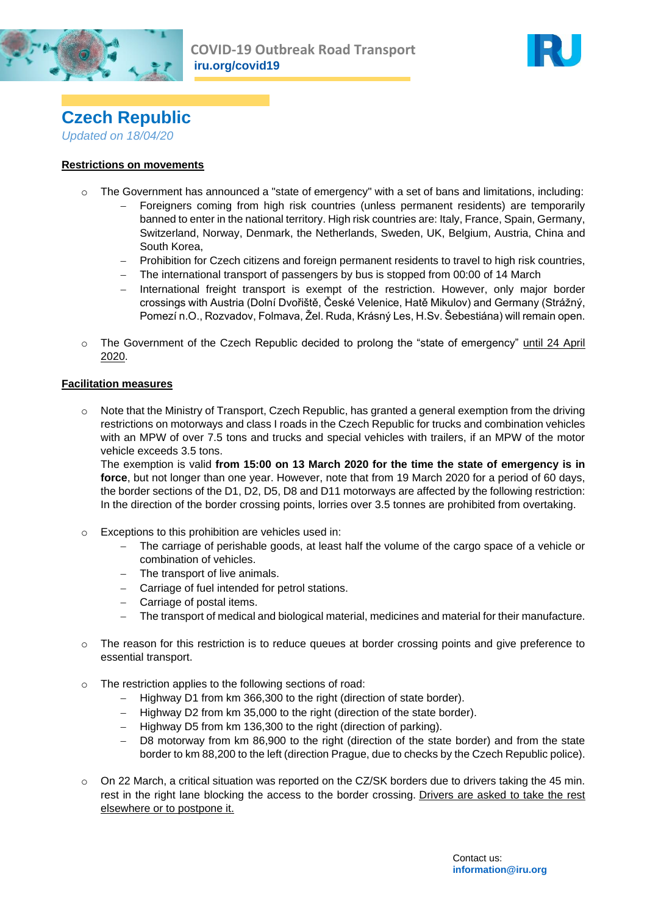# Czech Republic

*Updated on 18/04/20*

**Restrictions on movements**

- The Government has announced a "state of emergency" with a set of bans and limitations, including:
  - Foreigners coming from high risk countries (unless permanent residents) are temporarily banned to enter in the national territory. High risk countries are: Italy, France, Spain, Germany, Switzerland, Norway, Denmark, the Netherlands, Sweden, UK, Belgium, Austria, China and South Korea,
  - Prohibition for Czech citizens and foreign permanent residents to travel to high risk countries,
  - The international transport of passengers by bus is stopped from 00:00 of 14 March
  - International freight transport is exempt of the restriction. However, only major border crossings with Austria (Dolní Dvořiště, České Velenice, Hatě Mikulov) and Germany (Strážný, Pomezí n.O., Rozvadov, Folmava, Žel. Ruda, Krásný Les, H.Sv. Šebestiána) will remain open.
- The Government of the Czech Republic decided to prolong the "state of emergency" until 24 April 2020.

**Facilitation measures**

- Note that the Ministry of Transport, Czech Republic, has granted a general exemption from the driving restrictions on motorways and class I roads in the Czech Republic for trucks and combination vehicles with an MPW of over 7.5 tons and trucks and special vehicles with trailers, if an MPW of the motor vehicle exceeds 3.5 tons.
  The exemption is valid **from 15:00 on 13 March 2020 for the time the state of emergency is in force**, but not longer than one year. However, note that from 19 March 2020 for a period of 60 days, the border sections of the D1, D2, D5, D8 and D11 motorways are affected by the following restriction: In the direction of the border crossing points, lorries over 3.5 tonnes are prohibited from overtaking.
- Exceptions to this prohibition are vehicles used in:
  - The carriage of perishable goods, at least half the volume of the cargo space of a vehicle or combination of vehicles.
  - The transport of live animals.
  - Carriage of fuel intended for petrol stations.
  - Carriage of postal items.
  - The transport of medical and biological material, medicines and material for their manufacture.
- The reason for this restriction is to reduce queues at border crossing points and give preference to essential transport.
- The restriction applies to the following sections of road:
  - Highway D1 from km 366,300 to the right (direction of state border).
  - Highway D2 from km 35,000 to the right (direction of the state border).
  - Highway D5 from km 136,300 to the right (direction of parking).
  - D8 motorway from km 86,900 to the right (direction of the state border) and from the state border to km 88,200 to the left (direction Prague, due to checks by the Czech Republic police).
- On 22 March, a critical situation was reported on the CZ/SK borders due to drivers taking the 45 min. rest in the right lane blocking the access to the border crossing. Drivers are asked to take the rest elsewhere or to postpone it.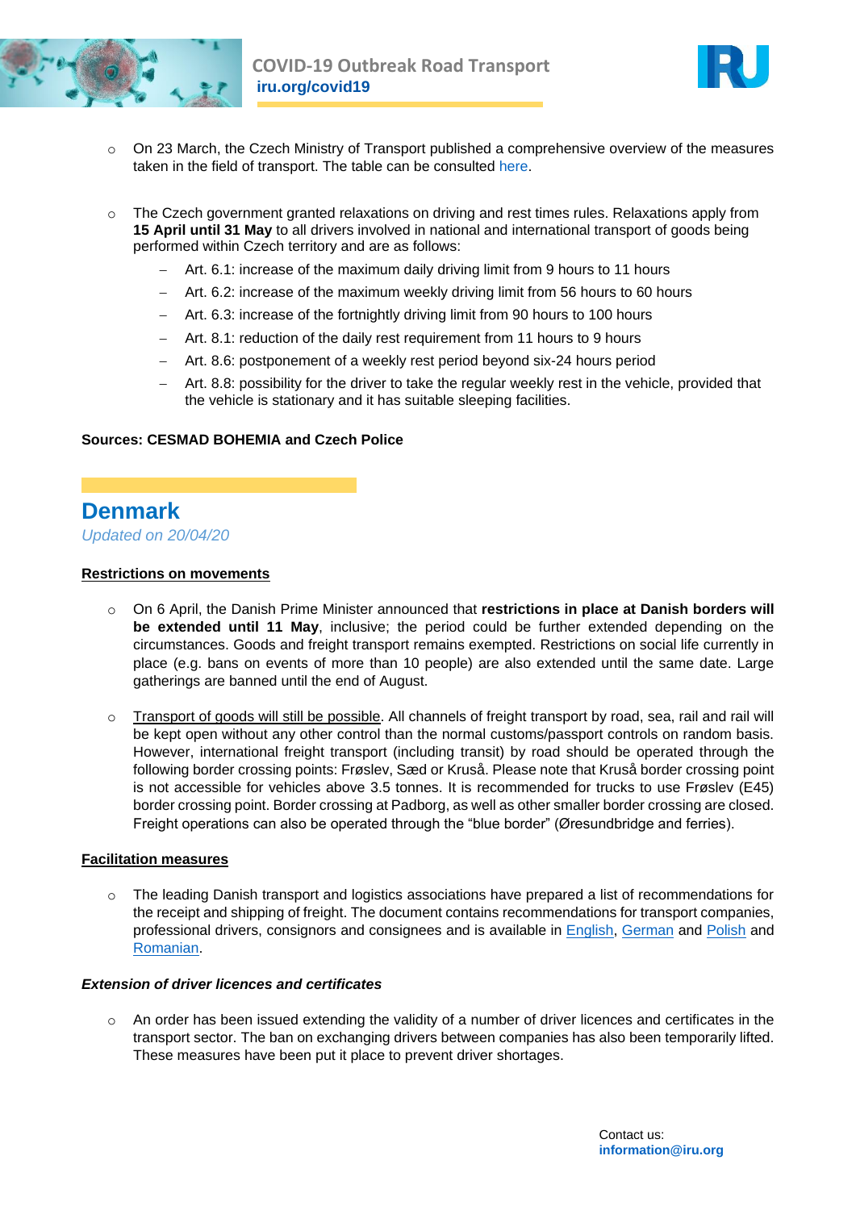- On 23 March, the Czech Ministry of Transport published a comprehensive overview of the measures taken in the field of transport. The table can be consulted here.

- The Czech government granted relaxations on driving and rest times rules. Relaxations apply from **15 April until 31 May** to all drivers involved in national and international transport of goods being performed within Czech territory and are as follows:
  - Art. 6.1: increase of the maximum daily driving limit from 9 hours to 11 hours
  - Art. 6.2: increase of the maximum weekly driving limit from 56 hours to 60 hours
  - Art. 6.3: increase of the fortnightly driving limit from 90 hours to 100 hours
  - Art. 8.1: reduction of the daily rest requirement from 11 hours to 9 hours
  - Art. 8.6: postponement of a weekly rest period beyond six-24 hours period
  - Art. 8.8: possibility for the driver to take the regular weekly rest in the vehicle, provided that the vehicle is stationary and it has suitable sleeping facilities.

**Sources: CESMAD BOHEMIA and Czech Police**

## Denmark

*Updated on 20/04/20*

**Restrictions on movements**

- On 6 April, the Danish Prime Minister announced that **restrictions in place at Danish borders will be extended until 11 May**, inclusive; the period could be further extended depending on the circumstances. Goods and freight transport remains exempted. Restrictions on social life currently in place (e.g. bans on events of more than 10 people) are also extended until the same date. Large gatherings are banned until the end of August.

- Transport of goods will still be possible. All channels of freight transport by road, sea, rail and rail will be kept open without any other control than the normal customs/passport controls on random basis. However, international freight transport (including transit) by road should be operated through the following border crossing points: Frøslev, Sæd or Kruså. Please note that Kruså border crossing point is not accessible for vehicles above 3.5 tonnes. It is recommended for trucks to use Frøslev (E45) border crossing point. Border crossing at Padborg, as well as other smaller border crossing are closed. Freight operations can also be operated through the "blue border" (Øresundbridge and ferries).

**Facilitation measures**

- The leading Danish transport and logistics associations have prepared a list of recommendations for the receipt and shipping of freight. The document contains recommendations for transport companies, professional drivers, consignors and consignees and is available in English, German and Polish and Romanian.

***Extension of driver licences and certificates***

- An order has been issued extending the validity of a number of driver licences and certificates in the transport sector. The ban on exchanging drivers between companies has also been temporarily lifted. These measures have been put it place to prevent driver shortages.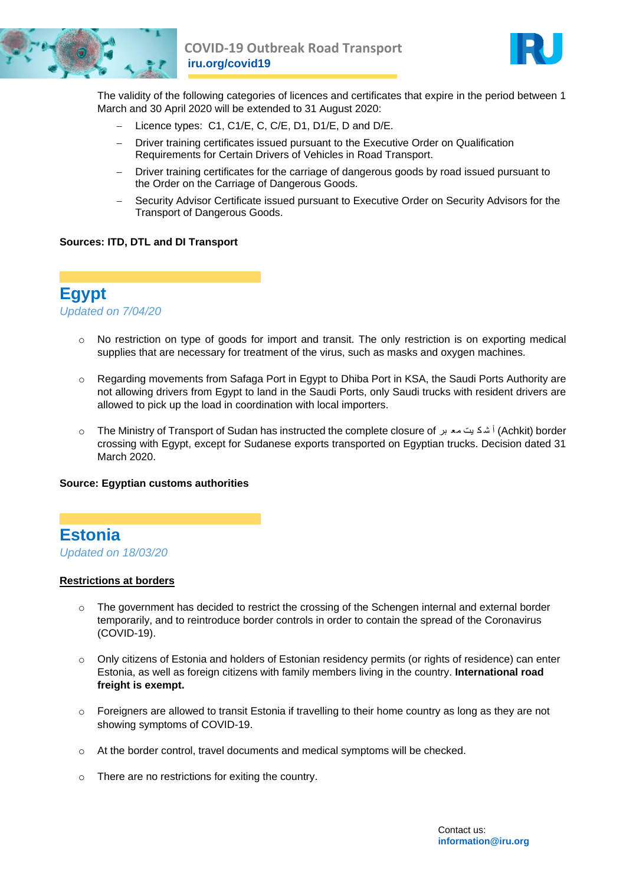The validity of the following categories of licences and certificates that expire in the period between 1 March and 30 April 2020 will be extended to 31 August 2020:

- Licence types: C1, C1/E, C, C/E, D1, D1/E, D and D/E.
- Driver training certificates issued pursuant to the Executive Order on Qualification Requirements for Certain Drivers of Vehicles in Road Transport.
- Driver training certificates for the carriage of dangerous goods by road issued pursuant to the Order on the Carriage of Dangerous Goods.
- Security Advisor Certificate issued pursuant to Executive Order on Security Advisors for the Transport of Dangerous Goods.

**Sources: ITD, DTL and DI Transport**

## Egypt

*Updated on 7/04/20*

- No restriction on type of goods for import and transit. The only restriction is on exporting medical supplies that are necessary for treatment of the virus, such as masks and oxygen machines.
- Regarding movements from Safaga Port in Egypt to Dhiba Port in KSA, the Saudi Ports Authority are not allowing drivers from Egypt to land in the Saudi Ports, only Saudi trucks with resident drivers are allowed to pick up the load in coordination with local importers.
- The Ministry of Transport of Sudan has instructed the complete closure of أشكيت معبر (Achkit) border crossing with Egypt, except for Sudanese exports transported on Egyptian trucks. Decision dated 31 March 2020.

**Source: Egyptian customs authorities**

## Estonia

*Updated on 18/03/20*

**Restrictions at borders**

- The government has decided to restrict the crossing of the Schengen internal and external border temporarily, and to reintroduce border controls in order to contain the spread of the Coronavirus (COVID-19).
- Only citizens of Estonia and holders of Estonian residency permits (or rights of residence) can enter Estonia, as well as foreign citizens with family members living in the country. **International road freight is exempt.**
- Foreigners are allowed to transit Estonia if travelling to their home country as long as they are not showing symptoms of COVID-19.
- At the border control, travel documents and medical symptoms will be checked.
- There are no restrictions for exiting the country.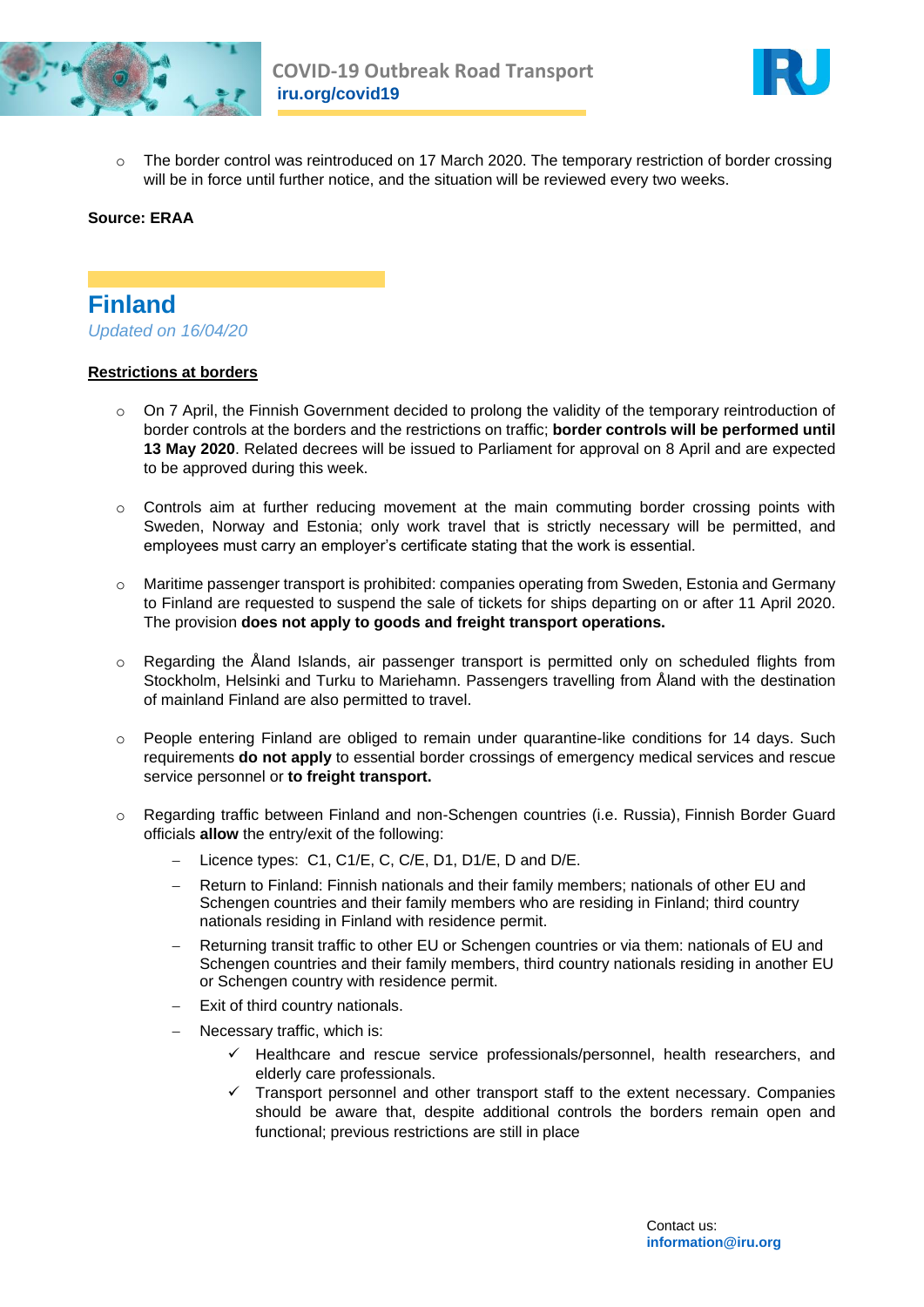- The border control was reintroduced on 17 March 2020. The temporary restriction of border crossing will be in force until further notice, and the situation will be reviewed every two weeks.

**Source: ERAA**

## Finland

*Updated on 16/04/20*

**Restrictions at borders**

- On 7 April, the Finnish Government decided to prolong the validity of the temporary reintroduction of border controls at the borders and the restrictions on traffic; **border controls will be performed until 13 May 2020**. Related decrees will be issued to Parliament for approval on 8 April and are expected to be approved during this week.

- Controls aim at further reducing movement at the main commuting border crossing points with Sweden, Norway and Estonia; only work travel that is strictly necessary will be permitted, and employees must carry an employer's certificate stating that the work is essential.

- Maritime passenger transport is prohibited: companies operating from Sweden, Estonia and Germany to Finland are requested to suspend the sale of tickets for ships departing on or after 11 April 2020. The provision **does not apply to goods and freight transport operations.**

- Regarding the Åland Islands, air passenger transport is permitted only on scheduled flights from Stockholm, Helsinki and Turku to Mariehamn. Passengers travelling from Åland with the destination of mainland Finland are also permitted to travel.

- People entering Finland are obliged to remain under quarantine-like conditions for 14 days. Such requirements **do not apply** to essential border crossings of emergency medical services and rescue service personnel or **to freight transport.**

- Regarding traffic between Finland and non-Schengen countries (i.e. Russia), Finnish Border Guard officials **allow** the entry/exit of the following:
  - Licence types: C1, C1/E, C, C/E, D1, D1/E, D and D/E.
  - Return to Finland: Finnish nationals and their family members; nationals of other EU and Schengen countries and their family members who are residing in Finland; third country nationals residing in Finland with residence permit.
  - Returning transit traffic to other EU or Schengen countries or via them: nationals of EU and Schengen countries and their family members, third country nationals residing in another EU or Schengen country with residence permit.
  - Exit of third country nationals.
  - Necessary traffic, which is:
    - ✓ Healthcare and rescue service professionals/personnel, health researchers, and elderly care professionals.
    - ✓ Transport personnel and other transport staff to the extent necessary. Companies should be aware that, despite additional controls the borders remain open and functional; previous restrictions are still in place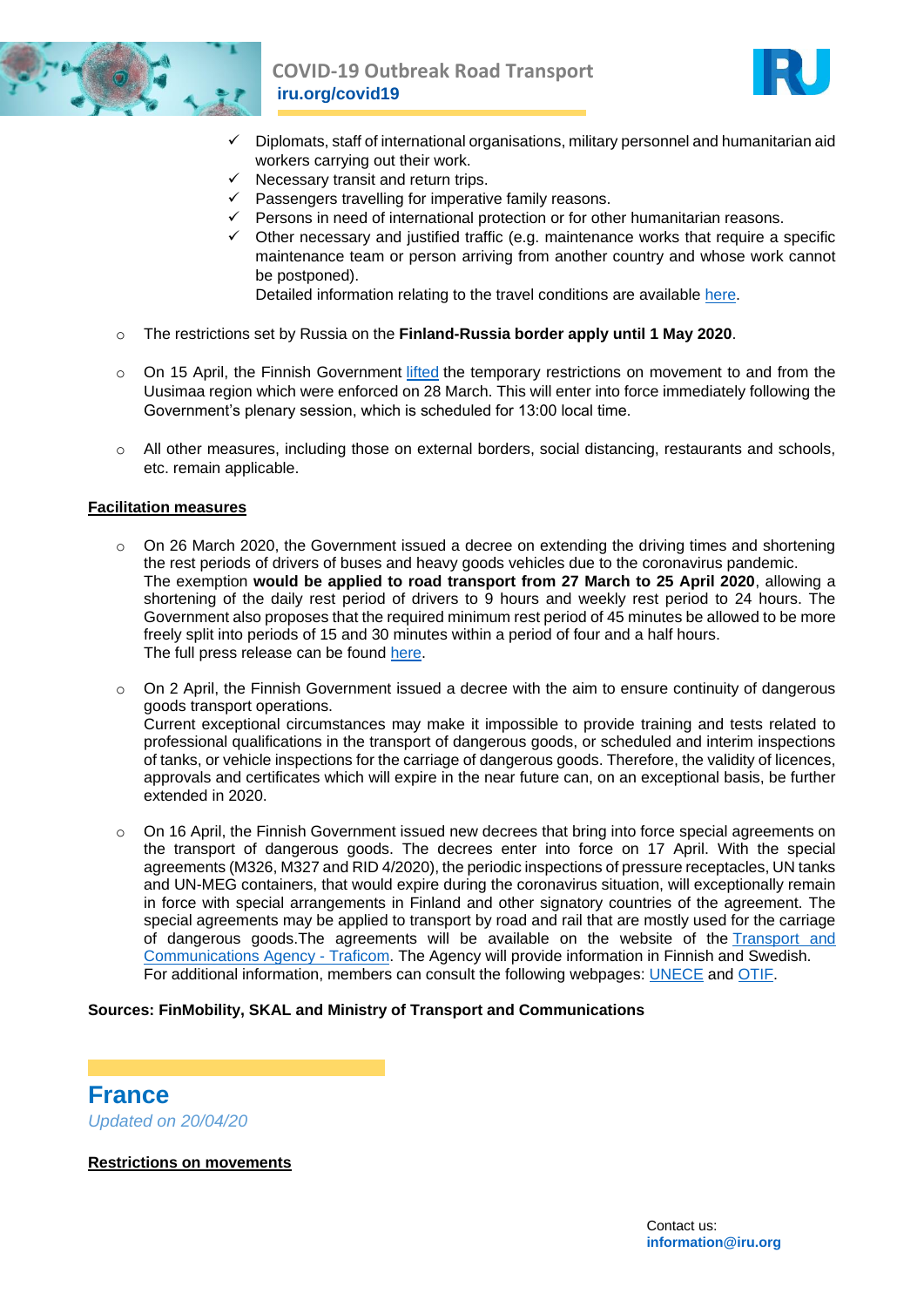- ✓ Diplomats, staff of international organisations, military personnel and humanitarian aid workers carrying out their work.
- ✓ Necessary transit and return trips.
- ✓ Passengers travelling for imperative family reasons.
- ✓ Persons in need of international protection or for other humanitarian reasons.
- ✓ Other necessary and justified traffic (e.g. maintenance works that require a specific maintenance team or person arriving from another country and whose work cannot be postponed).
  Detailed information relating to the travel conditions are available here.

- The restrictions set by Russia on the **Finland-Russia border apply until 1 May 2020**.

- On 15 April, the Finnish Government lifted the temporary restrictions on movement to and from the Uusimaa region which were enforced on 28 March. This will enter into force immediately following the Government's plenary session, which is scheduled for 13:00 local time.

- All other measures, including those on external borders, social distancing, restaurants and schools, etc. remain applicable.

**Facilitation measures**

- On 26 March 2020, the Government issued a decree on extending the driving times and shortening the rest periods of drivers of buses and heavy goods vehicles due to the coronavirus pandemic.
  The exemption **would be applied to road transport from 27 March to 25 April 2020**, allowing a shortening of the daily rest period of drivers to 9 hours and weekly rest period to 24 hours. The Government also proposes that the required minimum rest period of 45 minutes be allowed to be more freely split into periods of 15 and 30 minutes within a period of four and a half hours.
  The full press release can be found here.

- On 2 April, the Finnish Government issued a decree with the aim to ensure continuity of dangerous goods transport operations.
  Current exceptional circumstances may make it impossible to provide training and tests related to professional qualifications in the transport of dangerous goods, or scheduled and interim inspections of tanks, or vehicle inspections for the carriage of dangerous goods. Therefore, the validity of licences, approvals and certificates which will expire in the near future can, on an exceptional basis, be further extended in 2020.

- On 16 April, the Finnish Government issued new decrees that bring into force special agreements on the transport of dangerous goods. The decrees enter into force on 17 April. With the special agreements (M326, M327 and RID 4/2020), the periodic inspections of pressure receptacles, UN tanks and UN-MEG containers, that would expire during the coronavirus situation, will exceptionally remain in force with special arrangements in Finland and other signatory countries of the agreement. The special agreements may be applied to transport by road and rail that are mostly used for the carriage of dangerous goods.The agreements will be available on the website of the Transport and Communications Agency - Traficom. The Agency will provide information in Finnish and Swedish. For additional information, members can consult the following webpages: UNECE and OTIF.

**Sources: FinMobility, SKAL and Ministry of Transport and Communications**

## France

*Updated on 20/04/20*

**Restrictions on movements**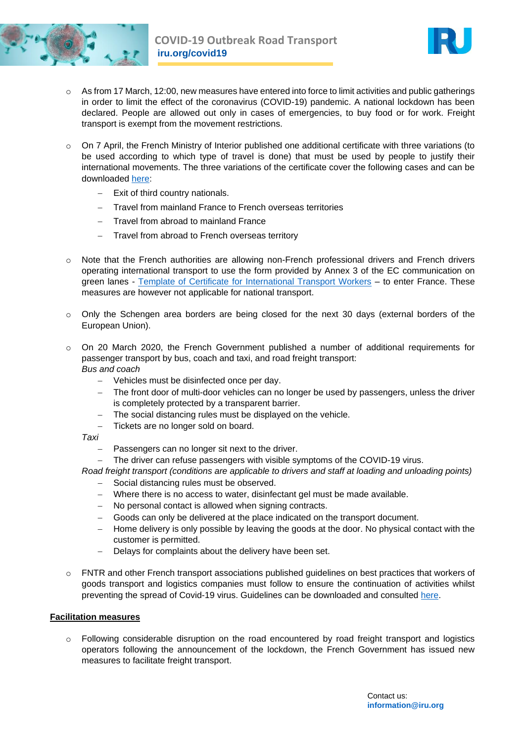- As from 17 March, 12:00, new measures have entered into force to limit activities and public gatherings in order to limit the effect of the coronavirus (COVID-19) pandemic. A national lockdown has been declared. People are allowed out only in cases of emergencies, to buy food or for work. Freight transport is exempt from the movement restrictions.

- On 7 April, the French Ministry of Interior published one additional certificate with three variations (to be used according to which type of travel is done) that must be used by people to justify their international movements. The three variations of the certificate cover the following cases and can be downloaded here:
  - Exit of third country nationals.
  - Travel from mainland France to French overseas territories
  - Travel from abroad to mainland France
  - Travel from abroad to French overseas territory

- Note that the French authorities are allowing non-French professional drivers and French drivers operating international transport to use the form provided by Annex 3 of the EC communication on green lanes - Template of Certificate for International Transport Workers – to enter France. These measures are however not applicable for national transport.

- Only the Schengen area borders are being closed for the next 30 days (external borders of the European Union).

- On 20 March 2020, the French Government published a number of additional requirements for passenger transport by bus, coach and taxi, and road freight transport:

  *Bus and coach*
  - Vehicles must be disinfected once per day.
  - The front door of multi-door vehicles can no longer be used by passengers, unless the driver is completely protected by a transparent barrier.
  - The social distancing rules must be displayed on the vehicle.
  - Tickets are no longer sold on board.

  *Taxi*
  - Passengers can no longer sit next to the driver.
  - The driver can refuse passengers with visible symptoms of the COVID-19 virus.

  *Road freight transport (conditions are applicable to drivers and staff at loading and unloading points)*
  - Social distancing rules must be observed.
  - Where there is no access to water, disinfectant gel must be made available.
  - No personal contact is allowed when signing contracts.
  - Goods can only be delivered at the place indicated on the transport document.
  - Home delivery is only possible by leaving the goods at the door. No physical contact with the customer is permitted.
  - Delays for complaints about the delivery have been set.

- FNTR and other French transport associations published guidelines on best practices that workers of goods transport and logistics companies must follow to ensure the continuation of activities whilst preventing the spread of Covid-19 virus. Guidelines can be downloaded and consulted here.

**Facilitation measures**

- Following considerable disruption on the road encountered by road freight transport and logistics operators following the announcement of the lockdown, the French Government has issued new measures to facilitate freight transport.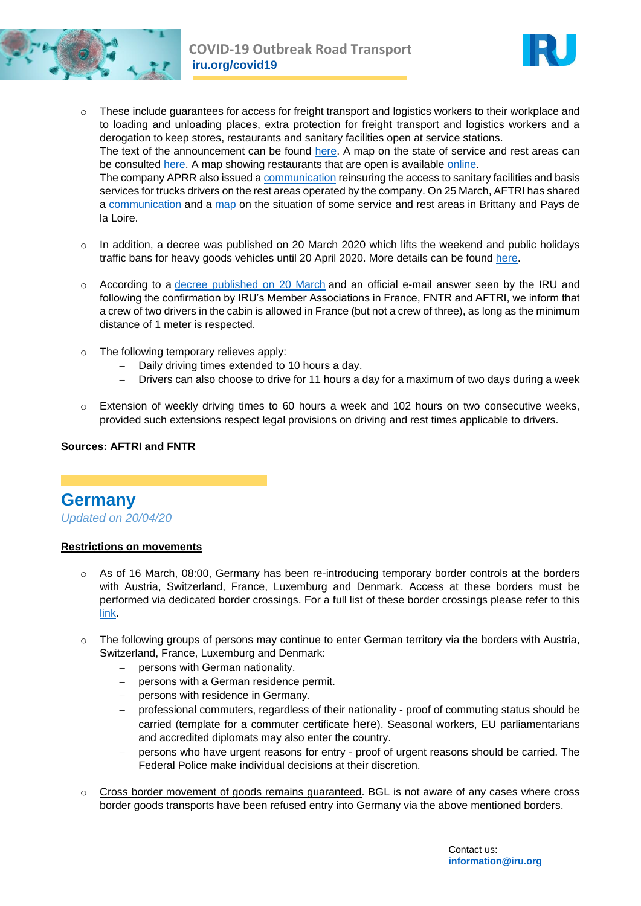- These include guarantees for access for freight transport and logistics workers to their workplace and to loading and unloading places, extra protection for freight transport and logistics workers and a derogation to keep stores, restaurants and sanitary facilities open at service stations.
  The text of the announcement can be found here. A map on the state of service and rest areas can be consulted here. A map showing restaurants that are open is available online.
  The company APRR also issued a communication reinsuring the access to sanitary facilities and basis services for trucks drivers on the rest areas operated by the company. On 25 March, AFTRI has shared a communication and a map on the situation of some service and rest areas in Brittany and Pays de la Loire.

- In addition, a decree was published on 20 March 2020 which lifts the weekend and public holidays traffic bans for heavy goods vehicles until 20 April 2020. More details can be found here.

- According to a decree published on 20 March and an official e-mail answer seen by the IRU and following the confirmation by IRU's Member Associations in France, FNTR and AFTRI, we inform that a crew of two drivers in the cabin is allowed in France (but not a crew of three), as long as the minimum distance of 1 meter is respected.

- The following temporary relieves apply:
  - Daily driving times extended to 10 hours a day.
  - Drivers can also choose to drive for 11 hours a day for a maximum of two days during a week

- Extension of weekly driving times to 60 hours a week and 102 hours on two consecutive weeks, provided such extensions respect legal provisions on driving and rest times applicable to drivers.

**Sources: AFTRI and FNTR**

## Germany

*Updated on 20/04/20*

**Restrictions on movements**

- As of 16 March, 08:00, Germany has been re-introducing temporary border controls at the borders with Austria, Switzerland, France, Luxemburg and Denmark. Access at these borders must be performed via dedicated border crossings. For a full list of these border crossings please refer to this link.

- The following groups of persons may continue to enter German territory via the borders with Austria, Switzerland, France, Luxemburg and Denmark:
  - persons with German nationality.
  - persons with a German residence permit.
  - persons with residence in Germany.
  - professional commuters, regardless of their nationality - proof of commuting status should be carried (template for a commuter certificate here). Seasonal workers, EU parliamentarians and accredited diplomats may also enter the country.
  - persons who have urgent reasons for entry - proof of urgent reasons should be carried. The Federal Police make individual decisions at their discretion.

- Cross border movement of goods remains guaranteed. BGL is not aware of any cases where cross border goods transports have been refused entry into Germany via the above mentioned borders.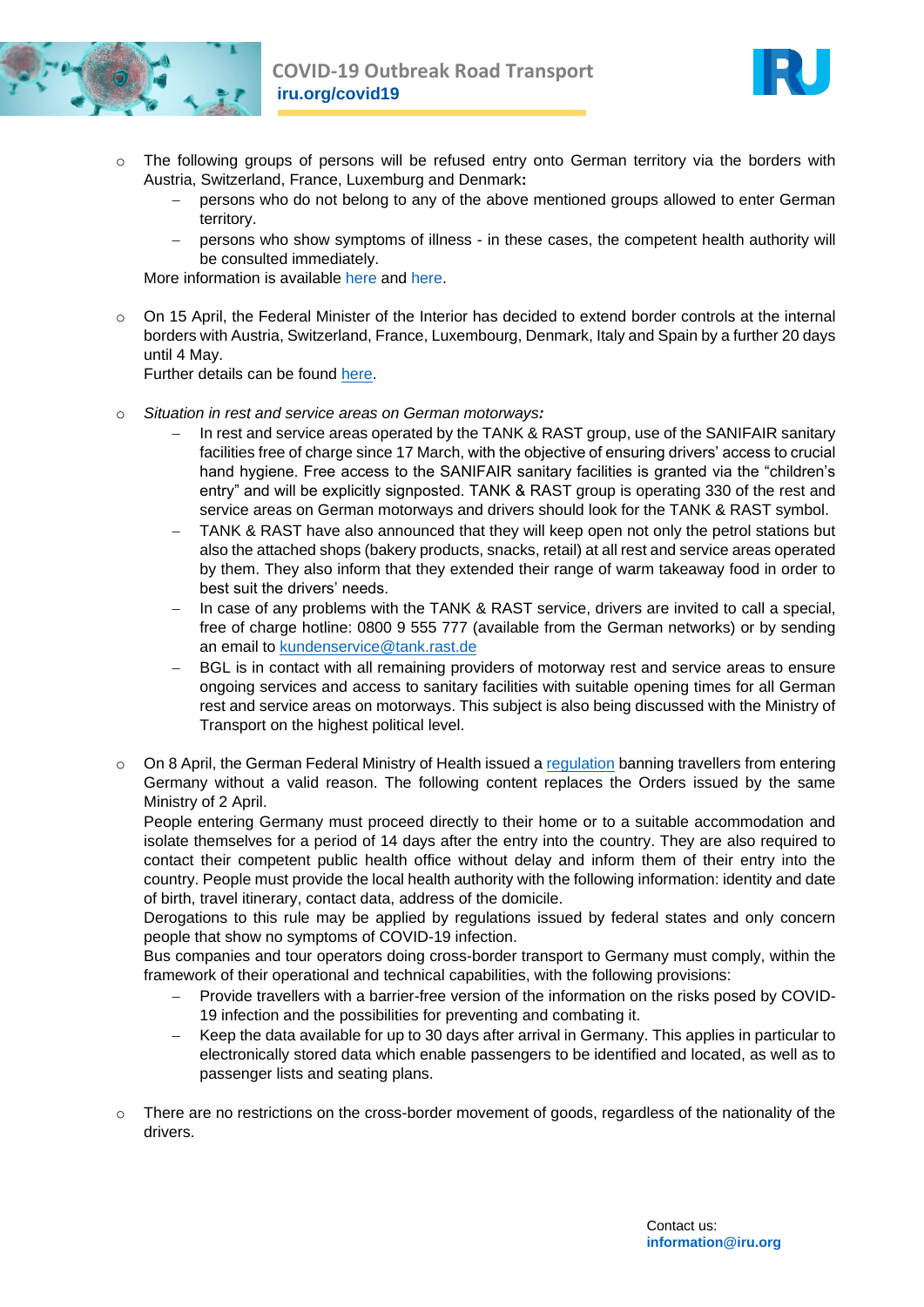- The following groups of persons will be refused entry onto German territory via the borders with Austria, Switzerland, France, Luxemburg and Denmark**:**
  - persons who do not belong to any of the above mentioned groups allowed to enter German territory.
  - persons who show symptoms of illness - in these cases, the competent health authority will be consulted immediately.

  More information is available here and here.

- On 15 April, the Federal Minister of the Interior has decided to extend border controls at the internal borders with Austria, Switzerland, France, Luxembourg, Denmark, Italy and Spain by a further 20 days until 4 May.
  Further details can be found here.

- *Situation in rest and service areas on German motorways:*
  - In rest and service areas operated by the TANK & RAST group, use of the SANIFAIR sanitary facilities free of charge since 17 March, with the objective of ensuring drivers' access to crucial hand hygiene. Free access to the SANIFAIR sanitary facilities is granted via the "children's entry" and will be explicitly signposted. TANK & RAST group is operating 330 of the rest and service areas on German motorways and drivers should look for the TANK & RAST symbol.
  - TANK & RAST have also announced that they will keep open not only the petrol stations but also the attached shops (bakery products, snacks, retail) at all rest and service areas operated by them. They also inform that they extended their range of warm takeaway food in order to best suit the drivers' needs.
  - In case of any problems with the TANK & RAST service, drivers are invited to call a special, free of charge hotline: 0800 9 555 777 (available from the German networks) or by sending an email to kundenservice@tank.rast.de
  - BGL is in contact with all remaining providers of motorway rest and service areas to ensure ongoing services and access to sanitary facilities with suitable opening times for all German rest and service areas on motorways. This subject is also being discussed with the Ministry of Transport on the highest political level.

- On 8 April, the German Federal Ministry of Health issued a regulation banning travellers from entering Germany without a valid reason. The following content replaces the Orders issued by the same Ministry of 2 April.
  People entering Germany must proceed directly to their home or to a suitable accommodation and isolate themselves for a period of 14 days after the entry into the country. They are also required to contact their competent public health office without delay and inform them of their entry into the country. People must provide the local health authority with the following information: identity and date of birth, travel itinerary, contact data, address of the domicile.
  Derogations to this rule may be applied by regulations issued by federal states and only concern people that show no symptoms of COVID-19 infection.
  Bus companies and tour operators doing cross-border transport to Germany must comply, within the framework of their operational and technical capabilities, with the following provisions:
  - Provide travellers with a barrier-free version of the information on the risks posed by COVID-19 infection and the possibilities for preventing and combating it.
  - Keep the data available for up to 30 days after arrival in Germany. This applies in particular to electronically stored data which enable passengers to be identified and located, as well as to passenger lists and seating plans.

- There are no restrictions on the cross-border movement of goods, regardless of the nationality of the drivers.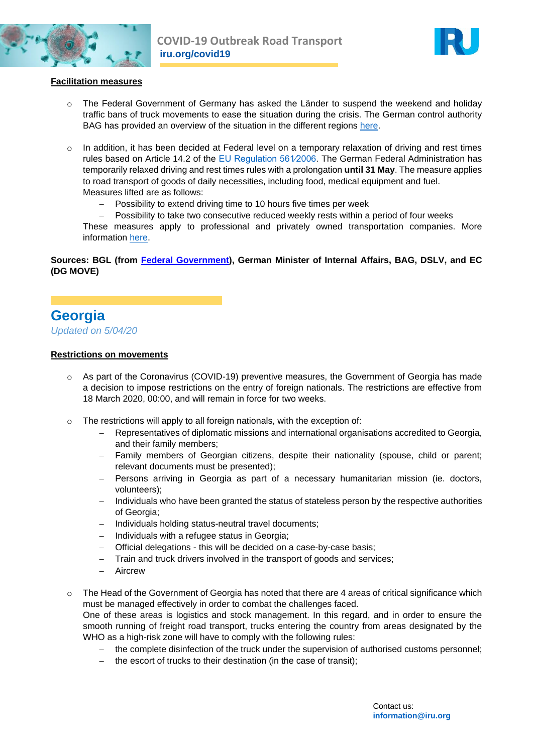**Facilitation measures**

- The Federal Government of Germany has asked the Länder to suspend the weekend and holiday traffic bans of truck movements to ease the situation during the crisis. The German control authority BAG has provided an overview of the situation in the different regions here.

- In addition, it has been decided at Federal level on a temporary relaxation of driving and rest times rules based on Article 14.2 of the EU Regulation 561/2006. The German Federal Administration has temporarily relaxed driving and rest times rules with a prolongation **until 31 May**. The measure applies to road transport of goods of daily necessities, including food, medical equipment and fuel.
  Measures lifted are as follows:
  - Possibility to extend driving time to 10 hours five times per week
  - Possibility to take two consecutive reduced weekly rests within a period of four weeks

  These measures apply to professional and privately owned transportation companies. More information here.

**Sources: BGL (from Federal Government), German Minister of Internal Affairs, BAG, DSLV, and EC (DG MOVE)**

## Georgia

*Updated on 5/04/20*

**Restrictions on movements**

- As part of the Coronavirus (COVID-19) preventive measures, the Government of Georgia has made a decision to impose restrictions on the entry of foreign nationals. The restrictions are effective from 18 March 2020, 00:00, and will remain in force for two weeks.

- The restrictions will apply to all foreign nationals, with the exception of:
  - Representatives of diplomatic missions and international organisations accredited to Georgia, and their family members;
  - Family members of Georgian citizens, despite their nationality (spouse, child or parent; relevant documents must be presented);
  - Persons arriving in Georgia as part of a necessary humanitarian mission (ie. doctors, volunteers);
  - Individuals who have been granted the status of stateless person by the respective authorities of Georgia;
  - Individuals holding status-neutral travel documents;
  - Individuals with a refugee status in Georgia;
  - Official delegations - this will be decided on a case-by-case basis;
  - Train and truck drivers involved in the transport of goods and services;
  - Aircrew

- The Head of the Government of Georgia has noted that there are 4 areas of critical significance which must be managed effectively in order to combat the challenges faced.
  One of these areas is logistics and stock management. In this regard, and in order to ensure the smooth running of freight road transport, trucks entering the country from areas designated by the WHO as a high-risk zone will have to comply with the following rules:
  - the complete disinfection of the truck under the supervision of authorised customs personnel;
  - the escort of trucks to their destination (in the case of transit);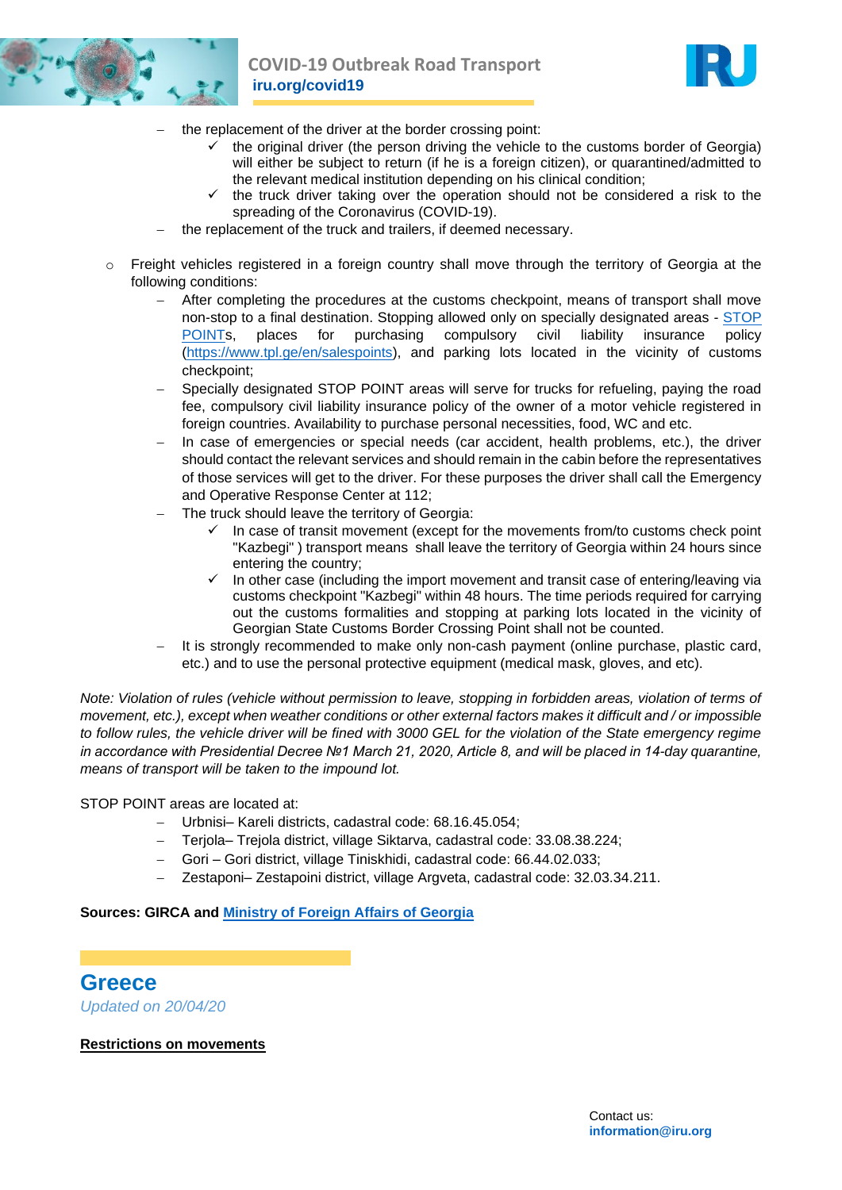- the replacement of the driver at the border crossing point:
  - ✓ the original driver (the person driving the vehicle to the customs border of Georgia) will either be subject to return (if he is a foreign citizen), or quarantined/admitted to the relevant medical institution depending on his clinical condition;
  - ✓ the truck driver taking over the operation should not be considered a risk to the spreading of the Coronavirus (COVID-19).
- the replacement of the truck and trailers, if deemed necessary.

- Freight vehicles registered in a foreign country shall move through the territory of Georgia at the following conditions:
  - After completing the procedures at the customs checkpoint, means of transport shall move non-stop to a final destination. Stopping allowed only on specially designated areas - STOP POINTs, places for purchasing compulsory civil liability insurance policy (https://www.tpl.ge/en/salespoints), and parking lots located in the vicinity of customs checkpoint;
  - Specially designated STOP POINT areas will serve for trucks for refueling, paying the road fee, compulsory civil liability insurance policy of the owner of a motor vehicle registered in foreign countries. Availability to purchase personal necessities, food, WC and etc.
  - In case of emergencies or special needs (car accident, health problems, etc.), the driver should contact the relevant services and should remain in the cabin before the representatives of those services will get to the driver. For these purposes the driver shall call the Emergency and Operative Response Center at 112;
  - The truck should leave the territory of Georgia:
    - ✓ In case of transit movement (except for the movements from/to customs check point "Kazbegi" ) transport means shall leave the territory of Georgia within 24 hours since entering the country;
    - ✓ In other case (including the import movement and transit case of entering/leaving via customs checkpoint "Kazbegi" within 48 hours. The time periods required for carrying out the customs formalities and stopping at parking lots located in the vicinity of Georgian State Customs Border Crossing Point shall not be counted.
  - It is strongly recommended to make only non-cash payment (online purchase, plastic card, etc.) and to use the personal protective equipment (medical mask, gloves, and etc).

*Note: Violation of rules (vehicle without permission to leave, stopping in forbidden areas, violation of terms of movement, etc.), except when weather conditions or other external factors makes it difficult and / or impossible to follow rules, the vehicle driver will be fined with 3000 GEL for the violation of the State emergency regime in accordance with Presidential Decree №1 March 21, 2020, Article 8, and will be placed in 14-day quarantine, means of transport will be taken to the impound lot.*

STOP POINT areas are located at:

- Urbnisi– Kareli districts, cadastral code: 68.16.45.054;
- Terjola– Trejola district, village Siktarva, cadastral code: 33.08.38.224;
- Gori – Gori district, village Tiniskhidi, cadastral code: 66.44.02.033;
- Zestaponi– Zestapoini district, village Argveta, cadastral code: 32.03.34.211.

**Sources: GIRCA and Ministry of Foreign Affairs of Georgia**

# Greece

*Updated on 20/04/20*

**Restrictions on movements**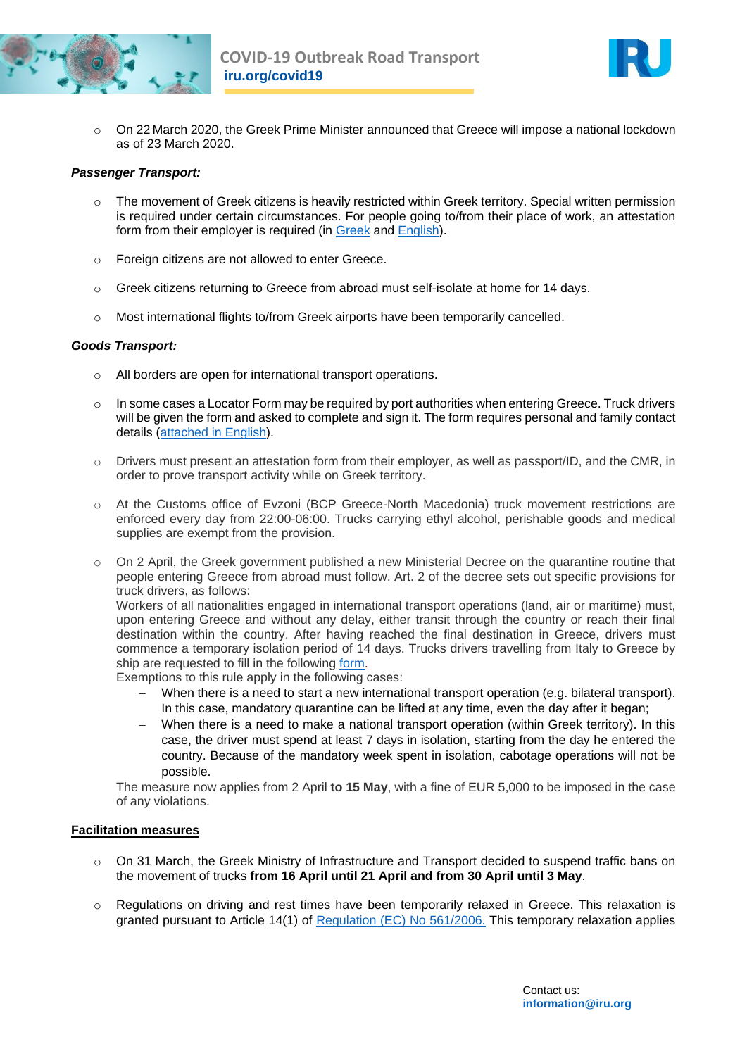- On 22 March 2020, the Greek Prime Minister announced that Greece will impose a national lockdown as of 23 March 2020.

***Passenger Transport:***

- The movement of Greek citizens is heavily restricted within Greek territory. Special written permission is required under certain circumstances. For people going to/from their place of work, an attestation form from their employer is required (in Greek and English).

- Foreign citizens are not allowed to enter Greece.

- Greek citizens returning to Greece from abroad must self-isolate at home for 14 days.

- Most international flights to/from Greek airports have been temporarily cancelled.

***Goods Transport:***

- All borders are open for international transport operations.

- In some cases a Locator Form may be required by port authorities when entering Greece. Truck drivers will be given the form and asked to complete and sign it. The form requires personal and family contact details (attached in English).

- Drivers must present an attestation form from their employer, as well as passport/ID, and the CMR, in order to prove transport activity while on Greek territory.

- At the Customs office of Evzoni (BCP Greece-North Macedonia) truck movement restrictions are enforced every day from 22:00-06:00. Trucks carrying ethyl alcohol, perishable goods and medical supplies are exempt from the provision.

- On 2 April, the Greek government published a new Ministerial Decree on the quarantine routine that people entering Greece from abroad must follow. Art. 2 of the decree sets out specific provisions for truck drivers, as follows:
  Workers of all nationalities engaged in international transport operations (land, air or maritime) must, upon entering Greece and without any delay, either transit through the country or reach their final destination within the country. After having reached the final destination in Greece, drivers must commence a temporary isolation period of 14 days. Trucks drivers travelling from Italy to Greece by ship are requested to fill in the following form.
  Exemptions to this rule apply in the following cases:
  - When there is a need to start a new international transport operation (e.g. bilateral transport). In this case, mandatory quarantine can be lifted at any time, even the day after it began;
  - When there is a need to make a national transport operation (within Greek territory). In this case, the driver must spend at least 7 days in isolation, starting from the day he entered the country. Because of the mandatory week spent in isolation, cabotage operations will not be possible.

  The measure now applies from 2 April **to 15 May**, with a fine of EUR 5,000 to be imposed in the case of any violations.

**Facilitation measures**

- On 31 March, the Greek Ministry of Infrastructure and Transport decided to suspend traffic bans on the movement of trucks **from 16 April until 21 April and from 30 April until 3 May**.

- Regulations on driving and rest times have been temporarily relaxed in Greece. This relaxation is granted pursuant to Article 14(1) of Regulation (EC) No 561/2006. This temporary relaxation applies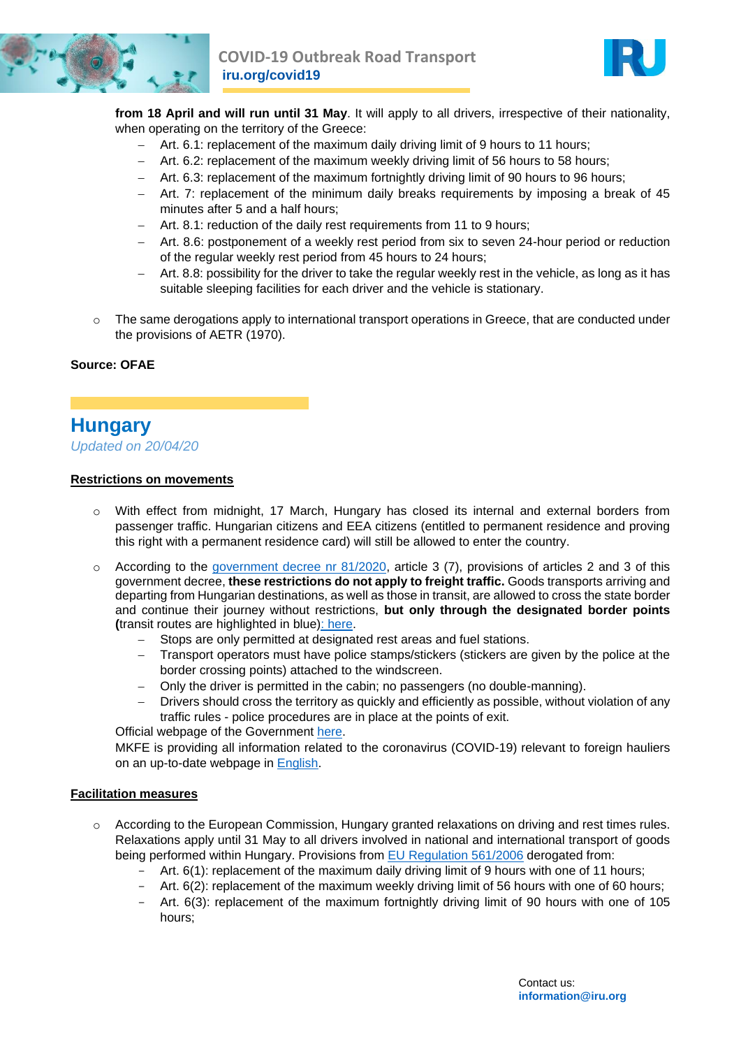**from 18 April and will run until 31 May**. It will apply to all drivers, irrespective of their nationality, when operating on the territory of the Greece:

- Art. 6.1: replacement of the maximum daily driving limit of 9 hours to 11 hours;
- Art. 6.2: replacement of the maximum weekly driving limit of 56 hours to 58 hours;
- Art. 6.3: replacement of the maximum fortnightly driving limit of 90 hours to 96 hours;
- Art. 7: replacement of the minimum daily breaks requirements by imposing a break of 45 minutes after 5 and a half hours;
- Art. 8.1: reduction of the daily rest requirements from 11 to 9 hours;
- Art. 8.6: postponement of a weekly rest period from six to seven 24-hour period or reduction of the regular weekly rest period from 45 hours to 24 hours;
- Art. 8.8: possibility for the driver to take the regular weekly rest in the vehicle, as long as it has suitable sleeping facilities for each driver and the vehicle is stationary.

- The same derogations apply to international transport operations in Greece, that are conducted under the provisions of AETR (1970).

**Source: OFAE**

## Hungary

*Updated on 20/04/20*

**Restrictions on movements**

- With effect from midnight, 17 March, Hungary has closed its internal and external borders from passenger traffic. Hungarian citizens and EEA citizens (entitled to permanent residence and proving this right with a permanent residence card) will still be allowed to enter the country.
- According to the government decree nr 81/2020, article 3 (7), provisions of articles 2 and 3 of this government decree, **these restrictions do not apply to freight traffic.** Goods transports arriving and departing from Hungarian destinations, as well as those in transit, are allowed to cross the state border and continue their journey without restrictions, **but only through the designated border points (**transit routes are highlighted in blue): here.
  - Stops are only permitted at designated rest areas and fuel stations.
  - Transport operators must have police stamps/stickers (stickers are given by the police at the border crossing points) attached to the windscreen.
  - Only the driver is permitted in the cabin; no passengers (no double-manning).
  - Drivers should cross the territory as quickly and efficiently as possible, without violation of any traffic rules - police procedures are in place at the points of exit.

  Official webpage of the Government here.

  MKFE is providing all information related to the coronavirus (COVID-19) relevant to foreign hauliers on an up-to-date webpage in English.

**Facilitation measures**

- According to the European Commission, Hungary granted relaxations on driving and rest times rules. Relaxations apply until 31 May to all drivers involved in national and international transport of goods being performed within Hungary. Provisions from EU Regulation 561/2006 derogated from:
  - Art. 6(1): replacement of the maximum daily driving limit of 9 hours with one of 11 hours;
  - Art. 6(2): replacement of the maximum weekly driving limit of 56 hours with one of 60 hours;
  - Art. 6(3): replacement of the maximum fortnightly driving limit of 90 hours with one of 105 hours;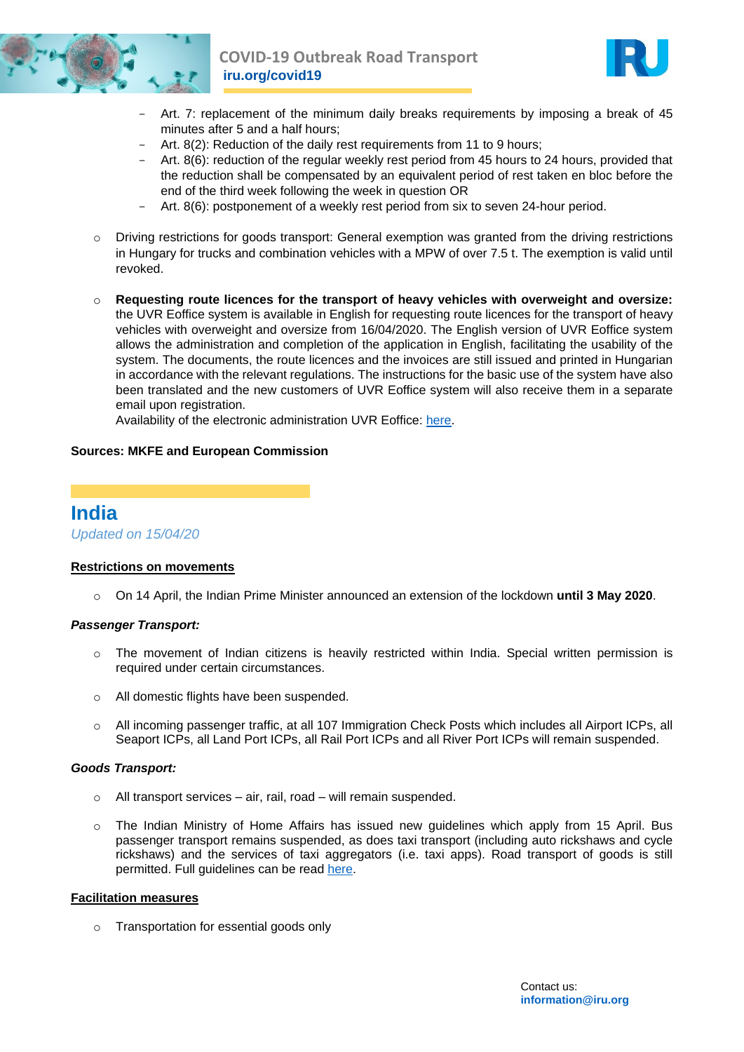- Art. 7: replacement of the minimum daily breaks requirements by imposing a break of 45 minutes after 5 and a half hours;
  - Art. 8(2): Reduction of the daily rest requirements from 11 to 9 hours;
  - Art. 8(6): reduction of the regular weekly rest period from 45 hours to 24 hours, provided that the reduction shall be compensated by an equivalent period of rest taken en bloc before the end of the third week following the week in question OR
  - Art. 8(6): postponement of a weekly rest period from six to seven 24-hour period.

- Driving restrictions for goods transport: General exemption was granted from the driving restrictions in Hungary for trucks and combination vehicles with a MPW of over 7.5 t. The exemption is valid until revoked.

- **Requesting route licences for the transport of heavy vehicles with overweight and oversize:** the UVR Eoffice system is available in English for requesting route licences for the transport of heavy vehicles with overweight and oversize from 16/04/2020. The English version of UVR Eoffice system allows the administration and completion of the application in English, facilitating the usability of the system. The documents, the route licences and the invoices are still issued and printed in Hungarian in accordance with the relevant regulations. The instructions for the basic use of the system have also been translated and the new customers of UVR Eoffice system will also receive them in a separate email upon registration.
  Availability of the electronic administration UVR Eoffice: here.

**Sources: MKFE and European Commission**

# India

*Updated on 15/04/20*

## Restrictions on movements

- On 14 April, the Indian Prime Minister announced an extension of the lockdown **until 3 May 2020**.

### *Passenger Transport:*

- The movement of Indian citizens is heavily restricted within India. Special written permission is required under certain circumstances.

- All domestic flights have been suspended.

- All incoming passenger traffic, at all 107 Immigration Check Posts which includes all Airport ICPs, all Seaport ICPs, all Land Port ICPs, all Rail Port ICPs and all River Port ICPs will remain suspended.

### *Goods Transport:*

- All transport services – air, rail, road – will remain suspended.

- The Indian Ministry of Home Affairs has issued new guidelines which apply from 15 April. Bus passenger transport remains suspended, as does taxi transport (including auto rickshaws and cycle rickshaws) and the services of taxi aggregators (i.e. taxi apps). Road transport of goods is still permitted. Full guidelines can be read here.

## Facilitation measures

- Transportation for essential goods only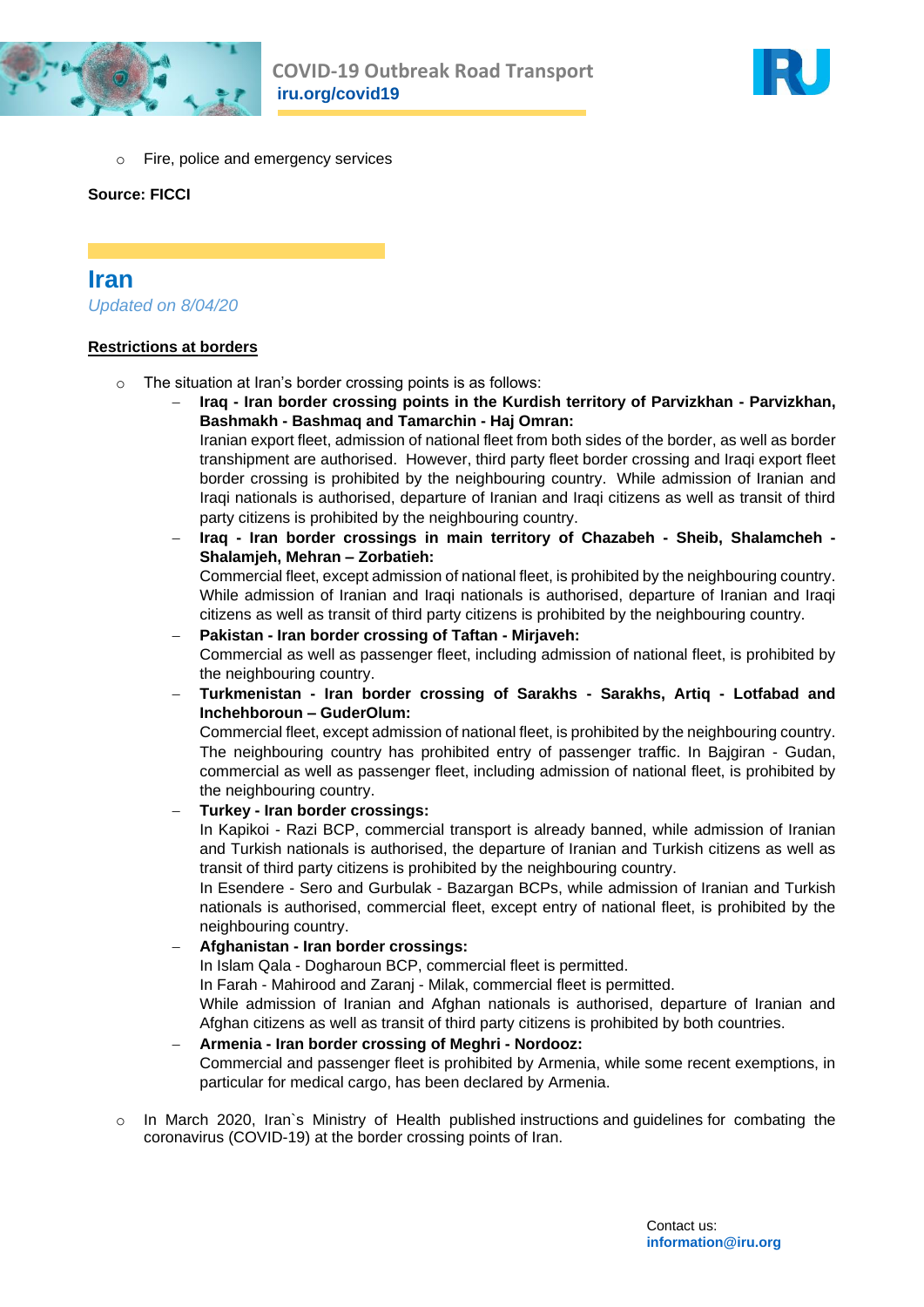- Fire, police and emergency services

**Source: FICCI**

## Iran

*Updated on 8/04/20*

**Restrictions at borders**

- The situation at Iran's border crossing points is as follows:
  - **Iraq - Iran border crossing points in the Kurdish territory of Parvizkhan - Parvizkhan, Bashmakh - Bashmaq and Tamarchin - Haj Omran:**
    Iranian export fleet, admission of national fleet from both sides of the border, as well as border transhipment are authorised. However, third party fleet border crossing and Iraqi export fleet border crossing is prohibited by the neighbouring country. While admission of Iranian and Iraqi nationals is authorised, departure of Iranian and Iraqi citizens as well as transit of third party citizens is prohibited by the neighbouring country.
  - **Iraq - Iran border crossings in main territory of Chazabeh - Sheib, Shalamcheh - Shalamjeh, Mehran – Zorbatieh:**
    Commercial fleet, except admission of national fleet, is prohibited by the neighbouring country. While admission of Iranian and Iraqi nationals is authorised, departure of Iranian and Iraqi citizens as well as transit of third party citizens is prohibited by the neighbouring country.
  - **Pakistan - Iran border crossing of Taftan - Mirjaveh:**
    Commercial as well as passenger fleet, including admission of national fleet, is prohibited by the neighbouring country.
  - **Turkmenistan - Iran border crossing of Sarakhs - Sarakhs, Artiq - Lotfabad and Inchehboroun – GuderOlum:**
    Commercial fleet, except admission of national fleet, is prohibited by the neighbouring country. The neighbouring country has prohibited entry of passenger traffic. In Bajgiran - Gudan, commercial as well as passenger fleet, including admission of national fleet, is prohibited by the neighbouring country.
  - **Turkey - Iran border crossings:**
    In Kapikoi - Razi BCP, commercial transport is already banned, while admission of Iranian and Turkish nationals is authorised, the departure of Iranian and Turkish citizens as well as transit of third party citizens is prohibited by the neighbouring country.
    In Esendere - Sero and Gurbulak - Bazargan BCPs, while admission of Iranian and Turkish nationals is authorised, commercial fleet, except entry of national fleet, is prohibited by the neighbouring country.
  - **Afghanistan - Iran border crossings:**
    In Islam Qala - Dogharoun BCP, commercial fleet is permitted.
    In Farah - Mahirood and Zaranj - Milak, commercial fleet is permitted.
    While admission of Iranian and Afghan nationals is authorised, departure of Iranian and Afghan citizens as well as transit of third party citizens is prohibited by both countries.
  - **Armenia - Iran border crossing of Meghri - Nordooz:**
    Commercial and passenger fleet is prohibited by Armenia, while some recent exemptions, in particular for medical cargo, has been declared by Armenia.
- In March 2020, Iran`s Ministry of Health published instructions and guidelines for combating the coronavirus (COVID-19) at the border crossing points of Iran.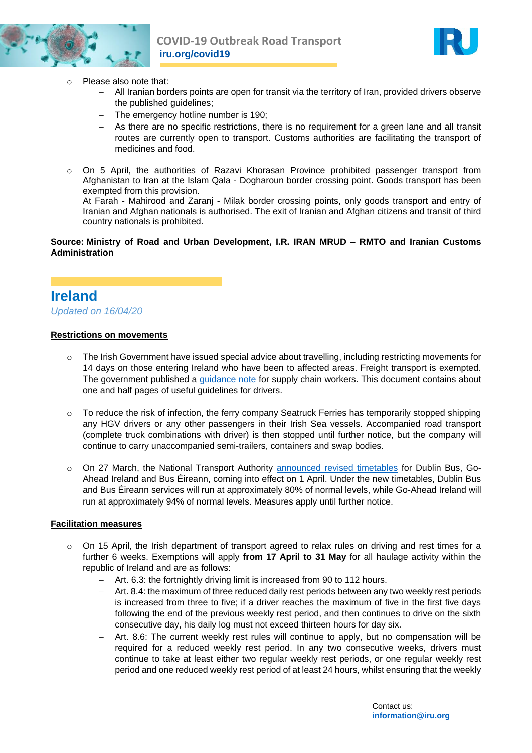- Please also note that:
  - All Iranian borders points are open for transit via the territory of Iran, provided drivers observe the published guidelines;
  - The emergency hotline number is 190;
  - As there are no specific restrictions, there is no requirement for a green lane and all transit routes are currently open to transport. Customs authorities are facilitating the transport of medicines and food.

- On 5 April, the authorities of Razavi Khorasan Province prohibited passenger transport from Afghanistan to Iran at the Islam Qala - Dogharoun border crossing point. Goods transport has been exempted from this provision.
  At Farah - Mahirood and Zaranj - Milak border crossing points, only goods transport and entry of Iranian and Afghan nationals is authorised. The exit of Iranian and Afghan citizens and transit of third country nationals is prohibited.

**Source: Ministry of Road and Urban Development, I.R. IRAN MRUD – RMTO and Iranian Customs Administration**

## Ireland

*Updated on 16/04/20*

**Restrictions on movements**

- The Irish Government have issued special advice about travelling, including restricting movements for 14 days on those entering Ireland who have been to affected areas. Freight transport is exempted. The government published a guidance note for supply chain workers. This document contains about one and half pages of useful guidelines for drivers.

- To reduce the risk of infection, the ferry company Seatruck Ferries has temporarily stopped shipping any HGV drivers or any other passengers in their Irish Sea vessels. Accompanied road transport (complete truck combinations with driver) is then stopped until further notice, but the company will continue to carry unaccompanied semi-trailers, containers and swap bodies.

- On 27 March, the National Transport Authority announced revised timetables for Dublin Bus, Go-Ahead Ireland and Bus Éireann, coming into effect on 1 April. Under the new timetables, Dublin Bus and Bus Éireann services will run at approximately 80% of normal levels, while Go-Ahead Ireland will run at approximately 94% of normal levels. Measures apply until further notice.

**Facilitation measures**

- On 15 April, the Irish department of transport agreed to relax rules on driving and rest times for a further 6 weeks. Exemptions will apply **from 17 April to 31 May** for all haulage activity within the republic of Ireland and are as follows:
  - Art. 6.3: the fortnightly driving limit is increased from 90 to 112 hours.
  - Art. 8.4: the maximum of three reduced daily rest periods between any two weekly rest periods is increased from three to five; if a driver reaches the maximum of five in the first five days following the end of the previous weekly rest period, and then continues to drive on the sixth consecutive day, his daily log must not exceed thirteen hours for day six.
  - Art. 8.6: The current weekly rest rules will continue to apply, but no compensation will be required for a reduced weekly rest period. In any two consecutive weeks, drivers must continue to take at least either two regular weekly rest periods, or one regular weekly rest period and one reduced weekly rest period of at least 24 hours, whilst ensuring that the weekly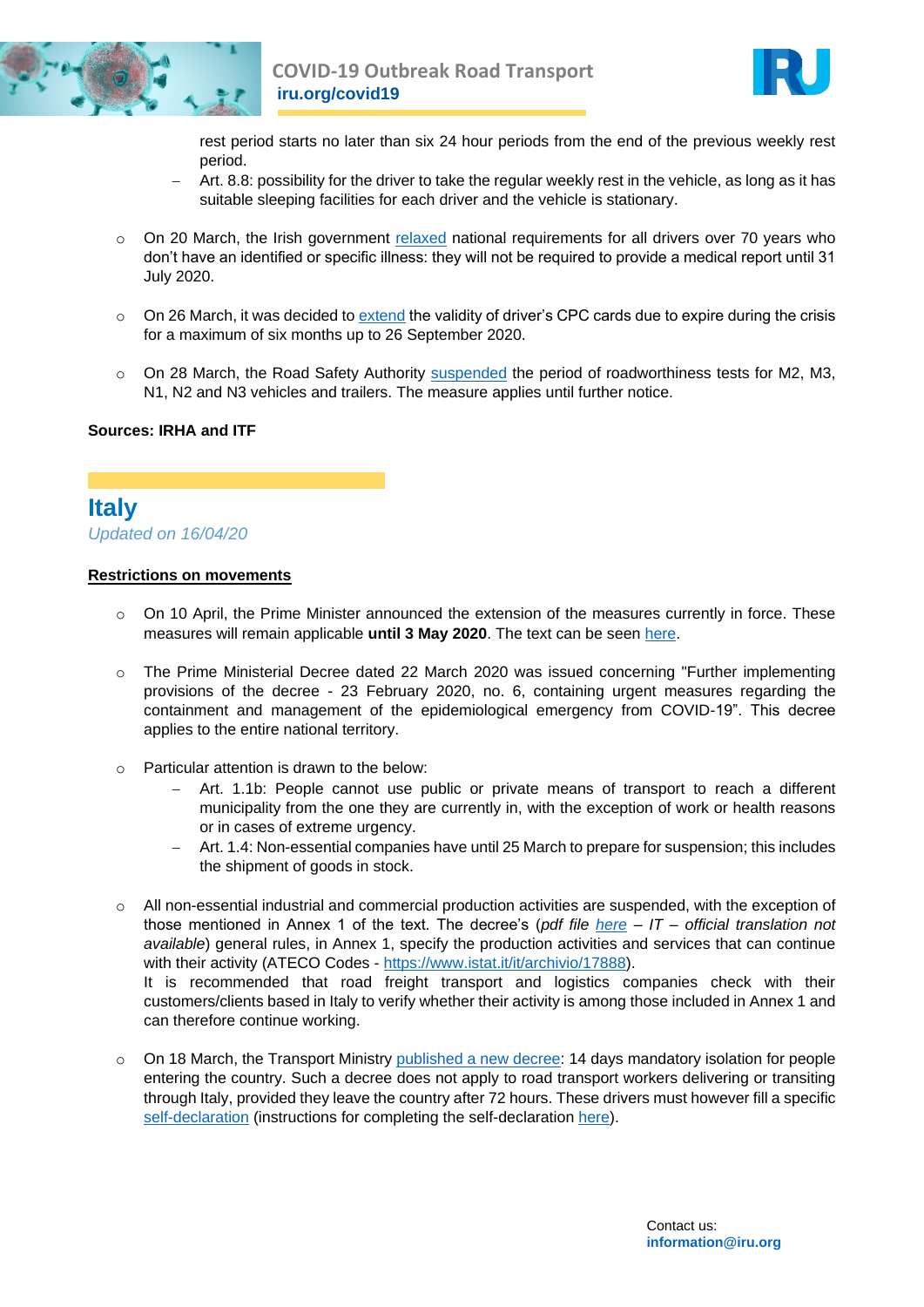rest period starts no later than six 24 hour periods from the end of the previous weekly rest period.
  - Art. 8.8: possibility for the driver to take the regular weekly rest in the vehicle, as long as it has suitable sleeping facilities for each driver and the vehicle is stationary.

- On 20 March, the Irish government relaxed national requirements for all drivers over 70 years who don't have an identified or specific illness: they will not be required to provide a medical report until 31 July 2020.

- On 26 March, it was decided to extend the validity of driver's CPC cards due to expire during the crisis for a maximum of six months up to 26 September 2020.

- On 28 March, the Road Safety Authority suspended the period of roadworthiness tests for M2, M3, N1, N2 and N3 vehicles and trailers. The measure applies until further notice.

**Sources: IRHA and ITF**

## Italy

*Updated on 16/04/20*

**Restrictions on movements**

- On 10 April, the Prime Minister announced the extension of the measures currently in force. These measures will remain applicable **until 3 May 2020**. The text can be seen here.

- The Prime Ministerial Decree dated 22 March 2020 was issued concerning "Further implementing provisions of the decree - 23 February 2020, no. 6, containing urgent measures regarding the containment and management of the epidemiological emergency from COVID-19". This decree applies to the entire national territory.

- Particular attention is drawn to the below:
  - Art. 1.1b: People cannot use public or private means of transport to reach a different municipality from the one they are currently in, with the exception of work or health reasons or in cases of extreme urgency.
  - Art. 1.4: Non-essential companies have until 25 March to prepare for suspension; this includes the shipment of goods in stock.

- All non-essential industrial and commercial production activities are suspended, with the exception of those mentioned in Annex 1 of the text. The decree's (*pdf file here – IT – official translation not available*) general rules, in Annex 1, specify the production activities and services that can continue with their activity (ATECO Codes - https://www.istat.it/it/archivio/17888).
  It is recommended that road freight transport and logistics companies check with their customers/clients based in Italy to verify whether their activity is among those included in Annex 1 and can therefore continue working.

- On 18 March, the Transport Ministry published a new decree: 14 days mandatory isolation for people entering the country. Such a decree does not apply to road transport workers delivering or transiting through Italy, provided they leave the country after 72 hours. These drivers must however fill a specific self-declaration (instructions for completing the self-declaration here).

Contact us:
**information@iru.org**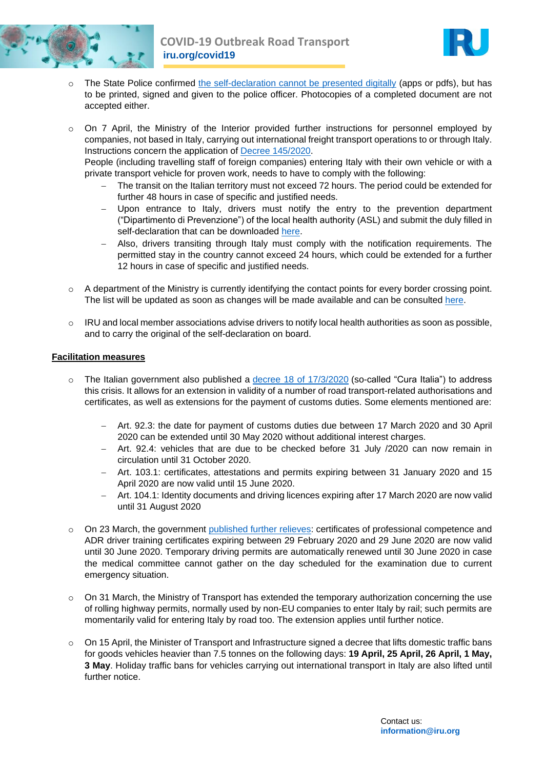- The State Police confirmed the self-declaration cannot be presented digitally (apps or pdfs), but has to be printed, signed and given to the police officer. Photocopies of a completed document are not accepted either.

- On 7 April, the Ministry of the Interior provided further instructions for personnel employed by companies, not based in Italy, carrying out international freight transport operations to or through Italy. Instructions concern the application of Decree 145/2020.
  People (including travelling staff of foreign companies) entering Italy with their own vehicle or with a private transport vehicle for proven work, needs to have to comply with the following:
  - The transit on the Italian territory must not exceed 72 hours. The period could be extended for further 48 hours in case of specific and justified needs.
  - Upon entrance to Italy, drivers must notify the entry to the prevention department ("Dipartimento di Prevenzione") of the local health authority (ASL) and submit the duly filled in self-declaration that can be downloaded here.
  - Also, drivers transiting through Italy must comply with the notification requirements. The permitted stay in the country cannot exceed 24 hours, which could be extended for a further 12 hours in case of specific and justified needs.

- A department of the Ministry is currently identifying the contact points for every border crossing point. The list will be updated as soon as changes will be made available and can be consulted here.

- IRU and local member associations advise drivers to notify local health authorities as soon as possible, and to carry the original of the self-declaration on board.

**Facilitation measures**

- The Italian government also published a decree 18 of 17/3/2020 (so-called "Cura Italia") to address this crisis. It allows for an extension in validity of a number of road transport-related authorisations and certificates, as well as extensions for the payment of customs duties. Some elements mentioned are:
  - Art. 92.3: the date for payment of customs duties due between 17 March 2020 and 30 April 2020 can be extended until 30 May 2020 without additional interest charges.
  - Art. 92.4: vehicles that are due to be checked before 31 July /2020 can now remain in circulation until 31 October 2020.
  - Art. 103.1: certificates, attestations and permits expiring between 31 January 2020 and 15 April 2020 are now valid until 15 June 2020.
  - Art. 104.1: Identity documents and driving licences expiring after 17 March 2020 are now valid until 31 August 2020

- On 23 March, the government published further relieves: certificates of professional competence and ADR driver training certificates expiring between 29 February 2020 and 29 June 2020 are now valid until 30 June 2020. Temporary driving permits are automatically renewed until 30 June 2020 in case the medical committee cannot gather on the day scheduled for the examination due to current emergency situation.

- On 31 March, the Ministry of Transport has extended the temporary authorization concerning the use of rolling highway permits, normally used by non-EU companies to enter Italy by rail; such permits are momentarily valid for entering Italy by road too. The extension applies until further notice.

- On 15 April, the Minister of Transport and Infrastructure signed a decree that lifts domestic traffic bans for goods vehicles heavier than 7.5 tonnes on the following days: **19 April, 25 April, 26 April, 1 May, 3 May**. Holiday traffic bans for vehicles carrying out international transport in Italy are also lifted until further notice.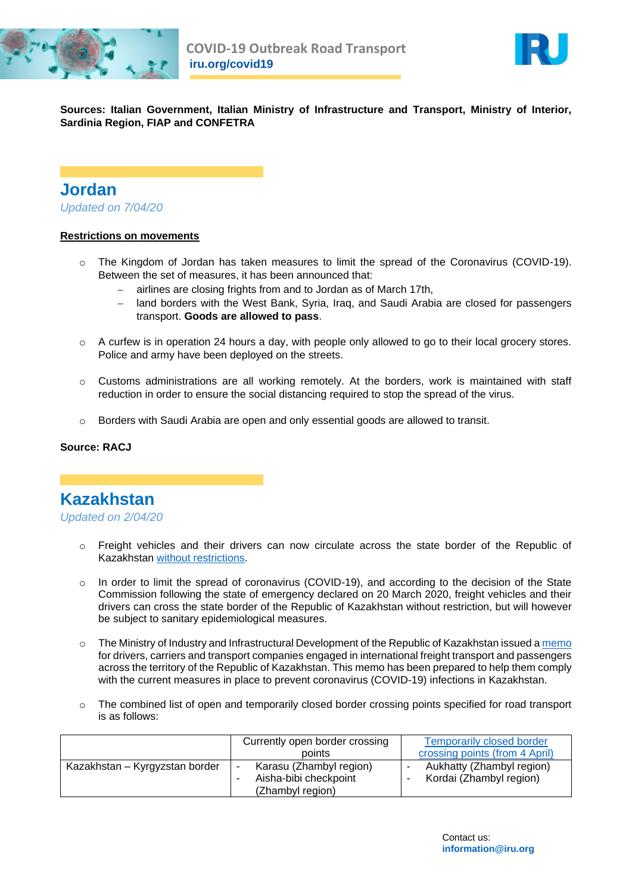**Sources: Italian Government, Italian Ministry of Infrastructure and Transport, Ministry of Interior, Sardinia Region, FIAP and CONFETRA**

## Jordan

*Updated on 7/04/20*

**Restrictions on movements**

- The Kingdom of Jordan has taken measures to limit the spread of the Coronavirus (COVID-19). Between the set of measures, it has been announced that:
  - airlines are closing frights from and to Jordan as of March 17th,
  - land borders with the West Bank, Syria, Iraq, and Saudi Arabia are closed for passengers transport. **Goods are allowed to pass**.

- A curfew is in operation 24 hours a day, with people only allowed to go to their local grocery stores. Police and army have been deployed on the streets.

- Customs administrations are all working remotely. At the borders, work is maintained with staff reduction in order to ensure the social distancing required to stop the spread of the virus.

- Borders with Saudi Arabia are open and only essential goods are allowed to transit.

**Source: RACJ**

## Kazakhstan

*Updated on 2/04/20*

- Freight vehicles and their drivers can now circulate across the state border of the Republic of Kazakhstan without restrictions.

- In order to limit the spread of coronavirus (COVID-19), and according to the decision of the State Commission following the state of emergency declared on 20 March 2020, freight vehicles and their drivers can cross the state border of the Republic of Kazakhstan without restriction, but will however be subject to sanitary epidemiological measures.

- The Ministry of Industry and Infrastructural Development of the Republic of Kazakhstan issued a memo for drivers, carriers and transport companies engaged in international freight transport and passengers across the territory of the Republic of Kazakhstan. This memo has been prepared to help them comply with the current measures in place to prevent coronavirus (COVID-19) infections in Kazakhstan.

- The combined list of open and temporarily closed border crossing points specified for road transport is as follows:

| | Currently open border crossing points | Temporarily closed border crossing points (from 4 April) |
|---|---|---|
| Kazakhstan – Kyrgyzstan border | - Karasu (Zhambyl region)<br>- Aisha-bibi checkpoint (Zhambyl region) | - Aukhatty (Zhambyl region)<br>- Kordai (Zhambyl region) |

Contact us:
**information@iru.org**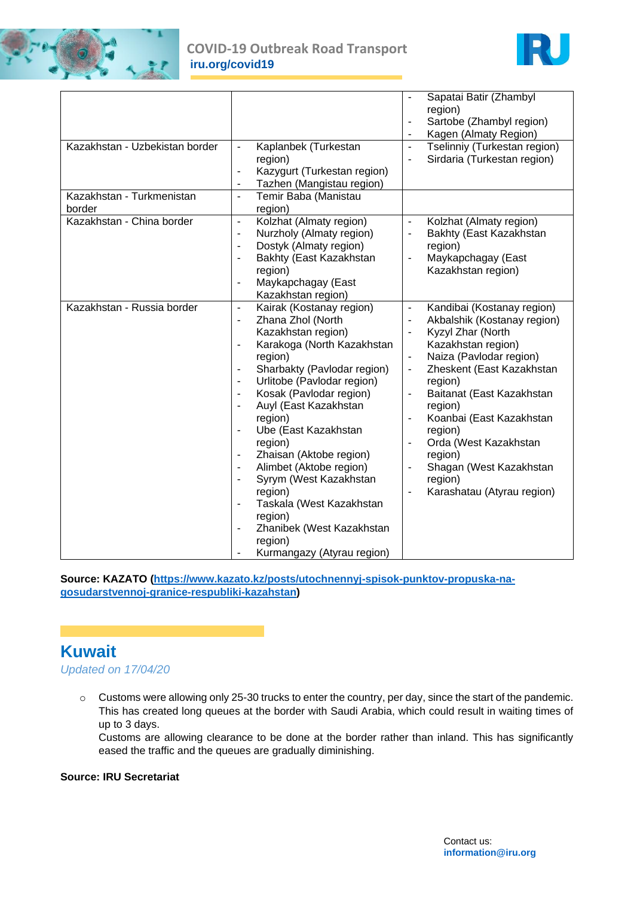| | | |
|---|---|---|
| | | - Sapatai Batir (Zhambyl region)<br>- Sartobe (Zhambyl region)<br>- Kagen (Almaty Region) |
| Kazakhstan - Uzbekistan border | - Kaplanbek (Turkestan region)<br>- Kazygurt (Turkestan region)<br>- Tazhen (Mangistau region) | - Tselinniy (Turkestan region)<br>- Sirdaria (Turkestan region) |
| Kazakhstan - Turkmenistan border | - Temir Baba (Manistau region) | |
| Kazakhstan - China border | - Kolzhat (Almaty region)<br>- Nurzholy (Almaty region)<br>- Dostyk (Almaty region)<br>- Bakhty (East Kazakhstan region)<br>- Maykapchagay (East Kazakhstan region) | - Kolzhat (Almaty region)<br>- Bakhty (East Kazakhstan region)<br>- Maykapchagay (East Kazakhstan region) |
| Kazakhstan - Russia border | - Kairak (Kostanay region)<br>- Zhana Zhol (North Kazakhstan region)<br>- Karakoga (North Kazakhstan region)<br>- Sharbakty (Pavlodar region)<br>- Urlitobe (Pavlodar region)<br>- Kosak (Pavlodar region)<br>- Auyl (East Kazakhstan region)<br>- Ube (East Kazakhstan region)<br>- Zhaisan (Aktobe region)<br>- Alimbet (Aktobe region)<br>- Syrym (West Kazakhstan region)<br>- Taskala (West Kazakhstan region)<br>- Zhanibek (West Kazakhstan region)<br>- Kurmangazy (Atyrau region) | - Kandibai (Kostanay region)<br>- Akbalshik (Kostanay region)<br>- Kyzyl Zhar (North Kazakhstan region)<br>- Naiza (Pavlodar region)<br>- Zheskent (East Kazakhstan region)<br>- Baitanat (East Kazakhstan region)<br>- Koanbai (East Kazakhstan region)<br>- Orda (West Kazakhstan region)<br>- Shagan (West Kazakhstan region)<br>- Karashatau (Atyrau region) |

**Source: KAZATO (https://www.kazato.kz/posts/utochnennyj-spisok-punktov-propuska-na-gosudarstvennoj-granice-respubliki-kazahstan)**

## Kuwait

*Updated on 17/04/20*

- Customs were allowing only 25-30 trucks to enter the country, per day, since the start of the pandemic. This has created long queues at the border with Saudi Arabia, which could result in waiting times of up to 3 days.
  Customs are allowing clearance to be done at the border rather than inland. This has significantly eased the traffic and the queues are gradually diminishing.

**Source: IRU Secretariat**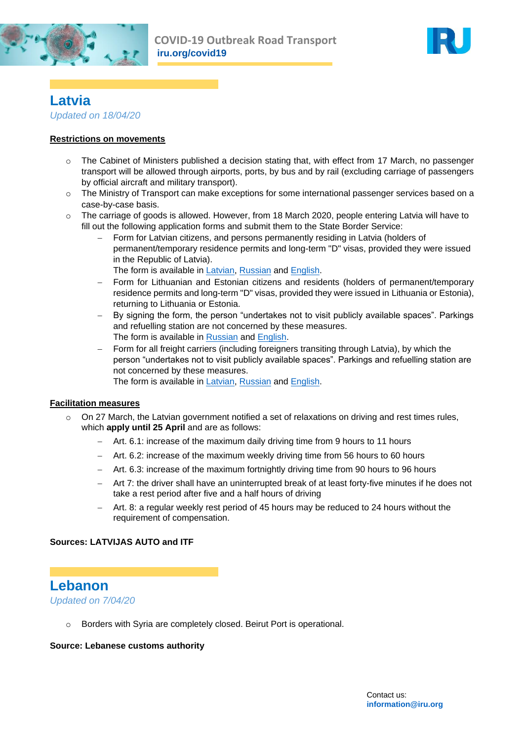## Latvia

*Updated on 18/04/20*

**Restictions on movements**

- The Cabinet of Ministers published a decision stating that, with effect from 17 March, no passenger transport will be allowed through airports, ports, by bus and by rail (excluding carriage of passengers by official aircraft and military transport).
- The Ministry of Transport can make exceptions for some international passenger services based on a case-by-case basis.
- The carriage of goods is allowed. However, from 18 March 2020, people entering Latvia will have to fill out the following application forms and submit them to the State Border Service:
  - Form for Latvian citizens, and persons permanently residing in Latvia (holders of permanent/temporary residence permits and long-term "D" visas, provided they were issued in the Republic of Latvia).
    The form is available in Latvian, Russian and English.
  - Form for Lithuanian and Estonian citizens and residents (holders of permanent/temporary residence permits and long-term "D" visas, provided they were issued in Lithuania or Estonia), returning to Lithuania or Estonia.
  - By signing the form, the person "undertakes not to visit publicly available spaces". Parkings and refuelling station are not concerned by these measures.
    The form is available in Russian and English.
  - Form for all freight carriers (including foreigners transiting through Latvia), by which the person "undertakes not to visit publicly available spaces". Parkings and refuelling station are not concerned by these measures.
    The form is available in Latvian, Russian and English.

**Facilitation measures**

- On 27 March, the Latvian government notified a set of relaxations on driving and rest times rules, which **apply until 25 April** and are as follows:
  - Art. 6.1: increase of the maximum daily driving time from 9 hours to 11 hours
  - Art. 6.2: increase of the maximum weekly driving time from 56 hours to 60 hours
  - Art. 6.3: increase of the maximum fortnightly driving time from 90 hours to 96 hours
  - Art 7: the driver shall have an uninterrupted break of at least forty-five minutes if he does not take a rest period after five and a half hours of driving
  - Art. 8: a regular weekly rest period of 45 hours may be reduced to 24 hours without the requirement of compensation.

**Sources: LATVIJAS AUTO and ITF**

## Lebanon

*Updated on 7/04/20*

- Borders with Syria are completely closed. Beirut Port is operational.

**Source: Lebanese customs authority**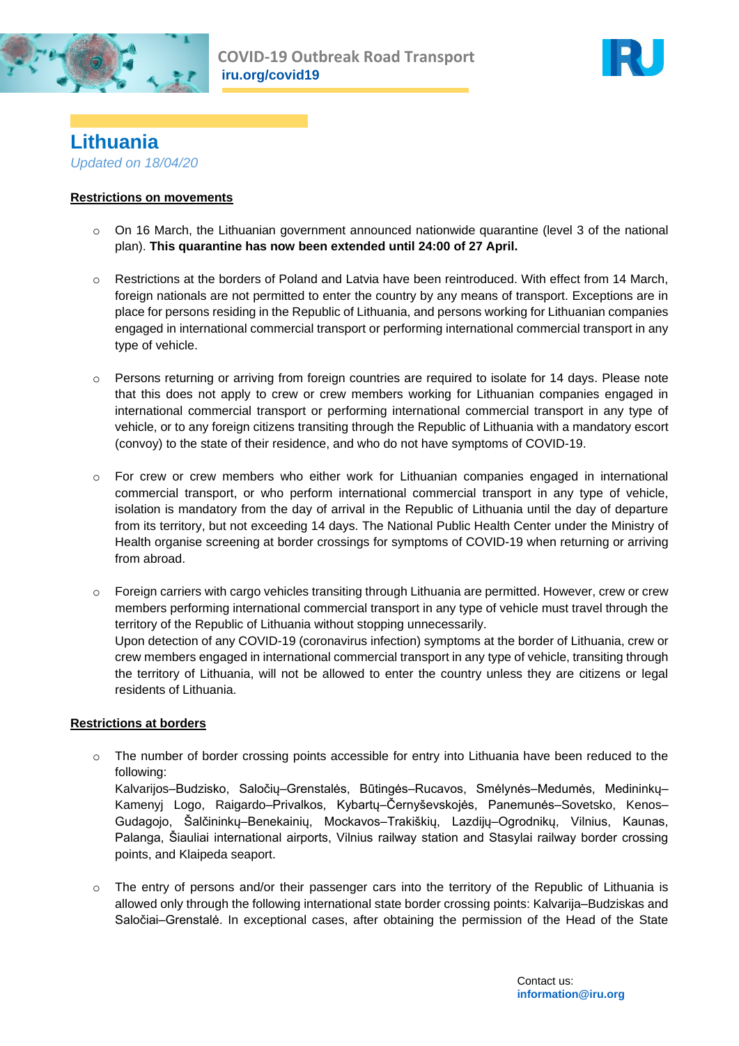# Lithuania

*Updated on 18/04/20*

**Restrictions on movements**

- On 16 March, the Lithuanian government announced nationwide quarantine (level 3 of the national plan). **This quarantine has now been extended until 24:00 of 27 April.**

- Restrictions at the borders of Poland and Latvia have been reintroduced. With effect from 14 March, foreign nationals are not permitted to enter the country by any means of transport. Exceptions are in place for persons residing in the Republic of Lithuania, and persons working for Lithuanian companies engaged in international commercial transport or performing international commercial transport in any type of vehicle.

- Persons returning or arriving from foreign countries are required to isolate for 14 days. Please note that this does not apply to crew or crew members working for Lithuanian companies engaged in international commercial transport or performing international commercial transport in any type of vehicle, or to any foreign citizens transiting through the Republic of Lithuania with a mandatory escort (convoy) to the state of their residence, and who do not have symptoms of COVID-19.

- For crew or crew members who either work for Lithuanian companies engaged in international commercial transport, or who perform international commercial transport in any type of vehicle, isolation is mandatory from the day of arrival in the Republic of Lithuania until the day of departure from its territory, but not exceeding 14 days. The National Public Health Center under the Ministry of Health organise screening at border crossings for symptoms of COVID-19 when returning or arriving from abroad.

- Foreign carriers with cargo vehicles transiting through Lithuania are permitted. However, crew or crew members performing international commercial transport in any type of vehicle must travel through the territory of the Republic of Lithuania without stopping unnecessarily.
  Upon detection of any COVID-19 (coronavirus infection) symptoms at the border of Lithuania, crew or crew members engaged in international commercial transport in any type of vehicle, transiting through the territory of Lithuania, will not be allowed to enter the country unless they are citizens or legal residents of Lithuania.

**Restrictions at borders**

- The number of border crossing points accessible for entry into Lithuania have been reduced to the following:
  Kalvarijos–Budzisko, Saločių–Grenstalės, Būtingės–Rucavos, Smėlynės–Medumės, Medininkų–Kamenyj Logo, Raigardo–Privalkos, Kybartų–Černyševskojės, Panemunės–Sovetsko, Kenos–Gudagojo, Šalčininkų–Benekainių, Mockavos–Trakiškių, Lazdijų–Ogrodnikų, Vilnius, Kaunas, Palanga, Šiauliai international airports, Vilnius railway station and Stasylai railway border crossing points, and Klaipeda seaport.

- The entry of persons and/or their passenger cars into the territory of the Republic of Lithuania is allowed only through the following international state border crossing points: Kalvarija–Budziskas and Saločiai–Grenstalė. In exceptional cases, after obtaining the permission of the Head of the State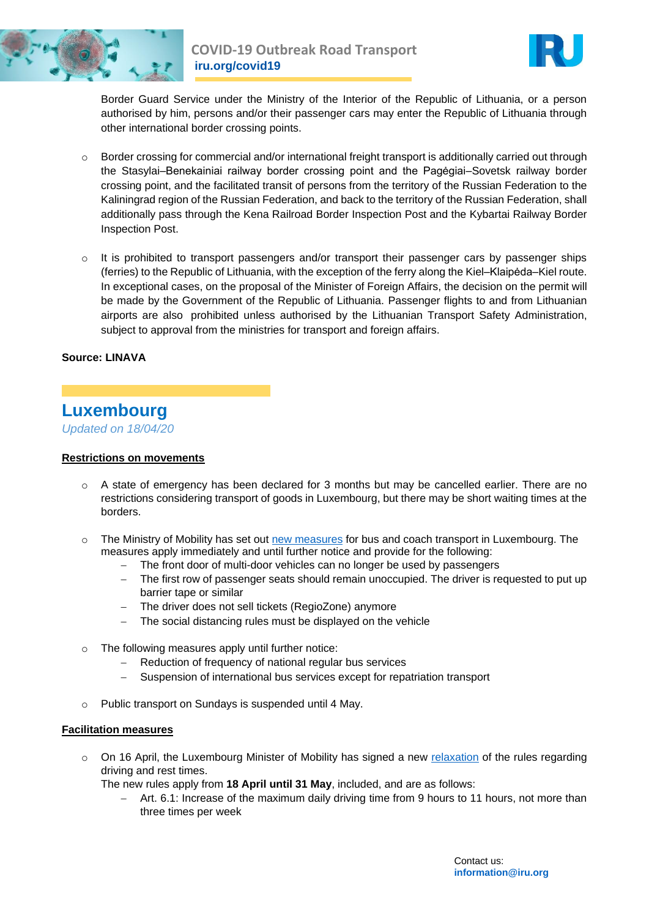Border Guard Service under the Ministry of the Interior of the Republic of Lithuania, or a person authorised by him, persons and/or their passenger cars may enter the Republic of Lithuania through other international border crossing points.

- Border crossing for commercial and/or international freight transport is additionally carried out through the Stasylai–Benekainiai railway border crossing point and the Pagėgiai–Sovetsk railway border crossing point, and the facilitated transit of persons from the territory of the Russian Federation to the Kaliningrad region of the Russian Federation, and back to the territory of the Russian Federation, shall additionally pass through the Kena Railroad Border Inspection Post and the Kybartai Railway Border Inspection Post.

- It is prohibited to transport passengers and/or transport their passenger cars by passenger ships (ferries) to the Republic of Lithuania, with the exception of the ferry along the Kiel–Klaipėda–Kiel route. In exceptional cases, on the proposal of the Minister of Foreign Affairs, the decision on the permit will be made by the Government of the Republic of Lithuania. Passenger flights to and from Lithuanian airports are also prohibited unless authorised by the Lithuanian Transport Safety Administration, subject to approval from the ministries for transport and foreign affairs.

**Source: LINAVA**

## Luxembourg

*Updated on 18/04/20*

**Restrictions on movements**

- A state of emergency has been declared for 3 months but may be cancelled earlier. There are no restrictions considering transport of goods in Luxembourg, but there may be short waiting times at the borders.

- The Ministry of Mobility has set out new measures for bus and coach transport in Luxembourg. The measures apply immediately and until further notice and provide for the following:
  - The front door of multi-door vehicles can no longer be used by passengers
  - The first row of passenger seats should remain unoccupied. The driver is requested to put up barrier tape or similar
  - The driver does not sell tickets (RegioZone) anymore
  - The social distancing rules must be displayed on the vehicle

- The following measures apply until further notice:
  - Reduction of frequency of national regular bus services
  - Suspension of international bus services except for repatriation transport

- Public transport on Sundays is suspended until 4 May.

**Facilitation measures**

- On 16 April, the Luxembourg Minister of Mobility has signed a new relaxation of the rules regarding driving and rest times.
  The new rules apply from **18 April until 31 May**, included, and are as follows:
  - Art. 6.1: Increase of the maximum daily driving time from 9 hours to 11 hours, not more than three times per week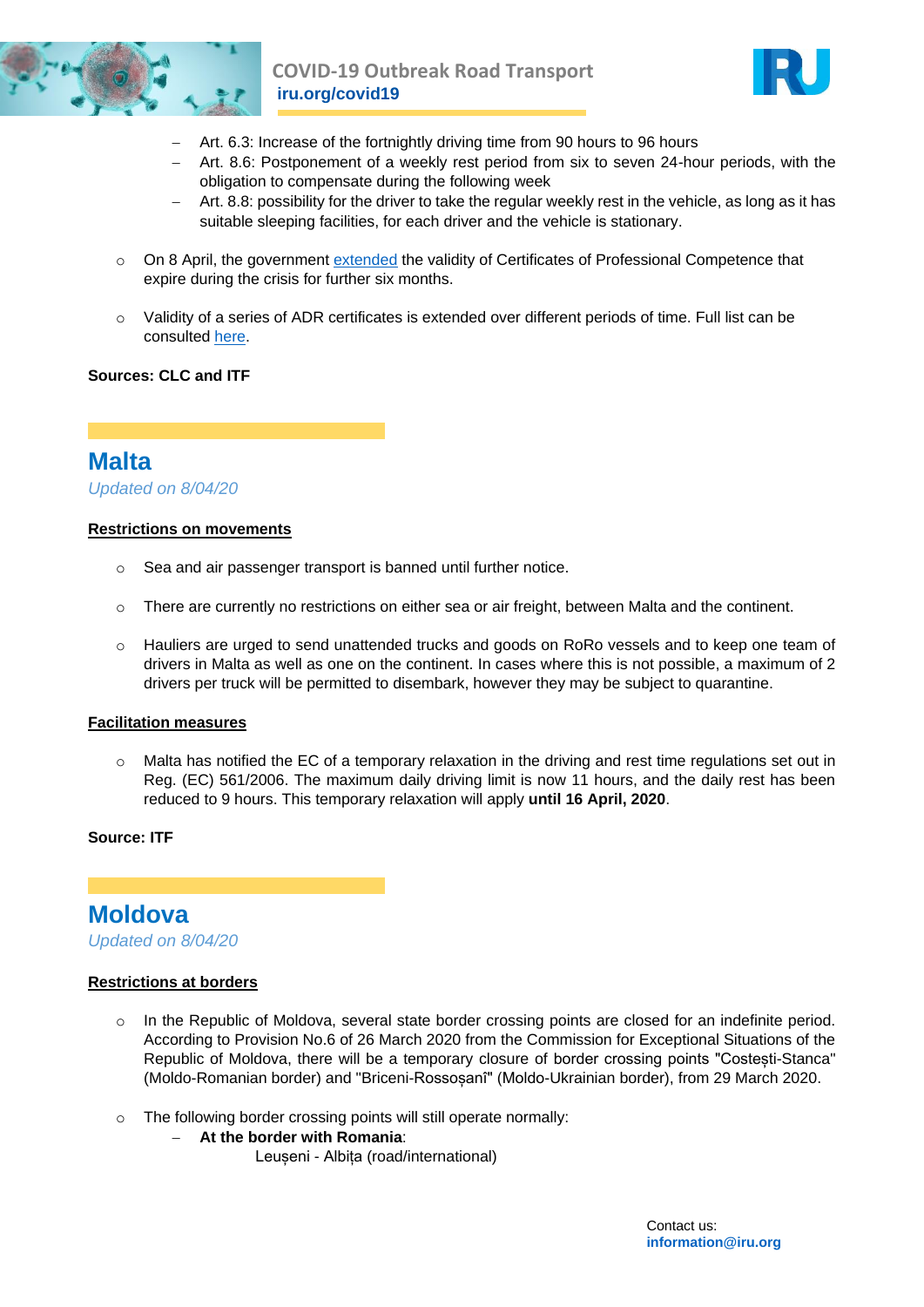- Art. 6.3: Increase of the fortnightly driving time from 90 hours to 96 hours
- Art. 8.6: Postponement of a weekly rest period from six to seven 24-hour periods, with the obligation to compensate during the following week
- Art. 8.8: possibility for the driver to take the regular weekly rest in the vehicle, as long as it has suitable sleeping facilities, for each driver and the vehicle is stationary.

- On 8 April, the government extended the validity of Certificates of Professional Competence that expire during the crisis for further six months.

- Validity of a series of ADR certificates is extended over different periods of time. Full list can be consulted here.

**Sources: CLC and ITF**

## Malta

*Updated on 8/04/20*

**Restrictions on movements**

- Sea and air passenger transport is banned until further notice.

- There are currently no restrictions on either sea or air freight, between Malta and the continent.

- Hauliers are urged to send unattended trucks and goods on RoRo vessels and to keep one team of drivers in Malta as well as one on the continent. In cases where this is not possible, a maximum of 2 drivers per truck will be permitted to disembark, however they may be subject to quarantine.

**Facilitation measures**

- Malta has notified the EC of a temporary relaxation in the driving and rest time regulations set out in Reg. (EC) 561/2006. The maximum daily driving limit is now 11 hours, and the daily rest has been reduced to 9 hours. This temporary relaxation will apply **until 16 April, 2020**.

**Source: ITF**

## Moldova

*Updated on 8/04/20*

**Restrictions at borders**

- In the Republic of Moldova, several state border crossing points are closed for an indefinite period. According to Provision No.6 of 26 March 2020 from the Commission for Exceptional Situations of the Republic of Moldova, there will be a temporary closure of border crossing points "Costești-Stanca" (Moldo-Romanian border) and "Briceni-Rossoșanî" (Moldo-Ukrainian border), from 29 March 2020.

- The following border crossing points will still operate normally:
  - **At the border with Romania**:
    - Leușeni - Albița (road/international)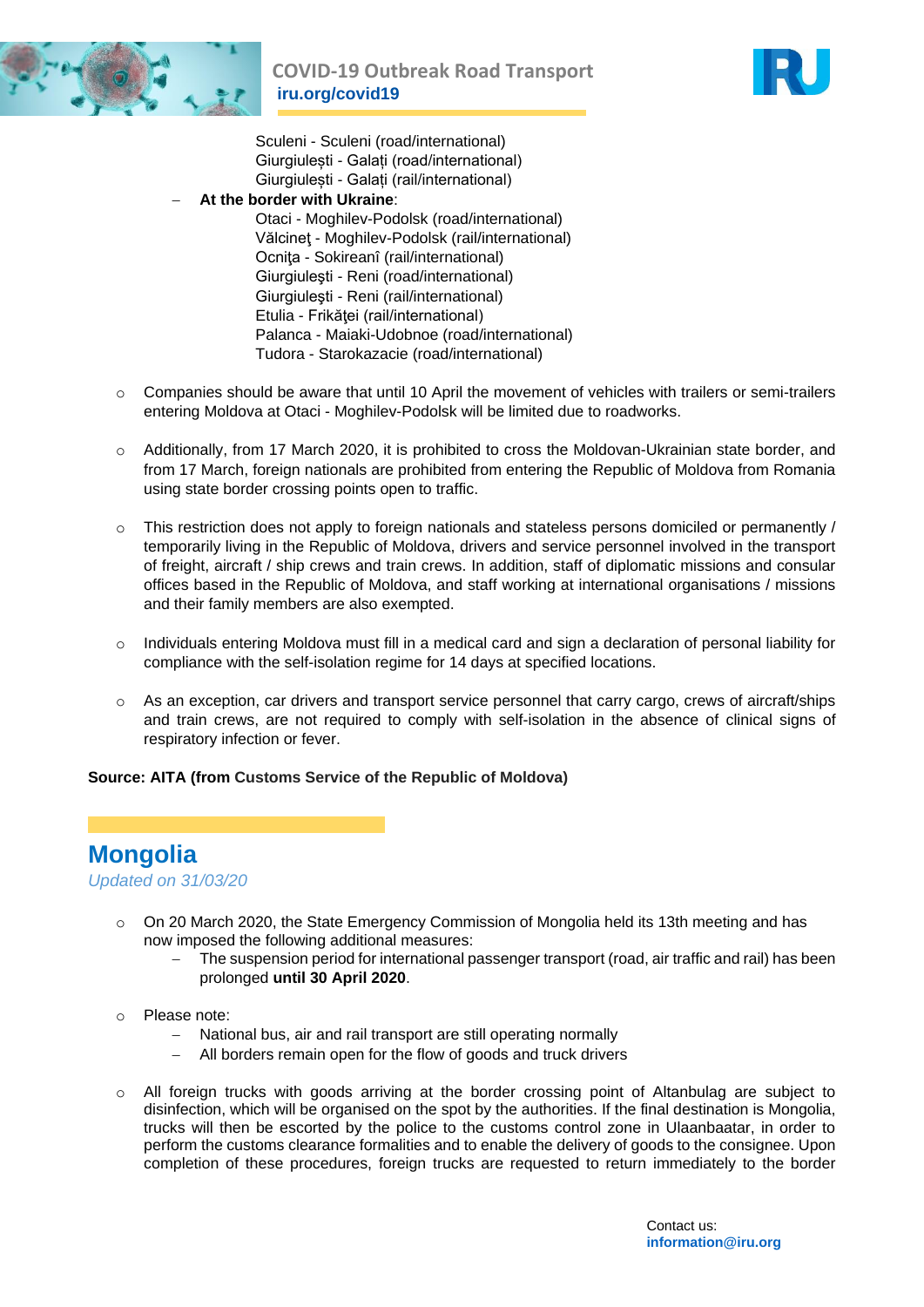Sculeni - Sculeni (road/international)
Giurgiulești - Galați (road/international)
Giurgiulești - Galați (rail/international)

- **At the border with Ukraine**:

  Otaci - Moghilev-Podolsk (road/international)
  Vălcineţ - Moghilev-Podolsk (rail/international)
  Ocniţa - Sokireanî (rail/international)
  Giurgiuleşti - Reni (road/international)
  Giurgiuleşti - Reni (rail/international)
  Etulia - Frikăţei (rail/international)
  Palanca - Maiaki-Udobnoe (road/international)
  Tudora - Starokazacie (road/international)

- Companies should be aware that until 10 April the movement of vehicles with trailers or semi-trailers entering Moldova at Otaci - Moghilev-Podolsk will be limited due to roadworks.

- Additionally, from 17 March 2020, it is prohibited to cross the Moldovan-Ukrainian state border, and from 17 March, foreign nationals are prohibited from entering the Republic of Moldova from Romania using state border crossing points open to traffic.

- This restriction does not apply to foreign nationals and stateless persons domiciled or permanently / temporarily living in the Republic of Moldova, drivers and service personnel involved in the transport of freight, aircraft / ship crews and train crews. In addition, staff of diplomatic missions and consular offices based in the Republic of Moldova, and staff working at international organisations / missions and their family members are also exempted.

- Individuals entering Moldova must fill in a medical card and sign a declaration of personal liability for compliance with the self-isolation regime for 14 days at specified locations.

- As an exception, car drivers and transport service personnel that carry cargo, crews of aircraft/ships and train crews, are not required to comply with self-isolation in the absence of clinical signs of respiratory infection or fever.

**Source: AITA (from Customs Service of the Republic of Moldova)**

## Mongolia

*Updated on 31/03/20*

- On 20 March 2020, the State Emergency Commission of Mongolia held its 13th meeting and has now imposed the following additional measures:
  - The suspension period for international passenger transport (road, air traffic and rail) has been prolonged **until 30 April 2020**.

- Please note:
  - National bus, air and rail transport are still operating normally
  - All borders remain open for the flow of goods and truck drivers

- All foreign trucks with goods arriving at the border crossing point of Altanbulag are subject to disinfection, which will be organised on the spot by the authorities. If the final destination is Mongolia, trucks will then be escorted by the police to the customs control zone in Ulaanbaatar, in order to perform the customs clearance formalities and to enable the delivery of goods to the consignee. Upon completion of these procedures, foreign trucks are requested to return immediately to the border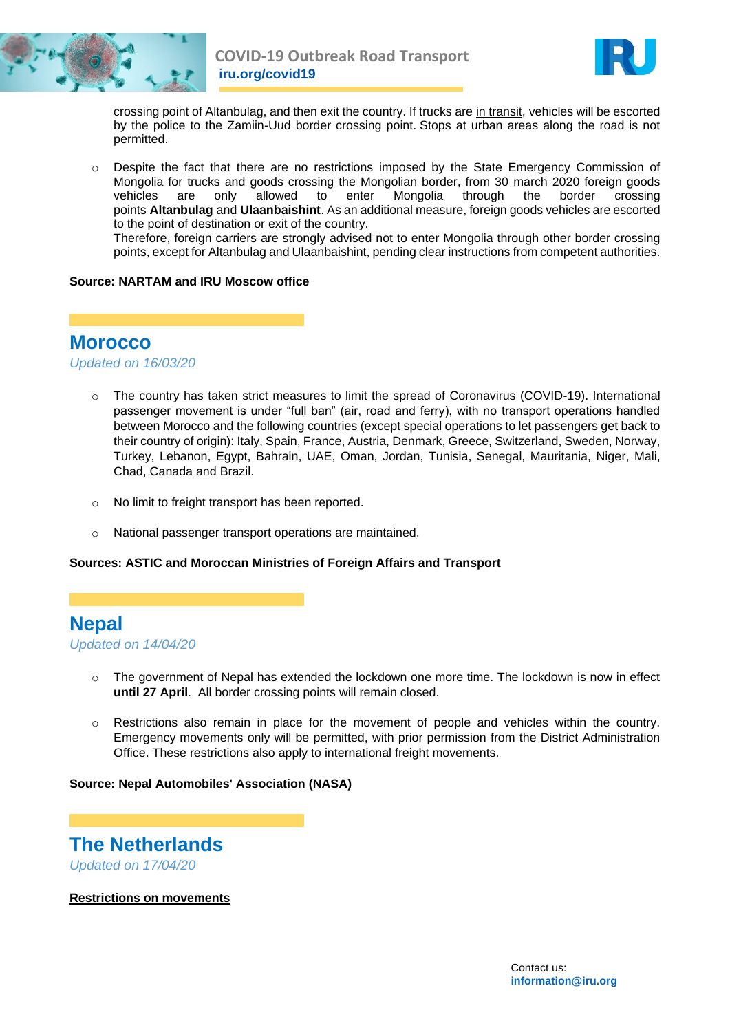crossing point of Altanbulag, and then exit the country. If trucks are in transit, vehicles will be escorted by the police to the Zamiin-Uud border crossing point. Stops at urban areas along the road is not permitted.

- Despite the fact that there are no restrictions imposed by the State Emergency Commission of Mongolia for trucks and goods crossing the Mongolian border, from 30 march 2020 foreign goods vehicles are only allowed to enter Mongolia through the border crossing points **Altanbulag** and **Ulaanbaishint**. As an additional measure, foreign goods vehicles are escorted to the point of destination or exit of the country.
  Therefore, foreign carriers are strongly advised not to enter Mongolia through other border crossing points, except for Altanbulag and Ulaanbaishint, pending clear instructions from competent authorities.

**Source: NARTAM and IRU Moscow office**

## Morocco

*Updated on 16/03/20*

- The country has taken strict measures to limit the spread of Coronavirus (COVID-19). International passenger movement is under “full ban” (air, road and ferry), with no transport operations handled between Morocco and the following countries (except special operations to let passengers get back to their country of origin): Italy, Spain, France, Austria, Denmark, Greece, Switzerland, Sweden, Norway, Turkey, Lebanon, Egypt, Bahrain, UAE, Oman, Jordan, Tunisia, Senegal, Mauritania, Niger, Mali, Chad, Canada and Brazil.
- No limit to freight transport has been reported.
- National passenger transport operations are maintained.

**Sources: ASTIC and Moroccan Ministries of Foreign Affairs and Transport**

## Nepal

*Updated on 14/04/20*

- The government of Nepal has extended the lockdown one more time. The lockdown is now in effect **until 27 April**. All border crossing points will remain closed.
- Restrictions also remain in place for the movement of people and vehicles within the country. Emergency movements only will be permitted, with prior permission from the District Administration Office. These restrictions also apply to international freight movements.

**Source: Nepal Automobiles' Association (NASA)**

## The Netherlands

*Updated on 17/04/20*

**Restrictions on movements**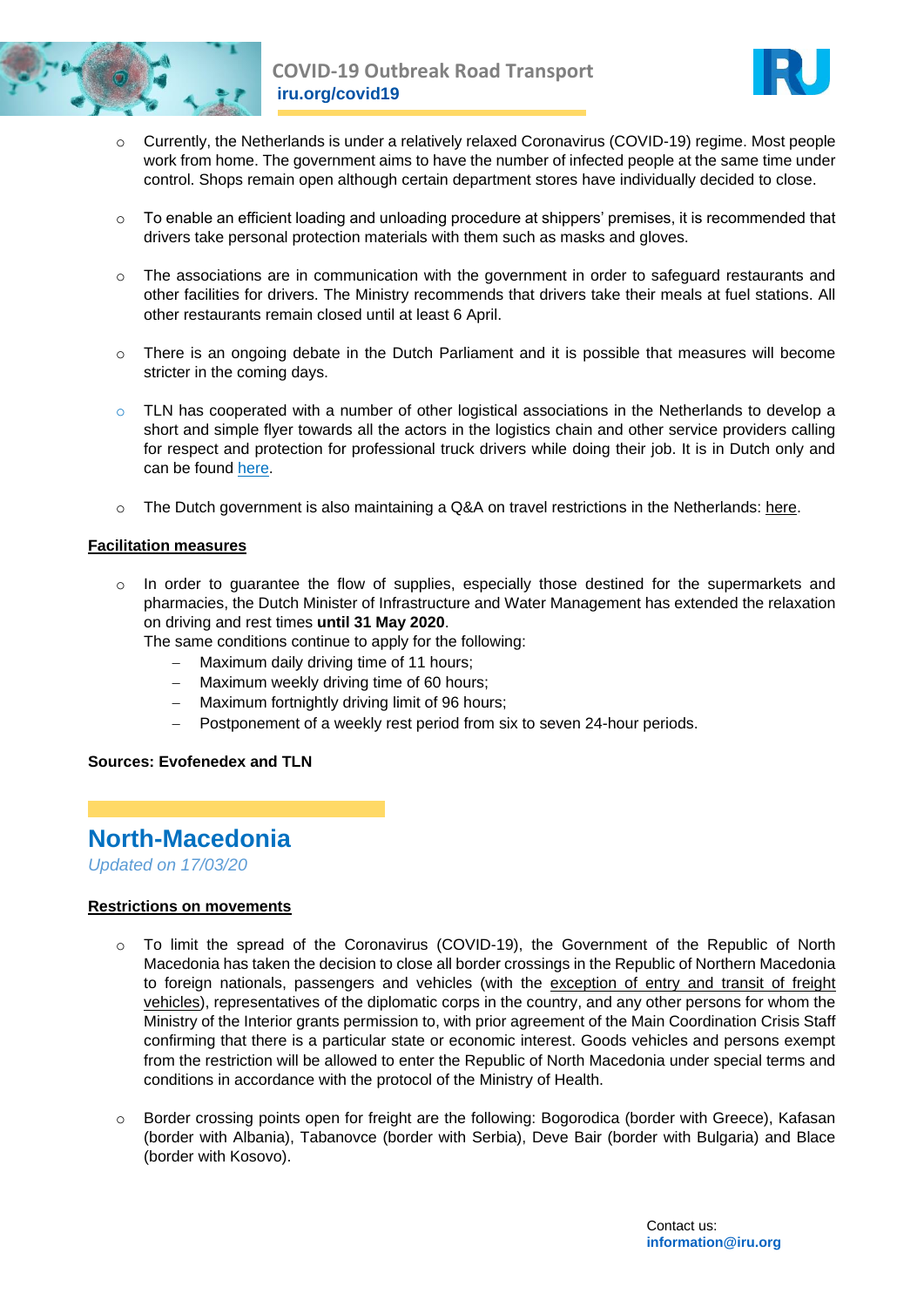- Currently, the Netherlands is under a relatively relaxed Coronavirus (COVID-19) regime. Most people work from home. The government aims to have the number of infected people at the same time under control. Shops remain open although certain department stores have individually decided to close.

- To enable an efficient loading and unloading procedure at shippers' premises, it is recommended that drivers take personal protection materials with them such as masks and gloves.

- The associations are in communication with the government in order to safeguard restaurants and other facilities for drivers. The Ministry recommends that drivers take their meals at fuel stations. All other restaurants remain closed until at least 6 April.

- There is an ongoing debate in the Dutch Parliament and it is possible that measures will become stricter in the coming days.

- TLN has cooperated with a number of other logistical associations in the Netherlands to develop a short and simple flyer towards all the actors in the logistics chain and other service providers calling for respect and protection for professional truck drivers while doing their job. It is in Dutch only and can be found here.

- The Dutch government is also maintaining a Q&A on travel restrictions in the Netherlands: here.

**Facilitation measures**

- In order to guarantee the flow of supplies, especially those destined for the supermarkets and pharmacies, the Dutch Minister of Infrastructure and Water Management has extended the relaxation on driving and rest times **until 31 May 2020**.
  The same conditions continue to apply for the following:
  - Maximum daily driving time of 11 hours;
  - Maximum weekly driving time of 60 hours;
  - Maximum fortnightly driving limit of 96 hours;
  - Postponement of a weekly rest period from six to seven 24-hour periods.

**Sources: Evofenedex and TLN**

## North-Macedonia

*Updated on 17/03/20*

**Restrictions on movements**

- To limit the spread of the Coronavirus (COVID-19), the Government of the Republic of North Macedonia has taken the decision to close all border crossings in the Republic of Northern Macedonia to foreign nationals, passengers and vehicles (with the exception of entry and transit of freight vehicles), representatives of the diplomatic corps in the country, and any other persons for whom the Ministry of the Interior grants permission to, with prior agreement of the Main Coordination Crisis Staff confirming that there is a particular state or economic interest. Goods vehicles and persons exempt from the restriction will be allowed to enter the Republic of North Macedonia under special terms and conditions in accordance with the protocol of the Ministry of Health.

- Border crossing points open for freight are the following: Bogorodica (border with Greece), Kafasan (border with Albania), Tabanovce (border with Serbia), Deve Bair (border with Bulgaria) and Blace (border with Kosovo).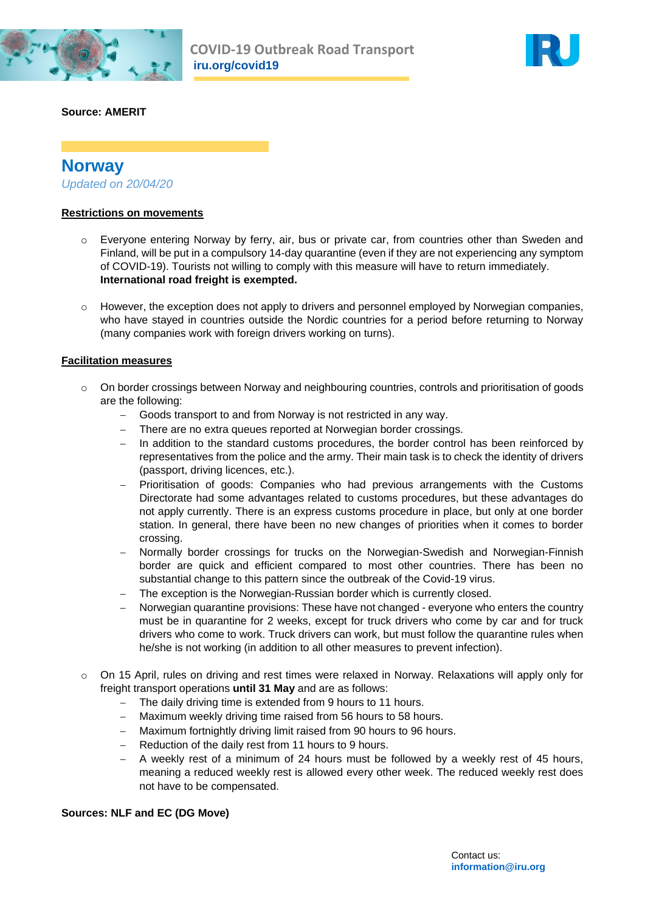**Source: AMERIT**

## Norway

*Updated on 20/04/20*

**Restrictions on movements**

- Everyone entering Norway by ferry, air, bus or private car, from countries other than Sweden and Finland, will be put in a compulsory 14-day quarantine (even if they are not experiencing any symptom of COVID-19). Tourists not willing to comply with this measure will have to return immediately. **International road freight is exempted.**

- However, the exception does not apply to drivers and personnel employed by Norwegian companies, who have stayed in countries outside the Nordic countries for a period before returning to Norway (many companies work with foreign drivers working on turns).

**Facilitation measures**

- On border crossings between Norway and neighbouring countries, controls and prioritisation of goods are the following:
  - Goods transport to and from Norway is not restricted in any way.
  - There are no extra queues reported at Norwegian border crossings.
  - In addition to the standard customs procedures, the border control has been reinforced by representatives from the police and the army. Their main task is to check the identity of drivers (passport, driving licences, etc.).
  - Prioritisation of goods: Companies who had previous arrangements with the Customs Directorate had some advantages related to customs procedures, but these advantages do not apply currently. There is an express customs procedure in place, but only at one border station. In general, there have been no new changes of priorities when it comes to border crossing.
  - Normally border crossings for trucks on the Norwegian-Swedish and Norwegian-Finnish border are quick and efficient compared to most other countries. There has been no substantial change to this pattern since the outbreak of the Covid-19 virus.
  - The exception is the Norwegian-Russian border which is currently closed.
  - Norwegian quarantine provisions: These have not changed - everyone who enters the country must be in quarantine for 2 weeks, except for truck drivers who come by car and for truck drivers who come to work. Truck drivers can work, but must follow the quarantine rules when he/she is not working (in addition to all other measures to prevent infection).

- On 15 April, rules on driving and rest times were relaxed in Norway. Relaxations will apply only for freight transport operations **until 31 May** and are as follows:
  - The daily driving time is extended from 9 hours to 11 hours.
  - Maximum weekly driving time raised from 56 hours to 58 hours.
  - Maximum fortnightly driving limit raised from 90 hours to 96 hours.
  - Reduction of the daily rest from 11 hours to 9 hours.
  - A weekly rest of a minimum of 24 hours must be followed by a weekly rest of 45 hours, meaning a reduced weekly rest is allowed every other week. The reduced weekly rest does not have to be compensated.

**Sources: NLF and EC (DG Move)**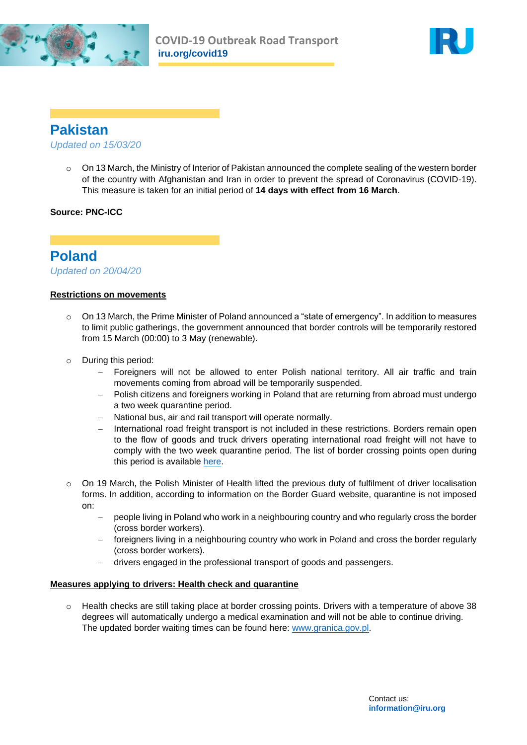## Pakistan

*Updated on 15/03/20*

- On 13 March, the Ministry of Interior of Pakistan announced the complete sealing of the western border of the country with Afghanistan and Iran in order to prevent the spread of Coronavirus (COVID-19). This measure is taken for an initial period of **14 days with effect from 16 March**.

**Source: PNC-ICC**

## Poland

*Updated on 20/04/20*

**Restrictions on movements**

- On 13 March, the Prime Minister of Poland announced a "state of emergency". In addition to measures to limit public gatherings, the government announced that border controls will be temporarily restored from 15 March (00:00) to 3 May (renewable).

- During this period:
  - Foreigners will not be allowed to enter Polish national territory. All air traffic and train movements coming from abroad will be temporarily suspended.
  - Polish citizens and foreigners working in Poland that are returning from abroad must undergo a two week quarantine period.
  - National bus, air and rail transport will operate normally.
  - International road freight transport is not included in these restrictions. Borders remain open to the flow of goods and truck drivers operating international road freight will not have to comply with the two week quarantine period. The list of border crossing points open during this period is available here.

- On 19 March, the Polish Minister of Health lifted the previous duty of fulfilment of driver localisation forms. In addition, according to information on the Border Guard website, quarantine is not imposed on:
  - people living in Poland who work in a neighbouring country and who regularly cross the border (cross border workers).
  - foreigners living in a neighbouring country who work in Poland and cross the border regularly (cross border workers).
  - drivers engaged in the professional transport of goods and passengers.

**Measures applying to drivers: Health check and quarantine**

- Health checks are still taking place at border crossing points. Drivers with a temperature of above 38 degrees will automatically undergo a medical examination and will not be able to continue driving. The updated border waiting times can be found here: www.granica.gov.pl.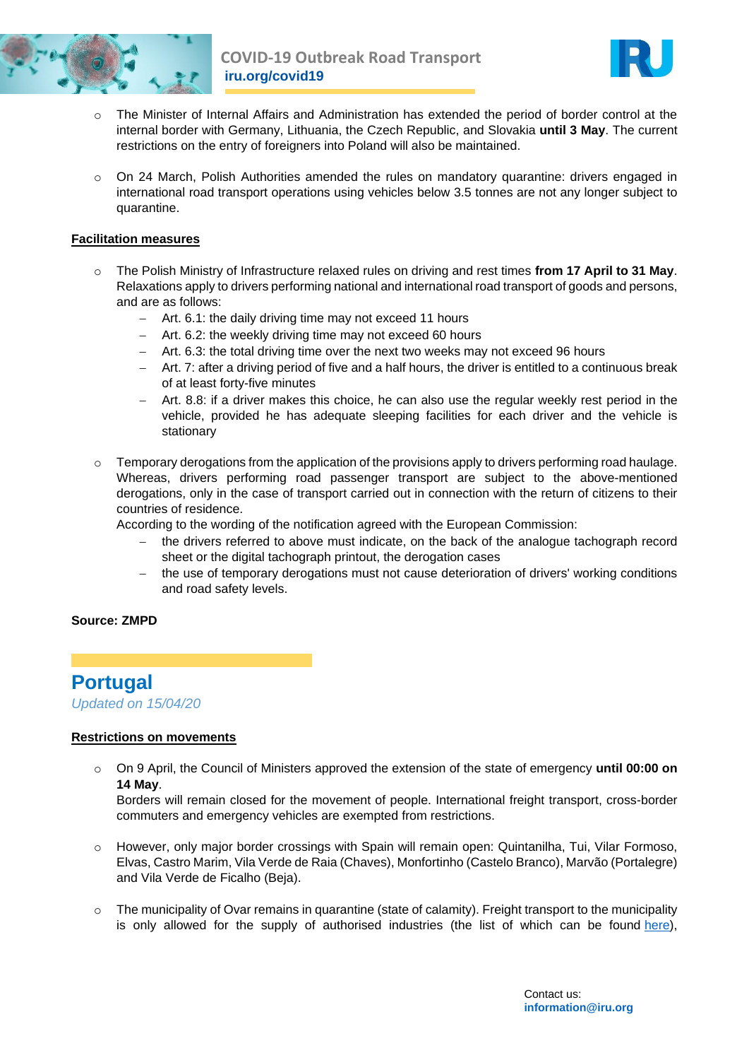- The Minister of Internal Affairs and Administration has extended the period of border control at the internal border with Germany, Lithuania, the Czech Republic, and Slovakia **until 3 May**. The current restrictions on the entry of foreigners into Poland will also be maintained.

- On 24 March, Polish Authorities amended the rules on mandatory quarantine: drivers engaged in international road transport operations using vehicles below 3.5 tonnes are not any longer subject to quarantine.

**Facilitation measures**

- The Polish Ministry of Infrastructure relaxed rules on driving and rest times **from 17 April to 31 May**. Relaxations apply to drivers performing national and international road transport of goods and persons, and are as follows:
  - Art. 6.1: the daily driving time may not exceed 11 hours
  - Art. 6.2: the weekly driving time may not exceed 60 hours
  - Art. 6.3: the total driving time over the next two weeks may not exceed 96 hours
  - Art. 7: after a driving period of five and a half hours, the driver is entitled to a continuous break of at least forty-five minutes
  - Art. 8.8: if a driver makes this choice, he can also use the regular weekly rest period in the vehicle, provided he has adequate sleeping facilities for each driver and the vehicle is stationary

- Temporary derogations from the application of the provisions apply to drivers performing road haulage. Whereas, drivers performing road passenger transport are subject to the above-mentioned derogations, only in the case of transport carried out in connection with the return of citizens to their countries of residence.
  According to the wording of the notification agreed with the European Commission:
  - the drivers referred to above must indicate, on the back of the analogue tachograph record sheet or the digital tachograph printout, the derogation cases
  - the use of temporary derogations must not cause deterioration of drivers' working conditions and road safety levels.

**Source: ZMPD**

## Portugal

*Updated on 15/04/20*

**Restrictions on movements**

- On 9 April, the Council of Ministers approved the extension of the state of emergency **until 00:00 on 14 May**.
  Borders will remain closed for the movement of people. International freight transport, cross-border commuters and emergency vehicles are exempted from restrictions.

- However, only major border crossings with Spain will remain open: Quintanilha, Tui, Vilar Formoso, Elvas, Castro Marim, Vila Verde de Raia (Chaves), Monfortinho (Castelo Branco), Marvão (Portalegre) and Vila Verde de Ficalho (Beja).

- The municipality of Ovar remains in quarantine (state of calamity). Freight transport to the municipality is only allowed for the supply of authorised industries (the list of which can be found here),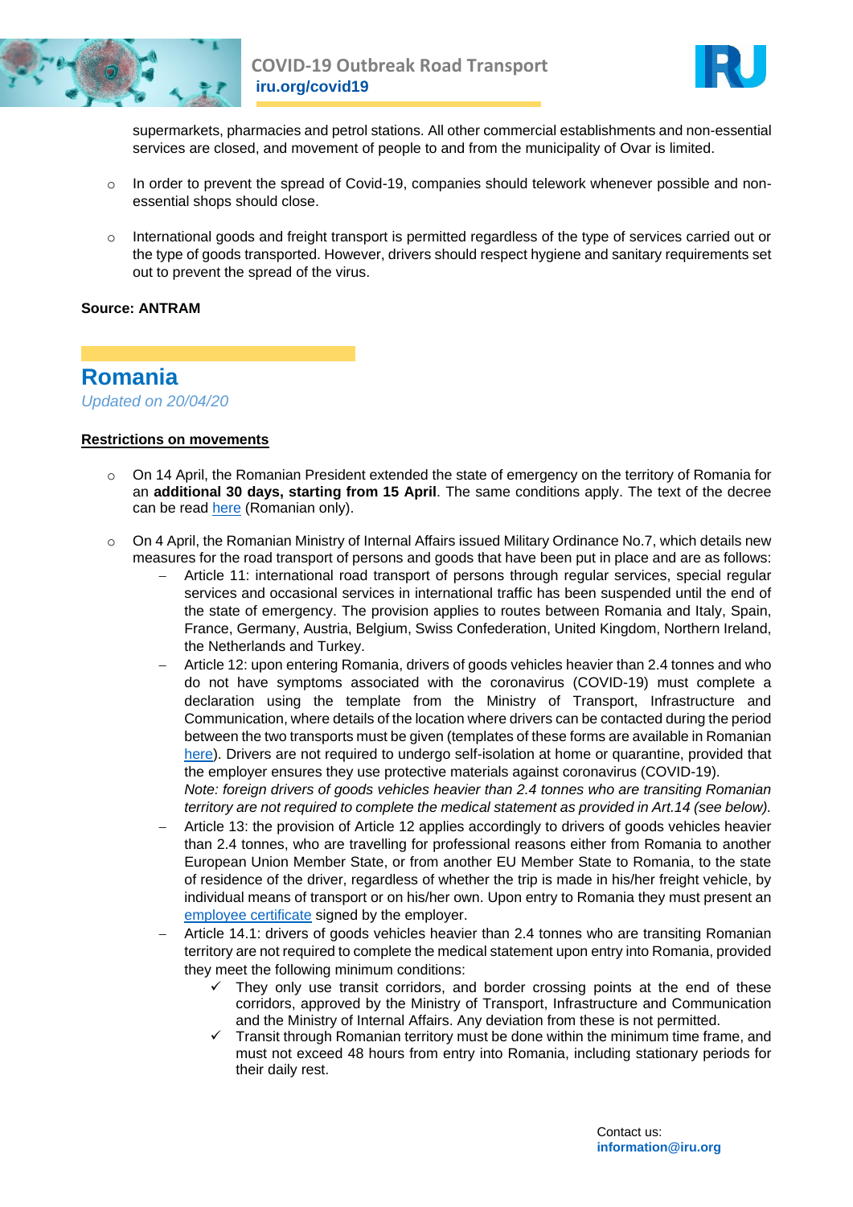supermarkets, pharmacies and petrol stations. All other commercial establishments and non-essential services are closed, and movement of people to and from the municipality of Ovar is limited.

- In order to prevent the spread of Covid-19, companies should telework whenever possible and non-essential shops should close.

- International goods and freight transport is permitted regardless of the type of services carried out or the type of goods transported. However, drivers should respect hygiene and sanitary requirements set out to prevent the spread of the virus.

**Source: ANTRAM**

## Romania

*Updated on 20/04/20*

**Restrictions on movements**

- On 14 April, the Romanian President extended the state of emergency on the territory of Romania for an **additional 30 days, starting from 15 April**. The same conditions apply. The text of the decree can be read here (Romanian only).

- On 4 April, the Romanian Ministry of Internal Affairs issued Military Ordinance No.7, which details new measures for the road transport of persons and goods that have been put in place and are as follows:
  - Article 11: international road transport of persons through regular services, special regular services and occasional services in international traffic has been suspended until the end of the state of emergency. The provision applies to routes between Romania and Italy, Spain, France, Germany, Austria, Belgium, Swiss Confederation, United Kingdom, Northern Ireland, the Netherlands and Turkey.
  - Article 12: upon entering Romania, drivers of goods vehicles heavier than 2.4 tonnes and who do not have symptoms associated with the coronavirus (COVID-19) must complete a declaration using the template from the Ministry of Transport, Infrastructure and Communication, where details of the location where drivers can be contacted during the period between the two transports must be given (templates of these forms are available in Romanian here). Drivers are not required to undergo self-isolation at home or quarantine, provided that the employer ensures they use protective materials against coronavirus (COVID-19).
    *Note: foreign drivers of goods vehicles heavier than 2.4 tonnes who are transiting Romanian territory are not required to complete the medical statement as provided in Art.14 (see below).*
  - Article 13: the provision of Article 12 applies accordingly to drivers of goods vehicles heavier than 2.4 tonnes, who are travelling for professional reasons either from Romania to another European Union Member State, or from another EU Member State to Romania, to the state of residence of the driver, regardless of whether the trip is made in his/her freight vehicle, by individual means of transport or on his/her own. Upon entry to Romania they must present an employee certificate signed by the employer.
  - Article 14.1: drivers of goods vehicles heavier than 2.4 tonnes who are transiting Romanian territory are not required to complete the medical statement upon entry into Romania, provided they meet the following minimum conditions:
    - ✓ They only use transit corridors, and border crossing points at the end of these corridors, approved by the Ministry of Transport, Infrastructure and Communication and the Ministry of Internal Affairs. Any deviation from these is not permitted.
    - ✓ Transit through Romanian territory must be done within the minimum time frame, and must not exceed 48 hours from entry into Romania, including stationary periods for their daily rest.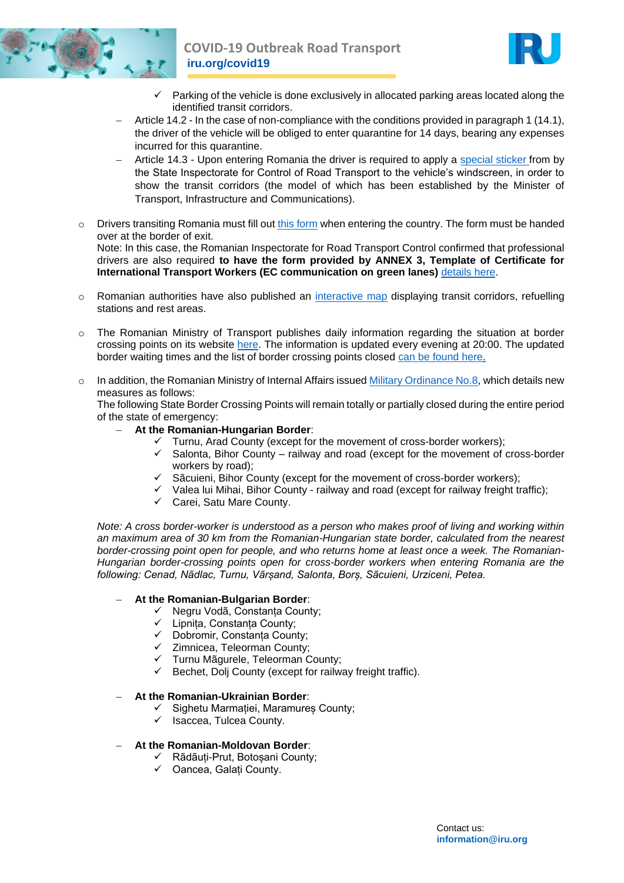- ✓ Parking of the vehicle is done exclusively in allocated parking areas located along the identified transit corridors.
  - – Article 14.2 - In the case of non-compliance with the conditions provided in paragraph 1 (14.1), the driver of the vehicle will be obliged to enter quarantine for 14 days, bearing any expenses incurred for this quarantine.
  - – Article 14.3 - Upon entering Romania the driver is required to apply a special sticker from by the State Inspectorate for Control of Road Transport to the vehicle's windscreen, in order to show the transit corridors (the model of which has been established by the Minister of Transport, Infrastructure and Communications).

- Drivers transiting Romania must fill out this form when entering the country. The form must be handed over at the border of exit.
  Note: In this case, the Romanian Inspectorate for Road Transport Control confirmed that professional drivers are also required **to have the form provided by ANNEX 3, Template of Certificate for International Transport Workers (EC communication on green lanes)** details here.

- Romanian authorities have also published an interactive map displaying transit corridors, refuelling stations and rest areas.

- The Romanian Ministry of Transport publishes daily information regarding the situation at border crossing points on its website here. The information is updated every evening at 20:00. The updated border waiting times and the list of border crossing points closed can be found here.

- In addition, the Romanian Ministry of Internal Affairs issued Military Ordinance No.8, which details new measures as follows:
  The following State Border Crossing Points will remain totally or partially closed during the entire period of the state of emergency:
  - – **At the Romanian-Hungarian Border**:
    - ✓ Turnu, Arad County (except for the movement of cross-border workers);
    - ✓ Salonta, Bihor County – railway and road (except for the movement of cross-border workers by road);
    - ✓ Sãcuieni, Bihor County (except for the movement of cross-border workers);
    - ✓ Valea lui Mihai, Bihor County - railway and road (except for railway freight traffic);
    - ✓ Carei, Satu Mare County.

  *Note: A cross border-worker is understood as a person who makes proof of living and working within an maximum area of 30 km from the Romanian-Hungarian state border, calculated from the nearest border-crossing point open for people, and who returns home at least once a week. The Romanian-Hungarian border-crossing points open for cross-border workers when entering Romania are the following: Cenad, Nădlac, Turnu, Vărșand, Salonta, Borș, Săcuieni, Urziceni, Petea.*

  - – **At the Romanian-Bulgarian Border**:
    - ✓ Negru Vodã, Constanța County;
    - ✓ Lipnița, Constanța County;
    - ✓ Dobromir, Constanța County;
    - ✓ Zimnicea, Teleorman County;
    - ✓ Turnu Mãgurele, Teleorman County;
    - ✓ Bechet, Dolj County (except for railway freight traffic).

  - – **At the Romanian-Ukrainian Border**:
    - ✓ Sighetu Marmației, Maramureș County;
    - ✓ Isaccea, Tulcea County.

  - – **At the Romanian-Moldovan Border**:
    - ✓ Rădăuți-Prut, Botoșani County;
    - ✓ Oancea, Galați County.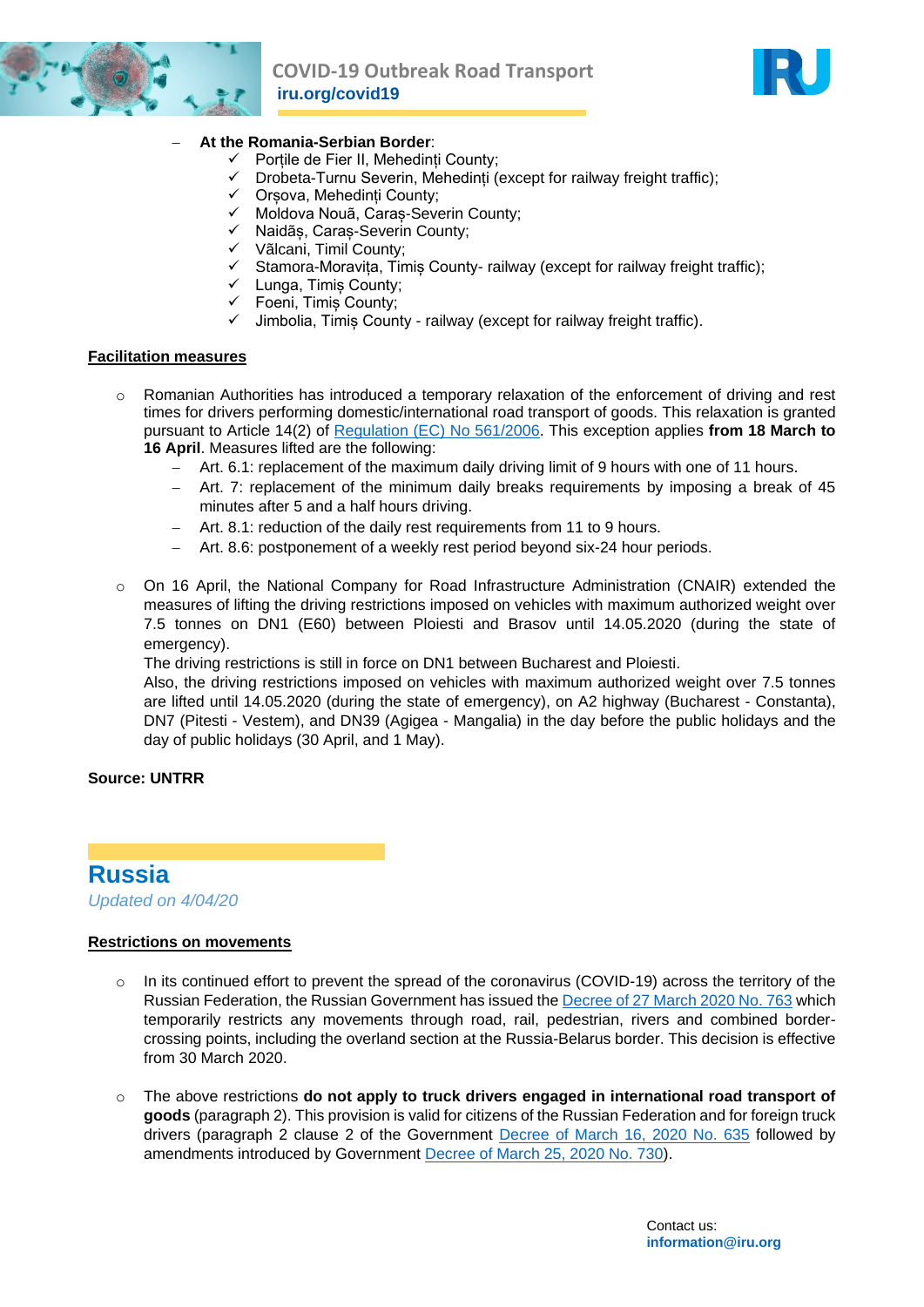- **At the Romania-Serbian Border**:
  - ✓ Porțile de Fier II, Mehedinți County;
  - ✓ Drobeta-Turnu Severin, Mehedinți (except for railway freight traffic);
  - ✓ Orșova, Mehedinți County;
  - ✓ Moldova Nouă, Caraș-Severin County;
  - ✓ Naidăș, Caraș-Severin County;
  - ✓ Vălcani, Timil County;
  - ✓ Stamora-Moravița, Timiș County- railway (except for railway freight traffic);
  - ✓ Lunga, Timiș County;
  - ✓ Foeni, Timiș County;
  - ✓ Jimbolia, Timiș County - railway (except for railway freight traffic).

**Facilitation measures**

- Romanian Authorities has introduced a temporary relaxation of the enforcement of driving and rest times for drivers performing domestic/international road transport of goods. This relaxation is granted pursuant to Article 14(2) of Regulation (EC) No 561/2006. This exception applies **from 18 March to 16 April**. Measures lifted are the following:
  - Art. 6.1: replacement of the maximum daily driving limit of 9 hours with one of 11 hours.
  - Art. 7: replacement of the minimum daily breaks requirements by imposing a break of 45 minutes after 5 and a half hours driving.
  - Art. 8.1: reduction of the daily rest requirements from 11 to 9 hours.
  - Art. 8.6: postponement of a weekly rest period beyond six-24 hour periods.

- On 16 April, the National Company for Road Infrastructure Administration (CNAIR) extended the measures of lifting the driving restrictions imposed on vehicles with maximum authorized weight over 7.5 tonnes on DN1 (E60) between Ploiesti and Brasov until 14.05.2020 (during the state of emergency).
  The driving restrictions is still in force on DN1 between Bucharest and Ploiesti.
  Also, the driving restrictions imposed on vehicles with maximum authorized weight over 7.5 tonnes are lifted until 14.05.2020 (during the state of emergency), on A2 highway (Bucharest - Constanta), DN7 (Pitesti - Vestem), and DN39 (Agigea - Mangalia) in the day before the public holidays and the day of public holidays (30 April, and 1 May).

**Source: UNTRR**

## Russia

*Updated on 4/04/20*

**Restrictions on movements**

- In its continued effort to prevent the spread of the coronavirus (COVID-19) across the territory of the Russian Federation, the Russian Government has issued the Decree of 27 March 2020 No. 763 which temporarily restricts any movements through road, rail, pedestrian, rivers and combined border-crossing points, including the overland section at the Russia-Belarus border. This decision is effective from 30 March 2020.

- The above restrictions **do not apply to truck drivers engaged in international road transport of goods** (paragraph 2). This provision is valid for citizens of the Russian Federation and for foreign truck drivers (paragraph 2 clause 2 of the Government Decree of March 16, 2020 No. 635 followed by amendments introduced by Government Decree of March 25, 2020 No. 730).

Contact us:
**information@iru.org**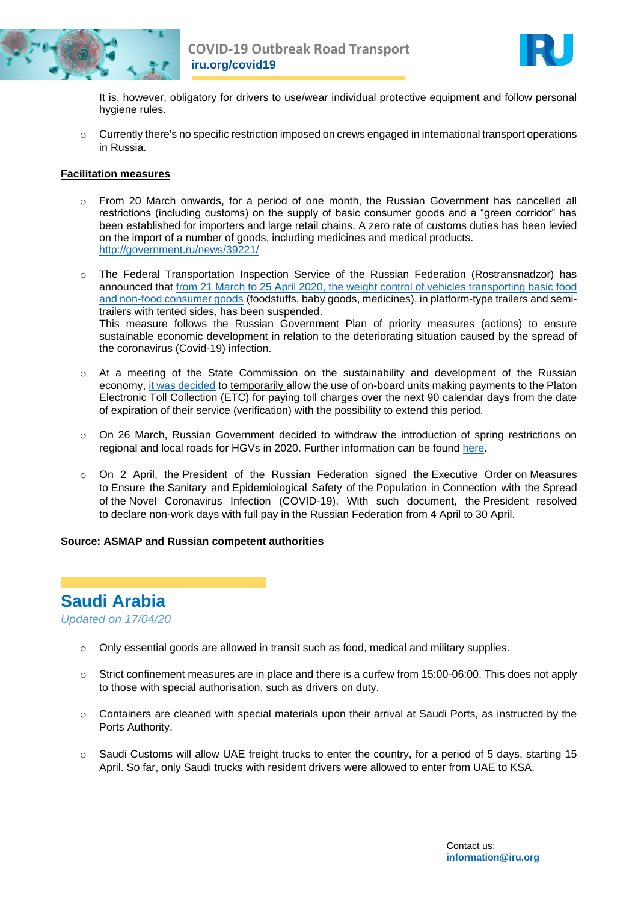It is, however, obligatory for drivers to use/wear individual protective equipment and follow personal hygiene rules.

- Currently there's no specific restriction imposed on crews engaged in international transport operations in Russia.

**Facilitation measures**

- From 20 March onwards, for a period of one month, the Russian Government has cancelled all restrictions (including customs) on the supply of basic consumer goods and a "green corridor" has been established for importers and large retail chains. A zero rate of customs duties has been levied on the import of a number of goods, including medicines and medical products. http://government.ru/news/39221/

- The Federal Transportation Inspection Service of the Russian Federation (Rostransnadzor) has announced that from 21 March to 25 April 2020, the weight control of vehicles transporting basic food and non-food consumer goods (foodstuffs, baby goods, medicines), in platform-type trailers and semi-trailers with tented sides, has been suspended.
  This measure follows the Russian Government Plan of priority measures (actions) to ensure sustainable economic development in relation to the deteriorating situation caused by the spread of the coronavirus (Covid-19) infection.

- At a meeting of the State Commission on the sustainability and development of the Russian economy, it was decided to temporarily allow the use of on-board units making payments to the Platon Electronic Toll Collection (ETC) for paying toll charges over the next 90 calendar days from the date of expiration of their service (verification) with the possibility to extend this period.

- On 26 March, Russian Government decided to withdraw the introduction of spring restrictions on regional and local roads for HGVs in 2020. Further information can be found here.

- On 2 April, the President of the Russian Federation signed the Executive Order on Measures to Ensure the Sanitary and Epidemiological Safety of the Population in Connection with the Spread of the Novel Coronavirus Infection (COVID-19). With such document, the President resolved to declare non-work days with full pay in the Russian Federation from 4 April to 30 April.

**Source: ASMAP and Russian competent authorities**

## Saudi Arabia

*Updated on 17/04/20*

- Only essential goods are allowed in transit such as food, medical and military supplies.

- Strict confinement measures are in place and there is a curfew from 15:00-06:00. This does not apply to those with special authorisation, such as drivers on duty.

- Containers are cleaned with special materials upon their arrival at Saudi Ports, as instructed by the Ports Authority.

- Saudi Customs will allow UAE freight trucks to enter the country, for a period of 5 days, starting 15 April. So far, only Saudi trucks with resident drivers were allowed to enter from UAE to KSA.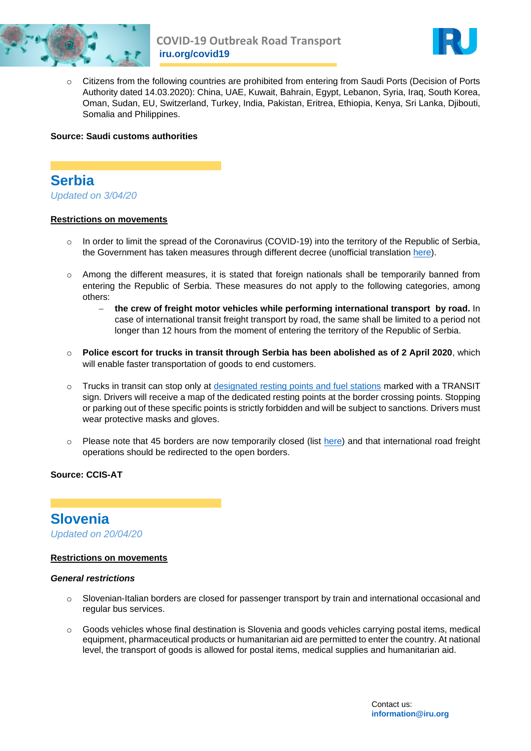- Citizens from the following countries are prohibited from entering from Saudi Ports (Decision of Ports Authority dated 14.03.2020): China, UAE, Kuwait, Bahrain, Egypt, Lebanon, Syria, Iraq, South Korea, Oman, Sudan, EU, Switzerland, Turkey, India, Pakistan, Eritrea, Ethiopia, Kenya, Sri Lanka, Djibouti, Somalia and Philippines.

**Source: Saudi customs authorities**

## Serbia

*Updated on 3/04/20*

**Restrictions on movements**

- In order to limit the spread of the Coronavirus (COVID-19) into the territory of the Republic of Serbia, the Government has taken measures through different decree (unofficial translation here).

- Among the different measures, it is stated that foreign nationals shall be temporarily banned from entering the Republic of Serbia. These measures do not apply to the following categories, among others:
  - **the crew of freight motor vehicles while performing international transport by road.** In case of international transit freight transport by road, the same shall be limited to a period not longer than 12 hours from the moment of entering the territory of the Republic of Serbia.

- **Police escort for trucks in transit through Serbia has been abolished as of 2 April 2020**, which will enable faster transportation of goods to end customers.

- Trucks in transit can stop only at designated resting points and fuel stations marked with a TRANSIT sign. Drivers will receive a map of the dedicated resting points at the border crossing points. Stopping or parking out of these specific points is strictly forbidden and will be subject to sanctions. Drivers must wear protective masks and gloves.

- Please note that 45 borders are now temporarily closed (list here) and that international road freight operations should be redirected to the open borders.

**Source: CCIS-AT**

## Slovenia

*Updated on 20/04/20*

**Restrictions on movements**

***General restrictions***

- Slovenian-Italian borders are closed for passenger transport by train and international occasional and regular bus services.

- Goods vehicles whose final destination is Slovenia and goods vehicles carrying postal items, medical equipment, pharmaceutical products or humanitarian aid are permitted to enter the country. At national level, the transport of goods is allowed for postal items, medical supplies and humanitarian aid.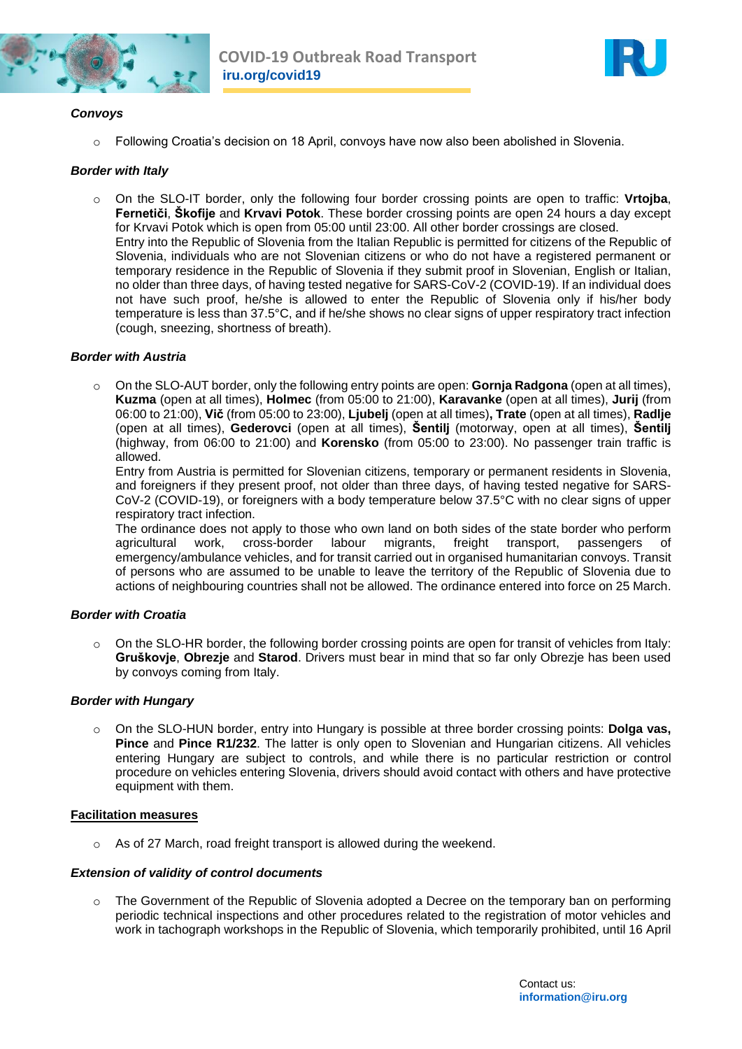***Convoys***

- Following Croatia's decision on 18 April, convoys have now also been abolished in Slovenia.

***Border with Italy***

- On the SLO-IT border, only the following four border crossing points are open to traffic: **Vrtojba**, **Fernetiči**, **Škofije** and **Krvavi Potok**. These border crossing points are open 24 hours a day except for Krvavi Potok which is open from 05:00 until 23:00. All other border crossings are closed.
  Entry into the Republic of Slovenia from the Italian Republic is permitted for citizens of the Republic of Slovenia, individuals who are not Slovenian citizens or who do not have a registered permanent or temporary residence in the Republic of Slovenia if they submit proof in Slovenian, English or Italian, no older than three days, of having tested negative for SARS-CoV-2 (COVID-19). If an individual does not have such proof, he/she is allowed to enter the Republic of Slovenia only if his/her body temperature is less than 37.5°C, and if he/she shows no clear signs of upper respiratory tract infection (cough, sneezing, shortness of breath).

***Border with Austria***

- On the SLO-AUT border, only the following entry points are open: **Gornja Radgona** (open at all times), **Kuzma** (open at all times), **Holmec** (from 05:00 to 21:00), **Karavanke** (open at all times), **Jurij** (from 06:00 to 21:00), **Vič** (from 05:00 to 23:00), **Ljubelj** (open at all times)**, Trate** (open at all times), **Radlje** (open at all times), **Gederovci** (open at all times), **Šentilj** (motorway, open at all times), **Šentilj** (highway, from 06:00 to 21:00) and **Korensko** (from 05:00 to 23:00). No passenger train traffic is allowed.
  Entry from Austria is permitted for Slovenian citizens, temporary or permanent residents in Slovenia, and foreigners if they present proof, not older than three days, of having tested negative for SARS-CoV-2 (COVID-19), or foreigners with a body temperature below 37.5°C with no clear signs of upper respiratory tract infection.
  The ordinance does not apply to those who own land on both sides of the state border who perform agricultural work, cross-border labour migrants, freight transport, passengers of emergency/ambulance vehicles, and for transit carried out in organised humanitarian convoys. Transit of persons who are assumed to be unable to leave the territory of the Republic of Slovenia due to actions of neighbouring countries shall not be allowed. The ordinance entered into force on 25 March.

***Border with Croatia***

- On the SLO-HR border, the following border crossing points are open for transit of vehicles from Italy: **Gruškovje**, **Obrezje** and **Starod**. Drivers must bear in mind that so far only Obrezje has been used by convoys coming from Italy.

***Border with Hungary***

- On the SLO-HUN border, entry into Hungary is possible at three border crossing points: **Dolga vas, Pince** and **Pince R1/232**. The latter is only open to Slovenian and Hungarian citizens. All vehicles entering Hungary are subject to controls, and while there is no particular restriction or control procedure on vehicles entering Slovenia, drivers should avoid contact with others and have protective equipment with them.

**Facilitation measures**

- As of 27 March, road freight transport is allowed during the weekend.

***Extension of validity of control documents***

- The Government of the Republic of Slovenia adopted a Decree on the temporary ban on performing periodic technical inspections and other procedures related to the registration of motor vehicles and work in tachograph workshops in the Republic of Slovenia, which temporarily prohibited, until 16 April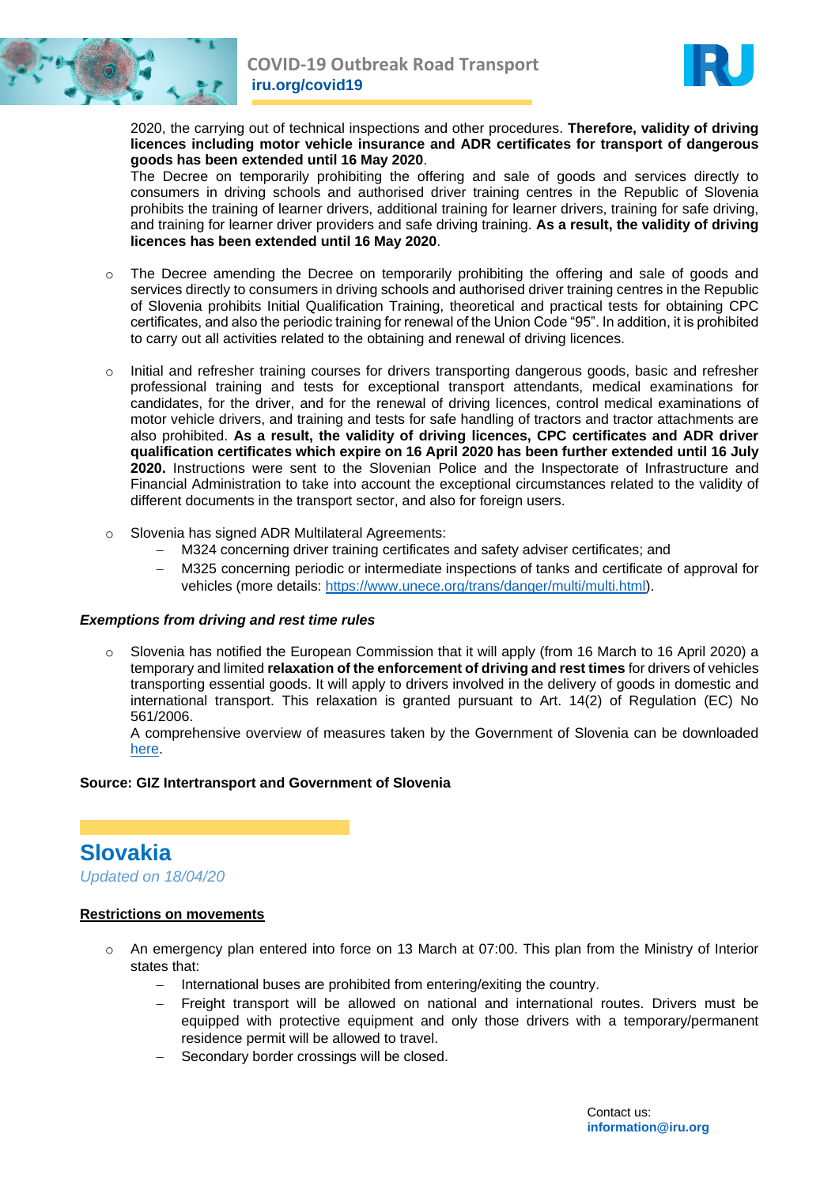2020, the carrying out of technical inspections and other procedures. **Therefore, validity of driving licences including motor vehicle insurance and ADR certificates for transport of dangerous goods has been extended until 16 May 2020**.

The Decree on temporarily prohibiting the offering and sale of goods and services directly to consumers in driving schools and authorised driver training centres in the Republic of Slovenia prohibits the training of learner drivers, additional training for learner drivers, training for safe driving, and training for learner driver providers and safe driving training. **As a result, the validity of driving licences has been extended until 16 May 2020**.

- The Decree amending the Decree on temporarily prohibiting the offering and sale of goods and services directly to consumers in driving schools and authorised driver training centres in the Republic of Slovenia prohibits Initial Qualification Training, theoretical and practical tests for obtaining CPC certificates, and also the periodic training for renewal of the Union Code "95". In addition, it is prohibited to carry out all activities related to the obtaining and renewal of driving licences.

- Initial and refresher training courses for drivers transporting dangerous goods, basic and refresher professional training and tests for exceptional transport attendants, medical examinations for candidates, for the driver, and for the renewal of driving licences, control medical examinations of motor vehicle drivers, and training and tests for safe handling of tractors and tractor attachments are also prohibited. **As a result, the validity of driving licences, CPC certificates and ADR driver qualification certificates which expire on 16 April 2020 has been further extended until 16 July 2020.** Instructions were sent to the Slovenian Police and the Inspectorate of Infrastructure and Financial Administration to take into account the exceptional circumstances related to the validity of different documents in the transport sector, and also for foreign users.

- Slovenia has signed ADR Multilateral Agreements:
  - M324 concerning driver training certificates and safety adviser certificates; and
  - M325 concerning periodic or intermediate inspections of tanks and certificate of approval for vehicles (more details: https://www.unece.org/trans/danger/multi/multi.html).

***Exemptions from driving and rest time rules***

- Slovenia has notified the European Commission that it will apply (from 16 March to 16 April 2020) a temporary and limited **relaxation of the enforcement of driving and rest times** for drivers of vehicles transporting essential goods. It will apply to drivers involved in the delivery of goods in domestic and international transport. This relaxation is granted pursuant to Art. 14(2) of Regulation (EC) No 561/2006.

  A comprehensive overview of measures taken by the Government of Slovenia can be downloaded here.

**Source: GIZ Intertransport and Government of Slovenia**

## Slovakia

*Updated on 18/04/20*

**Restrictions on movements**

- An emergency plan entered into force on 13 March at 07:00. This plan from the Ministry of Interior states that:
  - International buses are prohibited from entering/exiting the country.
  - Freight transport will be allowed on national and international routes. Drivers must be equipped with protective equipment and only those drivers with a temporary/permanent residence permit will be allowed to travel.
  - Secondary border crossings will be closed.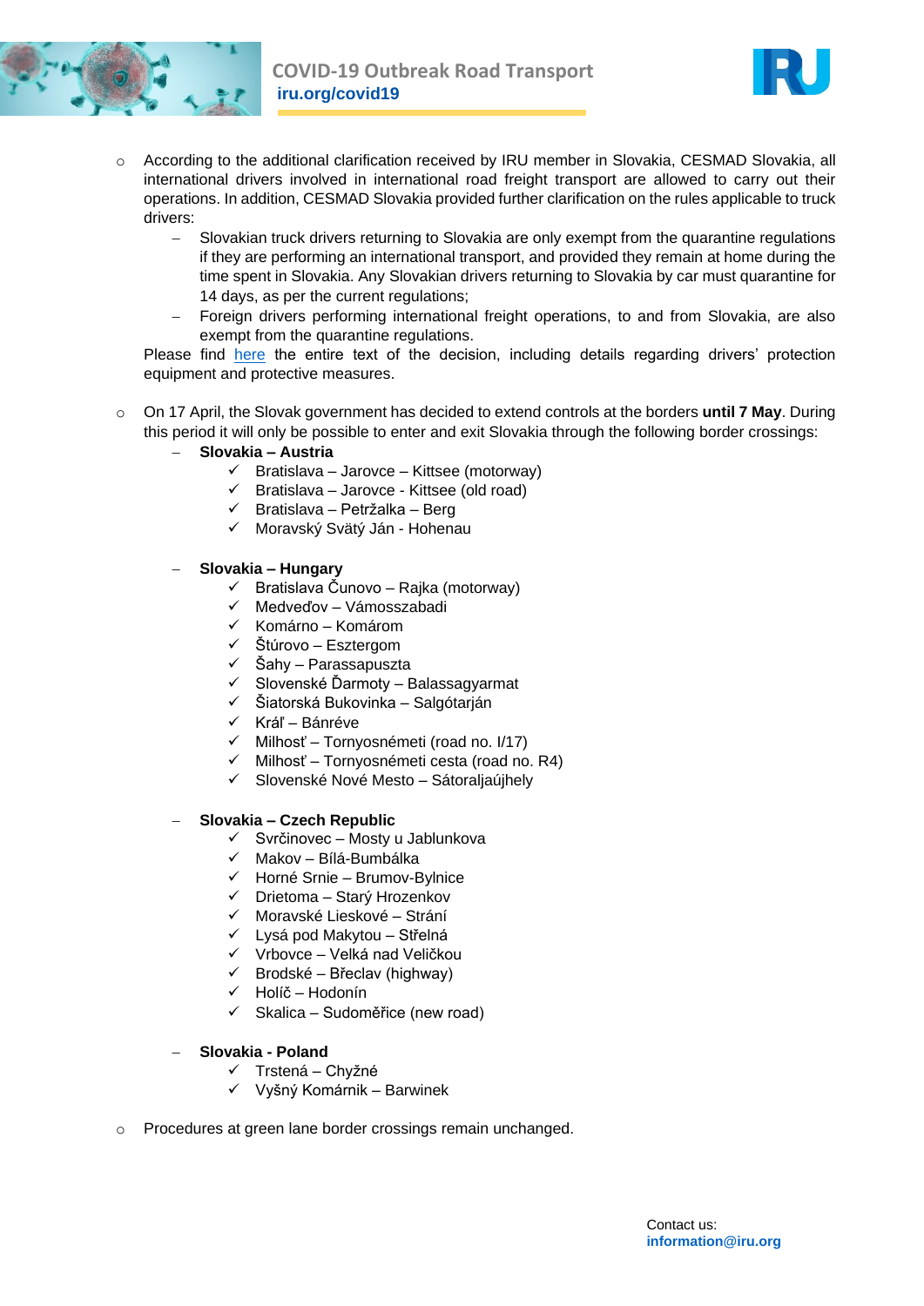- According to the additional clarification received by IRU member in Slovakia, CESMAD Slovakia, all international drivers involved in international road freight transport are allowed to carry out their operations. In addition, CESMAD Slovakia provided further clarification on the rules applicable to truck drivers:
  - Slovakian truck drivers returning to Slovakia are only exempt from the quarantine regulations if they are performing an international transport, and provided they remain at home during the time spent in Slovakia. Any Slovakian drivers returning to Slovakia by car must quarantine for 14 days, as per the current regulations;
  - Foreign drivers performing international freight operations, to and from Slovakia, are also exempt from the quarantine regulations.

  Please find here the entire text of the decision, including details regarding drivers' protection equipment and protective measures.

- On 17 April, the Slovak government has decided to extend controls at the borders **until 7 May**. During this period it will only be possible to enter and exit Slovakia through the following border crossings:
  - **Slovakia – Austria**
    - ✓ Bratislava – Jarovce – Kittsee (motorway)
    - ✓ Bratislava – Jarovce - Kittsee (old road)
    - ✓ Bratislava – Petržalka – Berg
    - ✓ Moravský Svätý Ján - Hohenau
  - **Slovakia – Hungary**
    - ✓ Bratislava Čunovo – Rajka (motorway)
    - ✓ Medveďov – Vámosszabadi
    - ✓ Komárno – Komárom
    - ✓ Štúrovo – Esztergom
    - ✓ Šahy – Parassapuszta
    - ✓ Slovenské Ďarmoty – Balassagyarmat
    - ✓ Šiatorská Bukovinka – Salgótarján
    - ✓ Kráľ – Bánréve
    - ✓ Milhosť – Tornyosnémeti (road no. I/17)
    - ✓ Milhosť – Tornyosnémeti cesta (road no. R4)
    - ✓ Slovenské Nové Mesto – Sátoraljaújhely
  - **Slovakia – Czech Republic**
    - ✓ Svrčinovec – Mosty u Jablunkova
    - ✓ Makov – Bílá-Bumbálka
    - ✓ Horné Srnie – Brumov-Bylnice
    - ✓ Drietoma – Starý Hrozenkov
    - ✓ Moravské Lieskové – Strání
    - ✓ Lysá pod Makytou – Střelná
    - ✓ Vrbovce – Velká nad Veličkou
    - ✓ Brodské – Břeclav (highway)
    - ✓ Holíč – Hodonín
    - ✓ Skalica – Sudoměřice (new road)
  - **Slovakia - Poland**
    - ✓ Trstená – Chyžné
    - ✓ Vyšný Komárnik – Barwinek

- Procedures at green lane border crossings remain unchanged.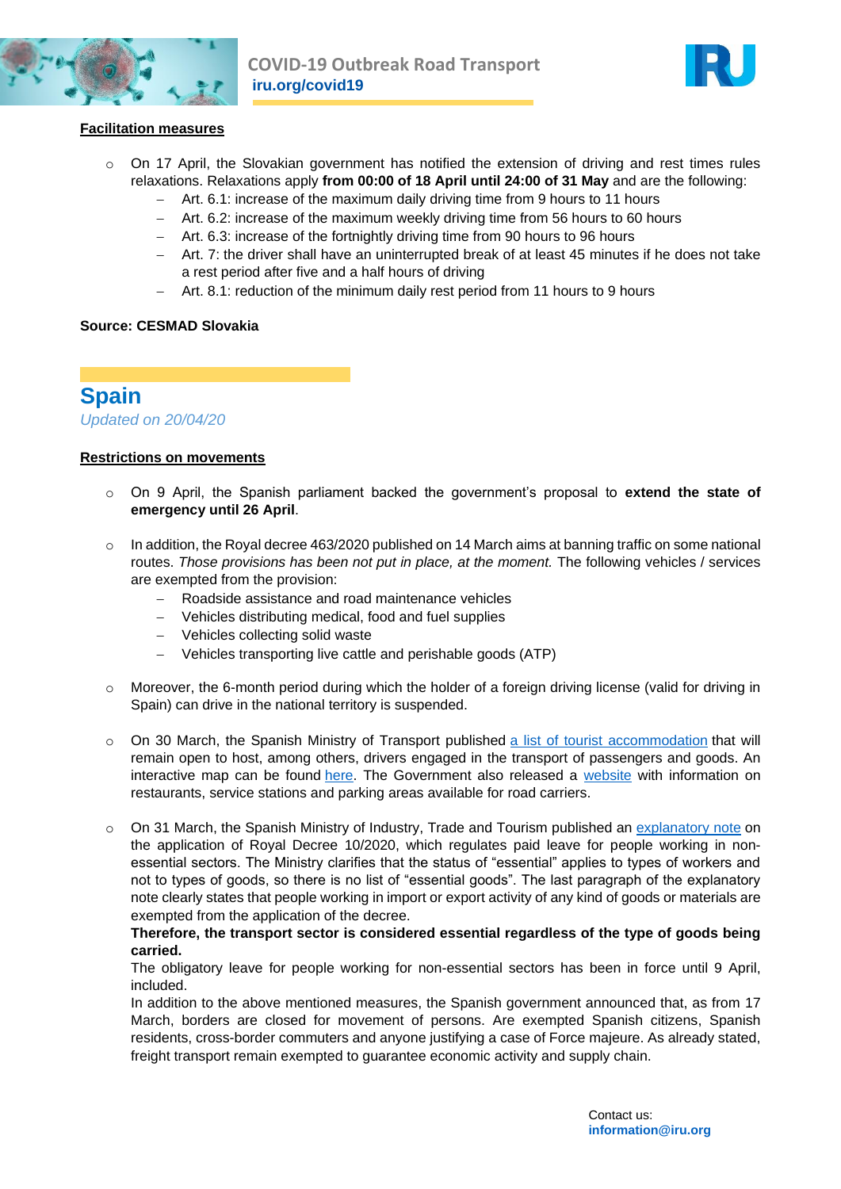**Facilitation measures**

- On 17 April, the Slovakian government has notified the extension of driving and rest times rules relaxations. Relaxations apply **from 00:00 of 18 April until 24:00 of 31 May** and are the following:
  - Art. 6.1: increase of the maximum daily driving time from 9 hours to 11 hours
  - Art. 6.2: increase of the maximum weekly driving time from 56 hours to 60 hours
  - Art. 6.3: increase of the fortnightly driving time from 90 hours to 96 hours
  - Art. 7: the driver shall have an uninterrupted break of at least 45 minutes if he does not take a rest period after five and a half hours of driving
  - Art. 8.1: reduction of the minimum daily rest period from 11 hours to 9 hours

**Source: CESMAD Slovakia**

## Spain

*Updated on 20/04/20*

**Restrictions on movements**

- On 9 April, the Spanish parliament backed the government's proposal to **extend the state of emergency until 26 April**.

- In addition, the Royal decree 463/2020 published on 14 March aims at banning traffic on some national routes. *Those provisions has been not put in place, at the moment.* The following vehicles / services are exempted from the provision:
  - Roadside assistance and road maintenance vehicles
  - Vehicles distributing medical, food and fuel supplies
  - Vehicles collecting solid waste
  - Vehicles transporting live cattle and perishable goods (ATP)

- Moreover, the 6-month period during which the holder of a foreign driving license (valid for driving in Spain) can drive in the national territory is suspended.

- On 30 March, the Spanish Ministry of Transport published a list of tourist accommodation that will remain open to host, among others, drivers engaged in the transport of passengers and goods. An interactive map can be found here. The Government also released a website with information on restaurants, service stations and parking areas available for road carriers.

- On 31 March, the Spanish Ministry of Industry, Trade and Tourism published an explanatory note on the application of Royal Decree 10/2020, which regulates paid leave for people working in non-essential sectors. The Ministry clarifies that the status of "essential" applies to types of workers and not to types of goods, so there is no list of "essential goods". The last paragraph of the explanatory note clearly states that people working in import or export activity of any kind of goods or materials are exempted from the application of the decree.
  **Therefore, the transport sector is considered essential regardless of the type of goods being carried.**
  The obligatory leave for people working for non-essential sectors has been in force until 9 April, included.
  In addition to the above mentioned measures, the Spanish government announced that, as from 17 March, borders are closed for movement of persons. Are exempted Spanish citizens, Spanish residents, cross-border commuters and anyone justifying a case of Force majeure. As already stated, freight transport remain exempted to guarantee economic activity and supply chain.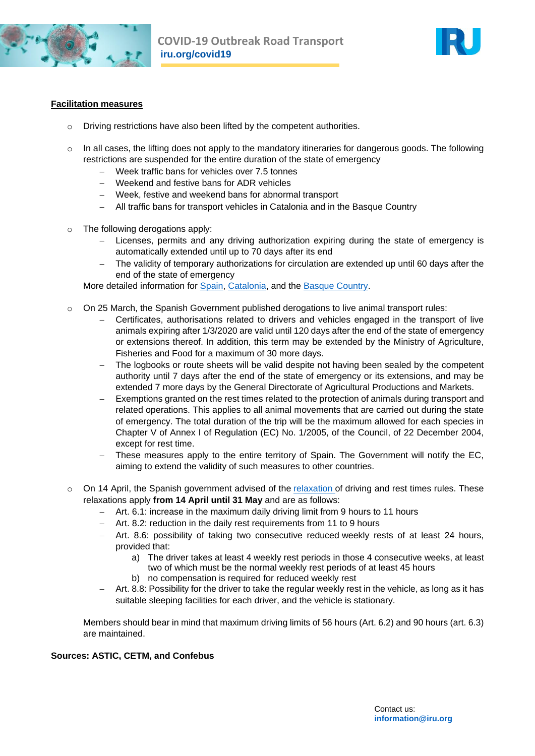**Facilitation measures**

- Driving restrictions have also been lifted by the competent authorities.

- In all cases, the lifting does not apply to the mandatory itineraries for dangerous goods. The following restrictions are suspended for the entire duration of the state of emergency
  - Week traffic bans for vehicles over 7.5 tonnes
  - Weekend and festive bans for ADR vehicles
  - Week, festive and weekend bans for abnormal transport
  - All traffic bans for transport vehicles in Catalonia and in the Basque Country

- The following derogations apply:
  - Licenses, permits and any driving authorization expiring during the state of emergency is automatically extended until up to 70 days after its end
  - The validity of temporary authorizations for circulation are extended up until 60 days after the end of the state of emergency

  More detailed information for Spain, Catalonia, and the Basque Country.

- On 25 March, the Spanish Government published derogations to live animal transport rules:
  - Certificates, authorisations related to drivers and vehicles engaged in the transport of live animals expiring after 1/3/2020 are valid until 120 days after the end of the state of emergency or extensions thereof. In addition, this term may be extended by the Ministry of Agriculture, Fisheries and Food for a maximum of 30 more days.
  - The logbooks or route sheets will be valid despite not having been sealed by the competent authority until 7 days after the end of the state of emergency or its extensions, and may be extended 7 more days by the General Directorate of Agricultural Productions and Markets.
  - Exemptions granted on the rest times related to the protection of animals during transport and related operations. This applies to all animal movements that are carried out during the state of emergency. The total duration of the trip will be the maximum allowed for each species in Chapter V of Annex I of Regulation (EC) No. 1/2005, of the Council, of 22 December 2004, except for rest time.
  - These measures apply to the entire territory of Spain. The Government will notify the EC, aiming to extend the validity of such measures to other countries.

- On 14 April, the Spanish government advised of the relaxation of driving and rest times rules. These relaxations apply **from 14 April until 31 May** and are as follows:
  - Art. 6.1: increase in the maximum daily driving limit from 9 hours to 11 hours
  - Art. 8.2: reduction in the daily rest requirements from 11 to 9 hours
  - Art. 8.6: possibility of taking two consecutive reduced weekly rests of at least 24 hours, provided that:
    a) The driver takes at least 4 weekly rest periods in those 4 consecutive weeks, at least two of which must be the normal weekly rest periods of at least 45 hours
    b) no compensation is required for reduced weekly rest
  - Art. 8.8: Possibility for the driver to take the regular weekly rest in the vehicle, as long as it has suitable sleeping facilities for each driver, and the vehicle is stationary.

  Members should bear in mind that maximum driving limits of 56 hours (Art. 6.2) and 90 hours (art. 6.3) are maintained.

**Sources: ASTIC, CETM, and Confebus**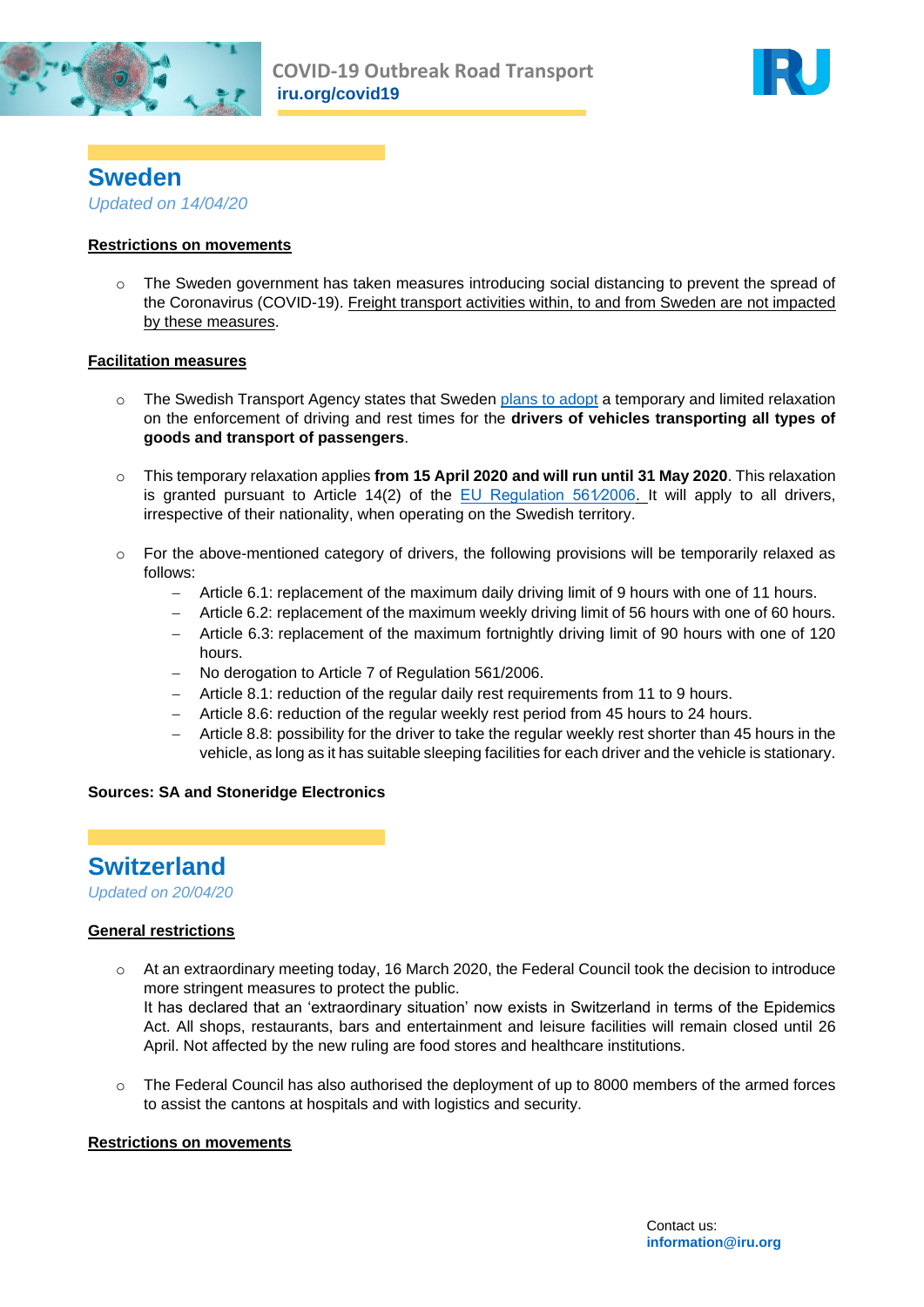## Sweden

*Updated on 14/04/20*

**Restrictions on movements**

- The Sweden government has taken measures introducing social distancing to prevent the spread of the Coronavirus (COVID-19). Freight transport activities within, to and from Sweden are not impacted by these measures.

**Facilitation measures**

- The Swedish Transport Agency states that Sweden plans to adopt a temporary and limited relaxation on the enforcement of driving and rest times for the **drivers of vehicles transporting all types of goods and transport of passengers**.

- This temporary relaxation applies **from 15 April 2020 and will run until 31 May 2020**. This relaxation is granted pursuant to Article 14(2) of the EU Regulation 561/2006. It will apply to all drivers, irrespective of their nationality, when operating on the Swedish territory.

- For the above-mentioned category of drivers, the following provisions will be temporarily relaxed as follows:
  - Article 6.1: replacement of the maximum daily driving limit of 9 hours with one of 11 hours.
  - Article 6.2: replacement of the maximum weekly driving limit of 56 hours with one of 60 hours.
  - Article 6.3: replacement of the maximum fortnightly driving limit of 90 hours with one of 120 hours.
  - No derogation to Article 7 of Regulation 561/2006.
  - Article 8.1: reduction of the regular daily rest requirements from 11 to 9 hours.
  - Article 8.6: reduction of the regular weekly rest period from 45 hours to 24 hours.
  - Article 8.8: possibility for the driver to take the regular weekly rest shorter than 45 hours in the vehicle, as long as it has suitable sleeping facilities for each driver and the vehicle is stationary.

**Sources: SA and Stoneridge Electronics**

## Switzerland

*Updated on 20/04/20*

**General restrictions**

- At an extraordinary meeting today, 16 March 2020, the Federal Council took the decision to introduce more stringent measures to protect the public.
  It has declared that an 'extraordinary situation' now exists in Switzerland in terms of the Epidemics Act. All shops, restaurants, bars and entertainment and leisure facilities will remain closed until 26 April. Not affected by the new ruling are food stores and healthcare institutions.

- The Federal Council has also authorised the deployment of up to 8000 members of the armed forces to assist the cantons at hospitals and with logistics and security.

**Restrictions on movements**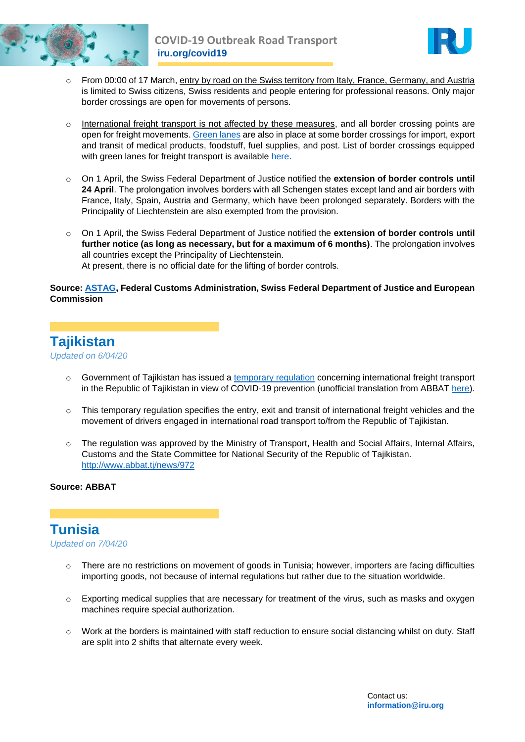- From 00:00 of 17 March, entry by road on the Swiss territory from Italy, France, Germany, and Austria is limited to Swiss citizens, Swiss residents and people entering for professional reasons. Only major border crossings are open for movements of persons.

- International freight transport is not affected by these measures, and all border crossing points are open for freight movements. Green lanes are also in place at some border crossings for import, export and transit of medical products, foodstuff, fuel supplies, and post. List of border crossings equipped with green lanes for freight transport is available here.

- On 1 April, the Swiss Federal Department of Justice notified the **extension of border controls until 24 April**. The prolongation involves borders with all Schengen states except land and air borders with France, Italy, Spain, Austria and Germany, which have been prolonged separately. Borders with the Principality of Liechtenstein are also exempted from the provision.

- On 1 April, the Swiss Federal Department of Justice notified the **extension of border controls until further notice (as long as necessary, but for a maximum of 6 months)**. The prolongation involves all countries except the Principality of Liechtenstein.
  At present, there is no official date for the lifting of border controls.

**Source: ASTAG, Federal Customs Administration, Swiss Federal Department of Justice and European Commission**

## Tajikistan

*Updated on 6/04/20*

- Government of Tajikistan has issued a temporary regulation concerning international freight transport in the Republic of Tajikistan in view of COVID-19 prevention (unofficial translation from ABBAT here).

- This temporary regulation specifies the entry, exit and transit of international freight vehicles and the movement of drivers engaged in international road transport to/from the Republic of Tajikistan.

- The regulation was approved by the Ministry of Transport, Health and Social Affairs, Internal Affairs, Customs and the State Committee for National Security of the Republic of Tajikistan.
  http://www.abbat.tj/news/972

**Source: ABBAT**

## Tunisia

*Updated on 7/04/20*

- There are no restrictions on movement of goods in Tunisia; however, importers are facing difficulties importing goods, not because of internal regulations but rather due to the situation worldwide.

- Exporting medical supplies that are necessary for treatment of the virus, such as masks and oxygen machines require special authorization.

- Work at the borders is maintained with staff reduction to ensure social distancing whilst on duty. Staff are split into 2 shifts that alternate every week.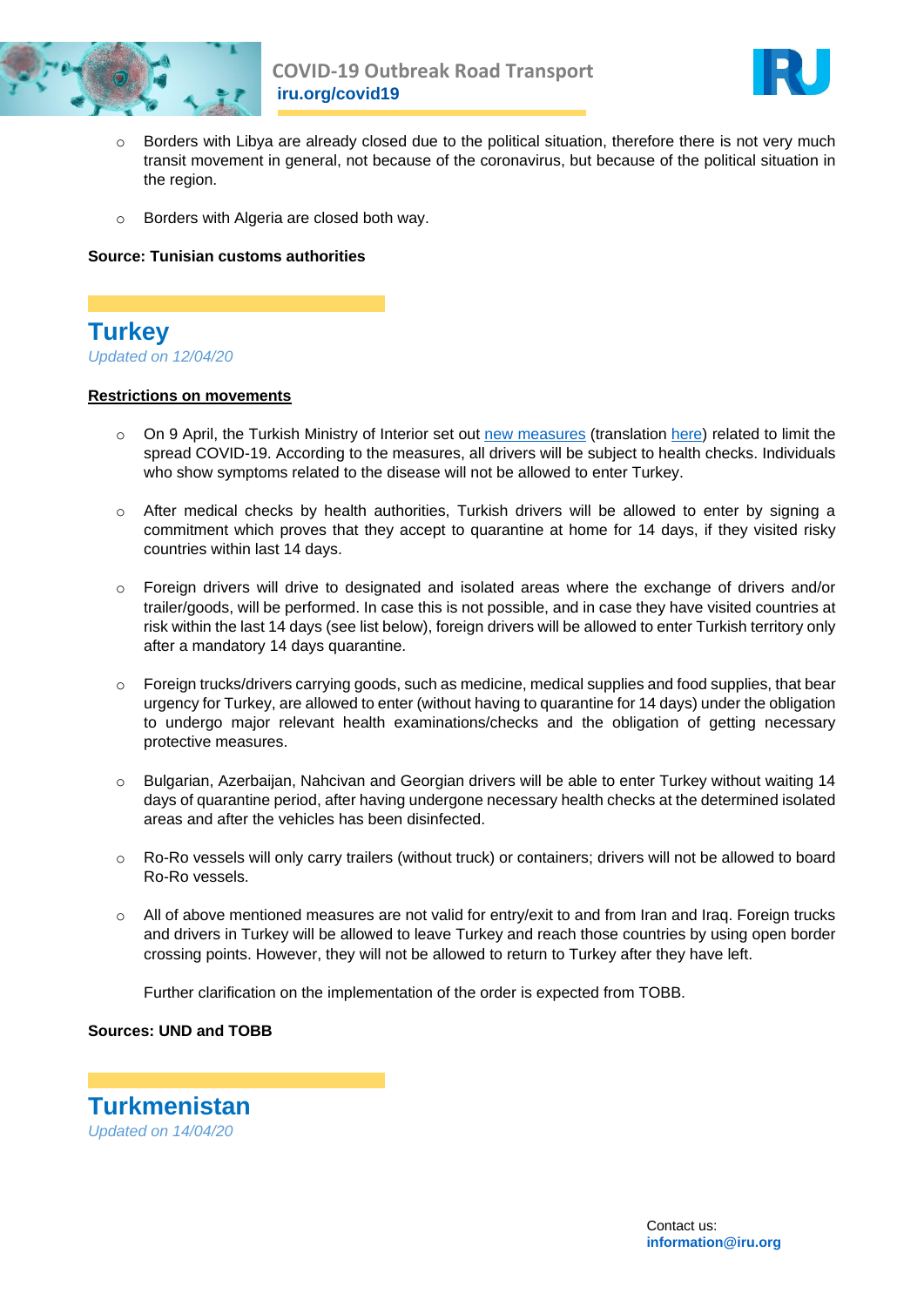- Borders with Libya are already closed due to the political situation, therefore there is not very much transit movement in general, not because of the coronavirus, but because of the political situation in the region.

- Borders with Algeria are closed both way.

**Source: Tunisian customs authorities**

## Turkey

*Updated on 12/04/20*

**Restrictions on movements**

- On 9 April, the Turkish Ministry of Interior set out new measures (translation here) related to limit the spread COVID-19. According to the measures, all drivers will be subject to health checks. Individuals who show symptoms related to the disease will not be allowed to enter Turkey.

- After medical checks by health authorities, Turkish drivers will be allowed to enter by signing a commitment which proves that they accept to quarantine at home for 14 days, if they visited risky countries within last 14 days.

- Foreign drivers will drive to designated and isolated areas where the exchange of drivers and/or trailer/goods, will be performed. In case this is not possible, and in case they have visited countries at risk within the last 14 days (see list below), foreign drivers will be allowed to enter Turkish territory only after a mandatory 14 days quarantine.

- Foreign trucks/drivers carrying goods, such as medicine, medical supplies and food supplies, that bear urgency for Turkey, are allowed to enter (without having to quarantine for 14 days) under the obligation to undergo major relevant health examinations/checks and the obligation of getting necessary protective measures.

- Bulgarian, Azerbaijan, Nahcivan and Georgian drivers will be able to enter Turkey without waiting 14 days of quarantine period, after having undergone necessary health checks at the determined isolated areas and after the vehicles has been disinfected.

- Ro-Ro vessels will only carry trailers (without truck) or containers; drivers will not be allowed to board Ro-Ro vessels.

- All of above mentioned measures are not valid for entry/exit to and from Iran and Iraq. Foreign trucks and drivers in Turkey will be allowed to leave Turkey and reach those countries by using open border crossing points. However, they will not be allowed to return to Turkey after they have left.

  Further clarification on the implementation of the order is expected from TOBB.

**Sources: UND and TOBB**

## Turkmenistan

*Updated on 14/04/20*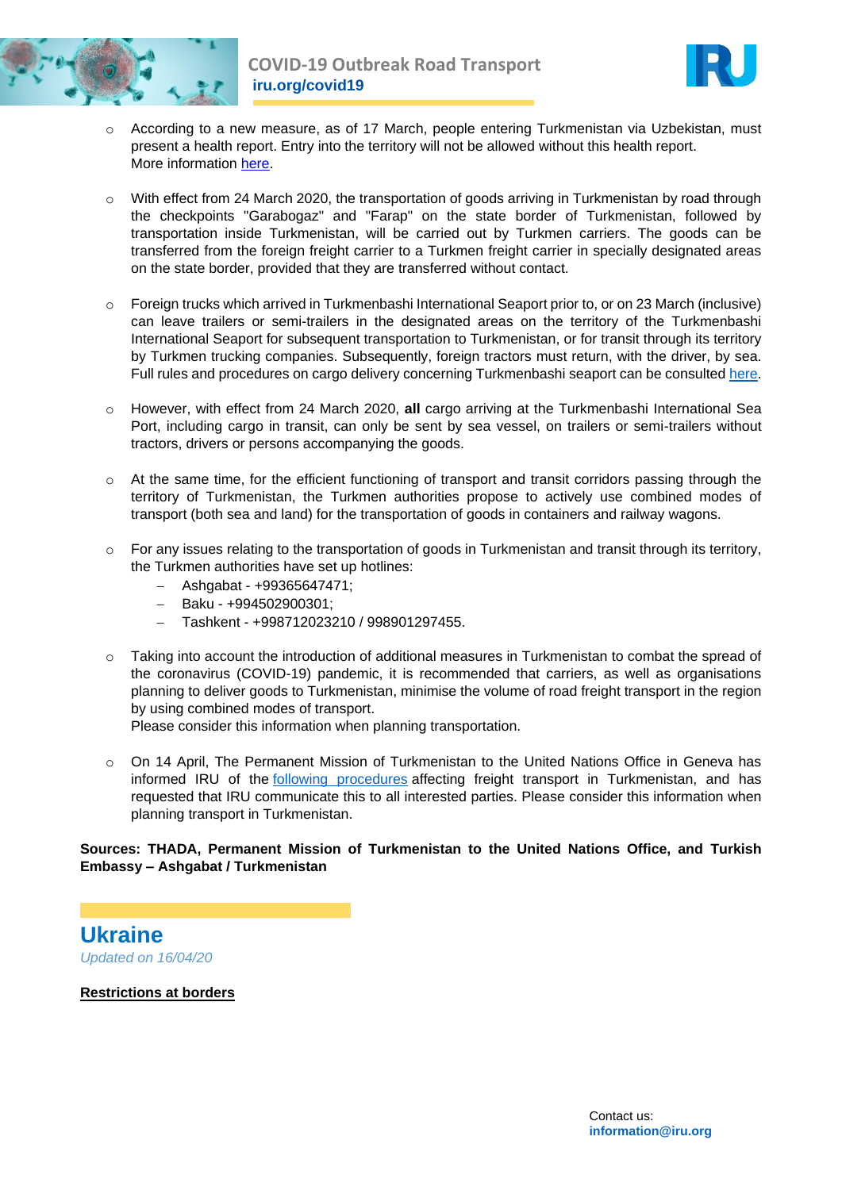- According to a new measure, as of 17 March, people entering Turkmenistan via Uzbekistan, must present a health report. Entry into the territory will not be allowed without this health report. More information here.

- With effect from 24 March 2020, the transportation of goods arriving in Turkmenistan by road through the checkpoints "Garabogaz" and "Farap" on the state border of Turkmenistan, followed by transportation inside Turkmenistan, will be carried out by Turkmen carriers. The goods can be transferred from the foreign freight carrier to a Turkmen freight carrier in specially designated areas on the state border, provided that they are transferred without contact.

- Foreign trucks which arrived in Turkmenbashi International Seaport prior to, or on 23 March (inclusive) can leave trailers or semi-trailers in the designated areas on the territory of the Turkmenbashi International Seaport for subsequent transportation to Turkmenistan, or for transit through its territory by Turkmen trucking companies. Subsequently, foreign tractors must return, with the driver, by sea. Full rules and procedures on cargo delivery concerning Turkmenbashi seaport can be consulted here.

- However, with effect from 24 March 2020, **all** cargo arriving at the Turkmenbashi International Sea Port, including cargo in transit, can only be sent by sea vessel, on trailers or semi-trailers without tractors, drivers or persons accompanying the goods.

- At the same time, for the efficient functioning of transport and transit corridors passing through the territory of Turkmenistan, the Turkmen authorities propose to actively use combined modes of transport (both sea and land) for the transportation of goods in containers and railway wagons.

- For any issues relating to the transportation of goods in Turkmenistan and transit through its territory, the Turkmen authorities have set up hotlines:
  - Ashgabat - +99365647471;
  - Baku - +994502900301;
  - Tashkent - +998712023210 / 998901297455.

- Taking into account the introduction of additional measures in Turkmenistan to combat the spread of the coronavirus (COVID-19) pandemic, it is recommended that carriers, as well as organisations planning to deliver goods to Turkmenistan, minimise the volume of road freight transport in the region by using combined modes of transport.
  Please consider this information when planning transportation.

- On 14 April, The Permanent Mission of Turkmenistan to the United Nations Office in Geneva has informed IRU of the following procedures affecting freight transport in Turkmenistan, and has requested that IRU communicate this to all interested parties. Please consider this information when planning transport in Turkmenistan.

**Sources: THADA, Permanent Mission of Turkmenistan to the United Nations Office, and Turkish Embassy – Ashgabat / Turkmenistan**

## Ukraine

*Updated on 16/04/20*

**Restrictions at borders**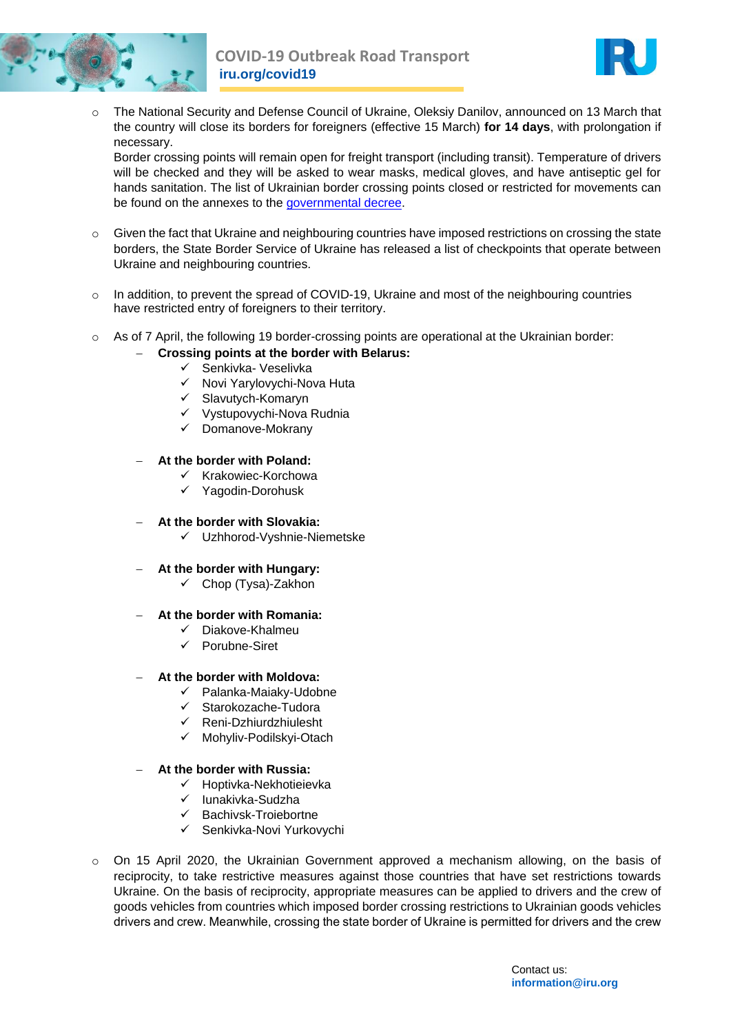- The National Security and Defense Council of Ukraine, Oleksiy Danilov, announced on 13 March that the country will close its borders for foreigners (effective 15 March) **for 14 days**, with prolongation if necessary.
  Border crossing points will remain open for freight transport (including transit). Temperature of drivers will be checked and they will be asked to wear masks, medical gloves, and have antiseptic gel for hands sanitation. The list of Ukrainian border crossing points closed or restricted for movements can be found on the annexes to the governmental decree.

- Given the fact that Ukraine and neighbouring countries have imposed restrictions on crossing the state borders, the State Border Service of Ukraine has released a list of checkpoints that operate between Ukraine and neighbouring countries.

- In addition, to prevent the spread of COVID-19, Ukraine and most of the neighbouring countries have restricted entry of foreigners to their territory.

- As of 7 April, the following 19 border-crossing points are operational at the Ukrainian border:
  - **Crossing points at the border with Belarus:**
    - ✓ Senkivka- Veselivka
    - ✓ Novi Yarylovychi-Nova Huta
    - ✓ Slavutych-Komaryn
    - ✓ Vystupovychi-Nova Rudnia
    - ✓ Domanove-Mokrany
  - **At the border with Poland:**
    - ✓ Krakowiec-Korchowa
    - ✓ Yagodin-Dorohusk
  - **At the border with Slovakia:**
    - ✓ Uzhhorod-Vyshnie-Niemetske
  - **At the border with Hungary:**
    - ✓ Chop (Tysa)-Zakhon
  - **At the border with Romania:**
    - ✓ Diakove-Khalmeu
    - ✓ Porubne-Siret
  - **At the border with Moldova:**
    - ✓ Palanka-Maiaky-Udobne
    - ✓ Starokozache-Tudora
    - ✓ Reni-Dzhiurdzhiulesht
    - ✓ Mohyliv-Podilskyi-Otach
  - **At the border with Russia:**
    - ✓ Hoptivka-Nekhotieievka
    - ✓ Iunakivka-Sudzha
    - ✓ Bachivsk-Troiebortne
    - ✓ Senkivka-Novi Yurkovychi

- On 15 April 2020, the Ukrainian Government approved a mechanism allowing, on the basis of reciprocity, to take restrictive measures against those countries that have set restrictions towards Ukraine. On the basis of reciprocity, appropriate measures can be applied to drivers and the crew of goods vehicles from countries which imposed border crossing restrictions to Ukrainian goods vehicles drivers and crew. Meanwhile, crossing the state border of Ukraine is permitted for drivers and the crew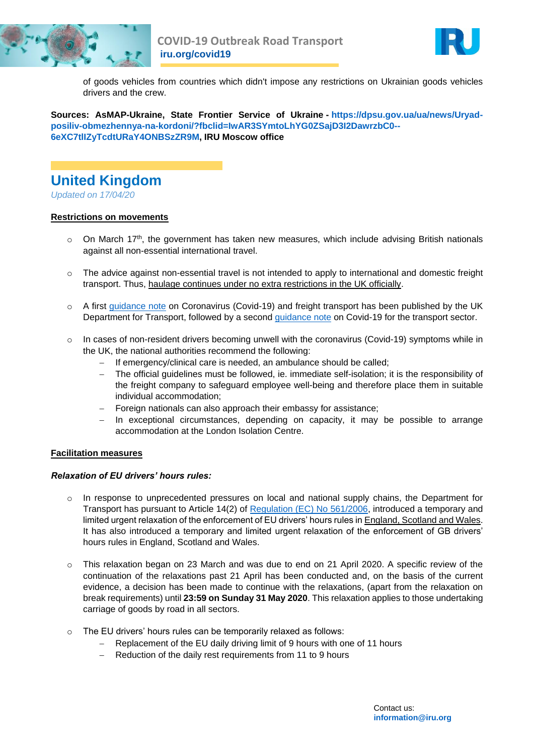of goods vehicles from countries which didn't impose any restrictions on Ukrainian goods vehicles drivers and the crew.

**Sources: AsMAP-Ukraine, State Frontier Service of Ukraine - https://dpsu.gov.ua/ua/news/Uryad-posiliv-obmezhennya-na-kordoni/?fbclid=IwAR3SYmtoLhYG0ZSajD3I2DawrzbC0--6eXC7tlIZyTcdtURaY4ONBSzZR9M, IRU Moscow office**

## United Kingdom

*Updated on 17/04/20*

**Restrictions on movements**

- On March 17th, the government has taken new measures, which include advising British nationals against all non-essential international travel.
- The advice against non-essential travel is not intended to apply to international and domestic freight transport. Thus, haulage continues under no extra restrictions in the UK officially.
- A first guidance note on Coronavirus (Covid-19) and freight transport has been published by the UK Department for Transport, followed by a second guidance note on Covid-19 for the transport sector.
- In cases of non-resident drivers becoming unwell with the coronavirus (Covid-19) symptoms while in the UK, the national authorities recommend the following:
  - If emergency/clinical care is needed, an ambulance should be called;
  - The official guidelines must be followed, ie. immediate self-isolation; it is the responsibility of the freight company to safeguard employee well-being and therefore place them in suitable individual accommodation;
  - Foreign nationals can also approach their embassy for assistance;
  - In exceptional circumstances, depending on capacity, it may be possible to arrange accommodation at the London Isolation Centre.

**Facilitation measures**

***Relaxation of EU drivers' hours rules:***

- In response to unprecedented pressures on local and national supply chains, the Department for Transport has pursuant to Article 14(2) of Regulation (EC) No 561/2006, introduced a temporary and limited urgent relaxation of the enforcement of EU drivers' hours rules in England, Scotland and Wales. It has also introduced a temporary and limited urgent relaxation of the enforcement of GB drivers' hours rules in England, Scotland and Wales.
- This relaxation began on 23 March and was due to end on 21 April 2020. A specific review of the continuation of the relaxations past 21 April has been conducted and, on the basis of the current evidence, a decision has been made to continue with the relaxations, (apart from the relaxation on break requirements) until **23:59 on Sunday 31 May 2020**. This relaxation applies to those undertaking carriage of goods by road in all sectors.
- The EU drivers' hours rules can be temporarily relaxed as follows:
  - Replacement of the EU daily driving limit of 9 hours with one of 11 hours
  - Reduction of the daily rest requirements from 11 to 9 hours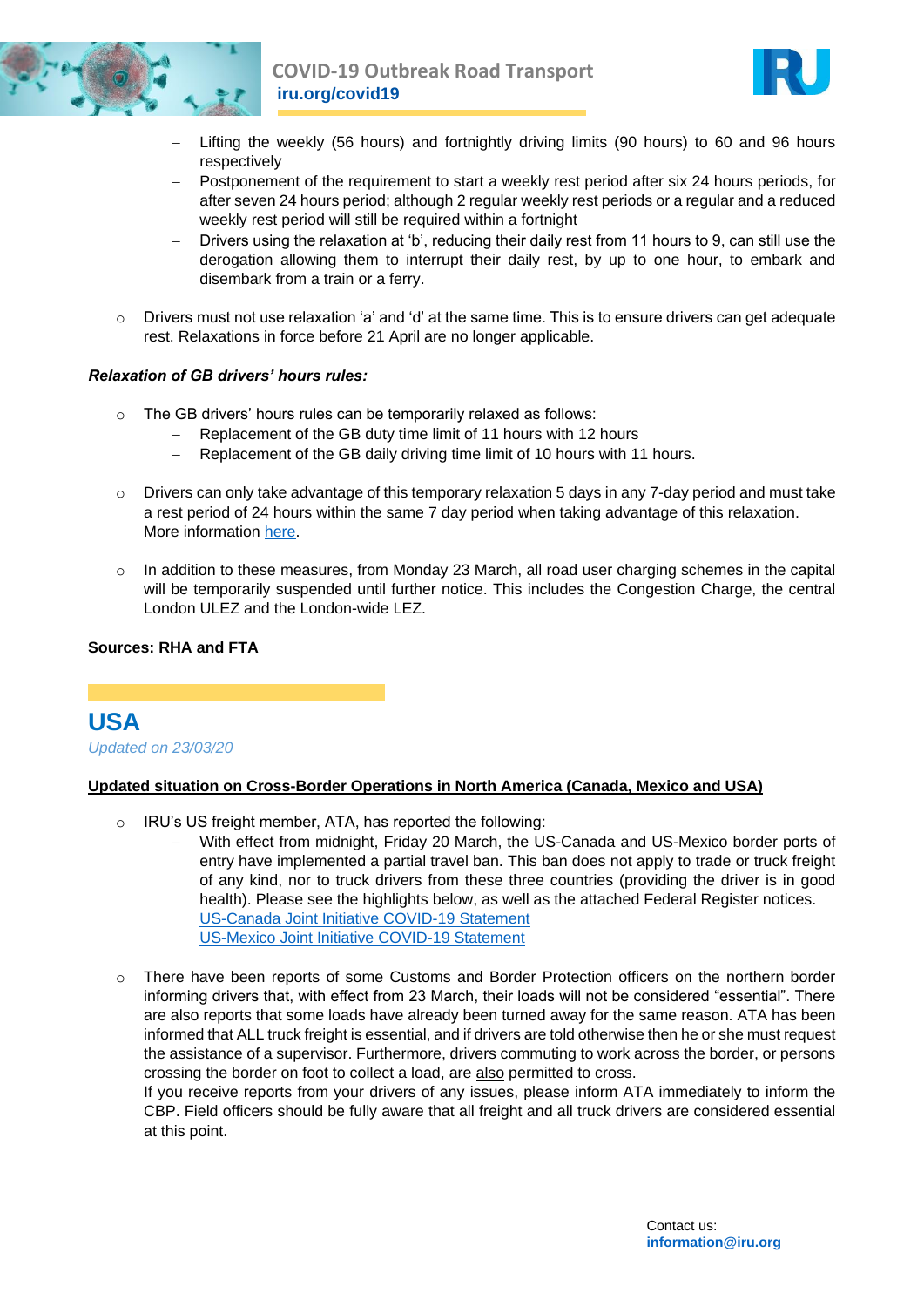- Lifting the weekly (56 hours) and fortnightly driving limits (90 hours) to 60 and 96 hours respectively
- Postponement of the requirement to start a weekly rest period after six 24 hours periods, for after seven 24 hours period; although 2 regular weekly rest periods or a regular and a reduced weekly rest period will still be required within a fortnight
- Drivers using the relaxation at 'b', reducing their daily rest from 11 hours to 9, can still use the derogation allowing them to interrupt their daily rest, by up to one hour, to embark and disembark from a train or a ferry.

- Drivers must not use relaxation 'a' and 'd' at the same time. This is to ensure drivers can get adequate rest. Relaxations in force before 21 April are no longer applicable.

***Relaxation of GB drivers' hours rules:***

- The GB drivers' hours rules can be temporarily relaxed as follows:
  - Replacement of the GB duty time limit of 11 hours with 12 hours
  - Replacement of the GB daily driving time limit of 10 hours with 11 hours.

- Drivers can only take advantage of this temporary relaxation 5 days in any 7-day period and must take a rest period of 24 hours within the same 7 day period when taking advantage of this relaxation. More information here.

- In addition to these measures, from Monday 23 March, all road user charging schemes in the capital will be temporarily suspended until further notice. This includes the Congestion Charge, the central London ULEZ and the London-wide LEZ.

**Sources: RHA and FTA**

## USA

*Updated on 23/03/20*

**Updated situation on Cross-Border Operations in North America (Canada, Mexico and USA)**

- IRU's US freight member, ATA, has reported the following:
  - With effect from midnight, Friday 20 March, the US-Canada and US-Mexico border ports of entry have implemented a partial travel ban. This ban does not apply to trade or truck freight of any kind, nor to truck drivers from these three countries (providing the driver is in good health). Please see the highlights below, as well as the attached Federal Register notices.
    US-Canada Joint Initiative COVID-19 Statement
    US-Mexico Joint Initiative COVID-19 Statement

- There have been reports of some Customs and Border Protection officers on the northern border informing drivers that, with effect from 23 March, their loads will not be considered "essential". There are also reports that some loads have already been turned away for the same reason. ATA has been informed that ALL truck freight is essential, and if drivers are told otherwise then he or she must request the assistance of a supervisor. Furthermore, drivers commuting to work across the border, or persons crossing the border on foot to collect a load, are also permitted to cross.
  If you receive reports from your drivers of any issues, please inform ATA immediately to inform the CBP. Field officers should be fully aware that all freight and all truck drivers are considered essential at this point.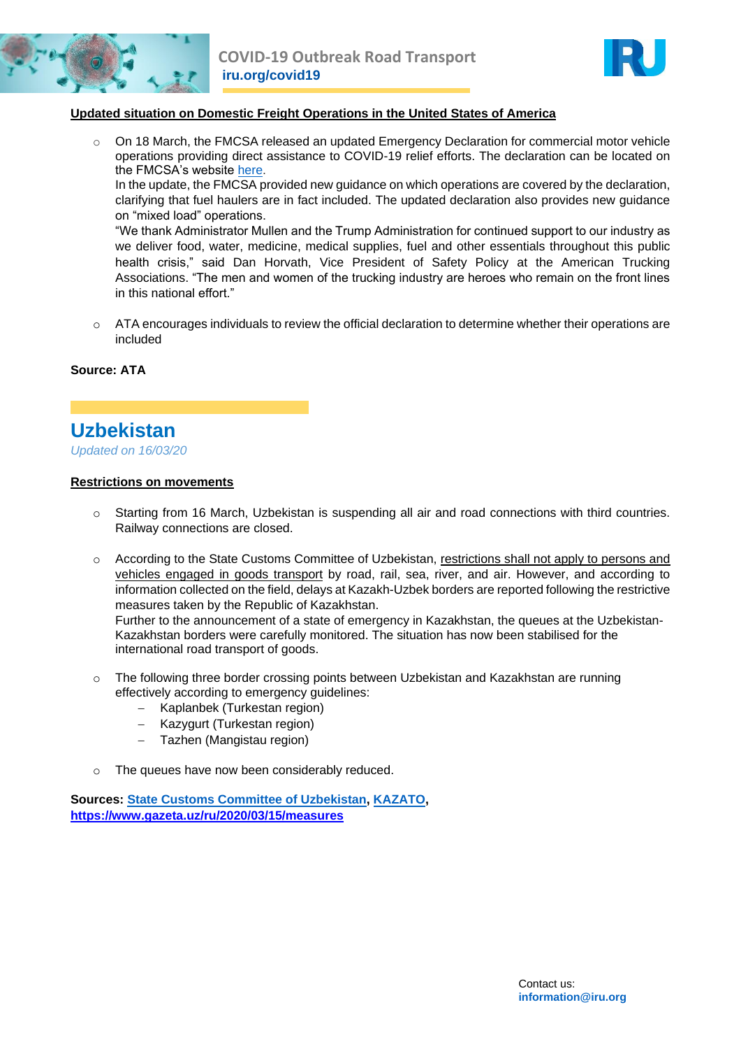**Updated situation on Domestic Freight Operations in the United States of America**

- On 18 March, the FMCSA released an updated Emergency Declaration for commercial motor vehicle operations providing direct assistance to COVID-19 relief efforts. The declaration can be located on the FMCSA's website here.
  In the update, the FMCSA provided new guidance on which operations are covered by the declaration, clarifying that fuel haulers are in fact included. The updated declaration also provides new guidance on "mixed load" operations.
  "We thank Administrator Mullen and the Trump Administration for continued support to our industry as we deliver food, water, medicine, medical supplies, fuel and other essentials throughout this public health crisis," said Dan Horvath, Vice President of Safety Policy at the American Trucking Associations. "The men and women of the trucking industry are heroes who remain on the front lines in this national effort."

- ATA encourages individuals to review the official declaration to determine whether their operations are included

**Source: ATA**

## Uzbekistan

*Updated on 16/03/20*

**Restrictions on movements**

- Starting from 16 March, Uzbekistan is suspending all air and road connections with third countries. Railway connections are closed.

- According to the State Customs Committee of Uzbekistan, restrictions shall not apply to persons and vehicles engaged in goods transport by road, rail, sea, river, and air. However, and according to information collected on the field, delays at Kazakh-Uzbek borders are reported following the restrictive measures taken by the Republic of Kazakhstan.
  Further to the announcement of a state of emergency in Kazakhstan, the queues at the Uzbekistan-Kazakhstan borders were carefully monitored. The situation has now been stabilised for the international road transport of goods.

- The following three border crossing points between Uzbekistan and Kazakhstan are running effectively according to emergency guidelines:
  - Kaplanbek (Turkestan region)
  - Kazygurt (Turkestan region)
  - Tazhen (Mangistau region)

- The queues have now been considerably reduced.

**Sources: State Customs Committee of Uzbekistan, KAZATO, https://www.gazeta.uz/ru/2020/03/15/measures**